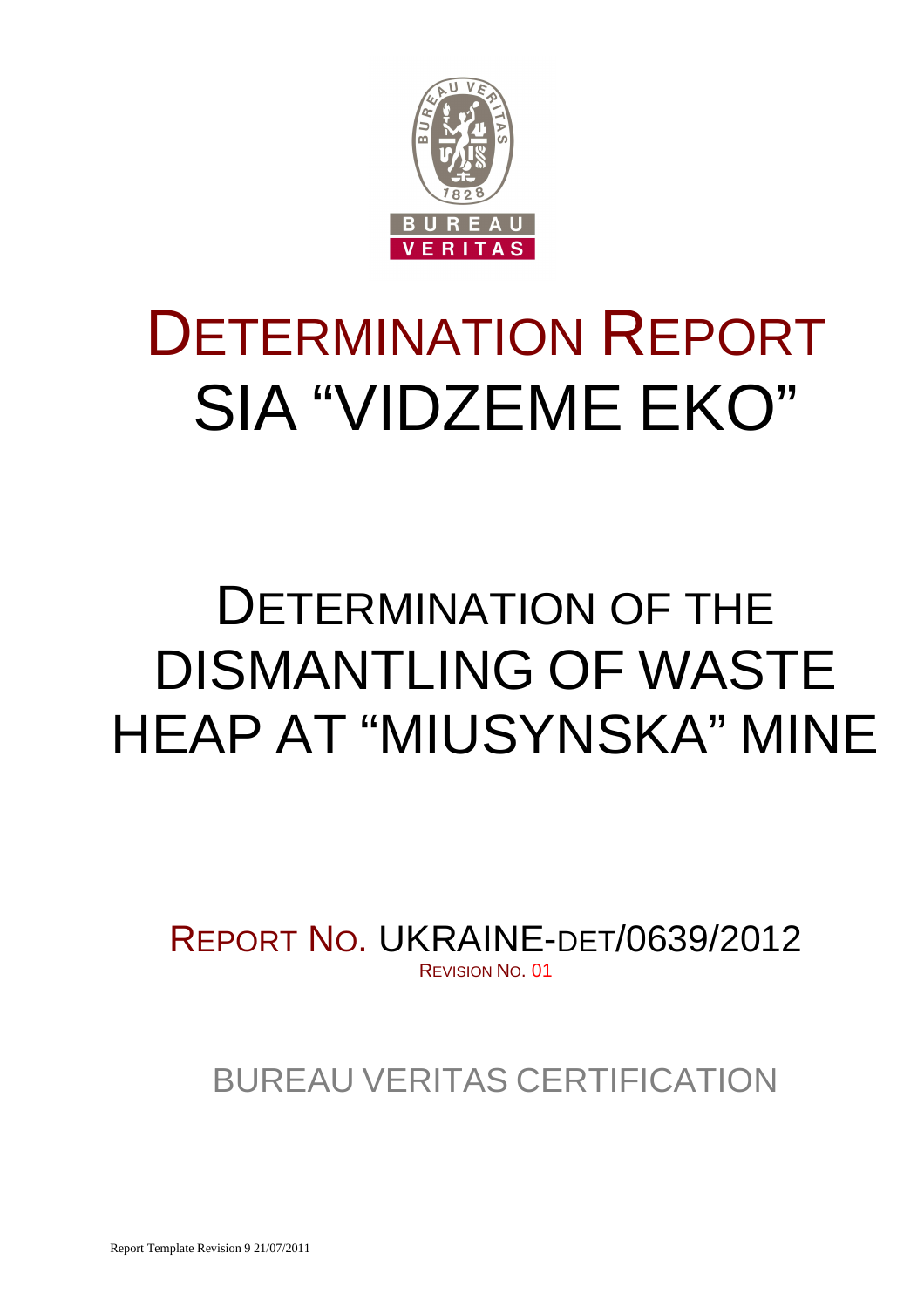# DETERMINATION REPORT
# SIA "VIDZEME EKO"

# DETERMINATION OF THE DISMANTLING OF WASTE HEAP AT "MIUSYNSKA" MINE

REPORT NO. UKRAINE-DET/0639/2012
REVISION NO. 01

BUREAU VERITAS CERTIFICATION

Report Template Revision 9 21/07/2011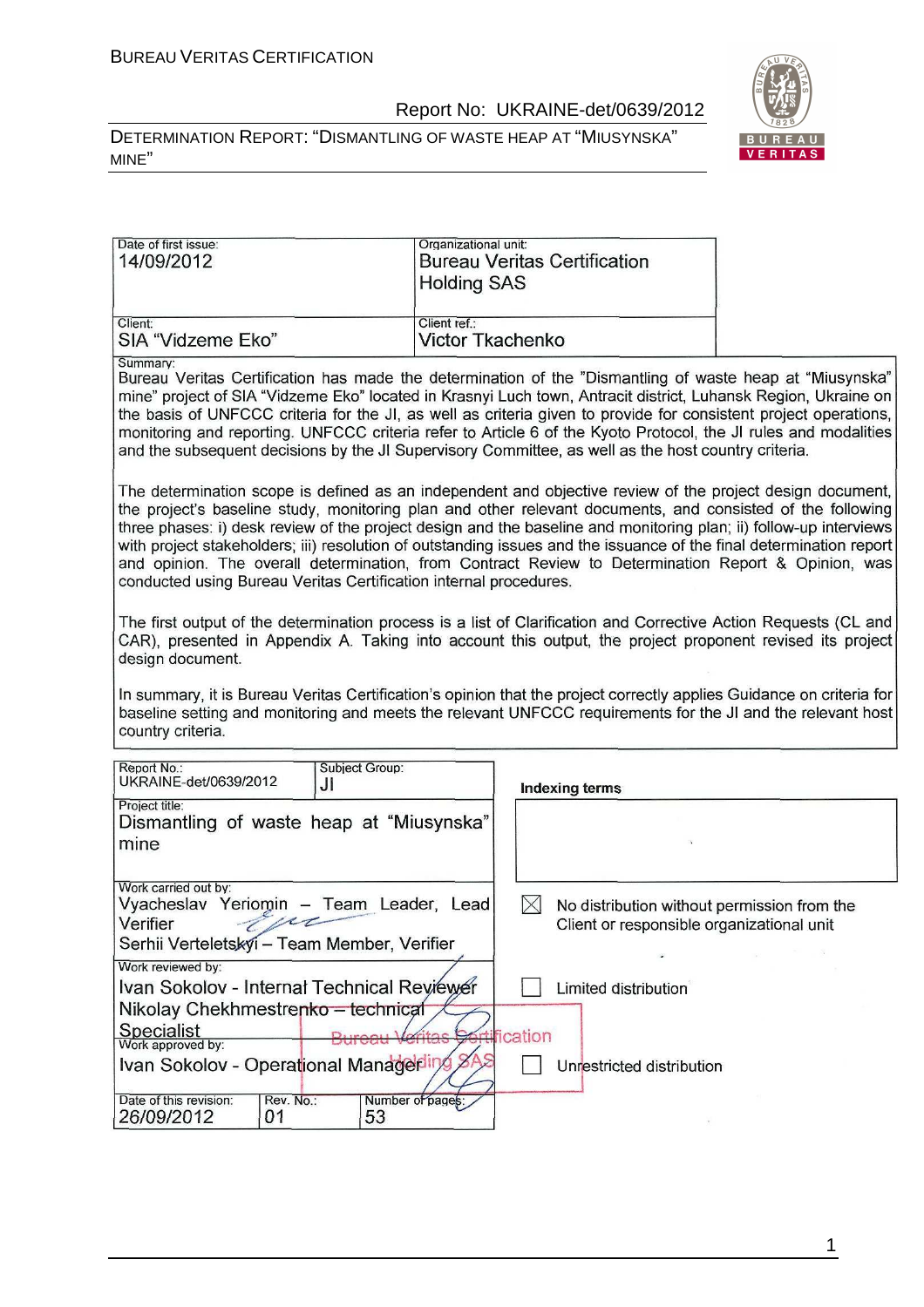| Date of first issue: 14/09/2012 | Organizational unit: Bureau Veritas Certification Holding SAS |
|---|---|
| Client: SIA "Vidzeme Eko" | Client ref.: Victor Tkachenko |

Summary:

Bureau Veritas Certification has made the determination of the "Dismantling of waste heap at "Miusynska" mine" project of SIA "Vidzeme Eko" located in Krasnyi Luch town, Antracit district, Luhansk Region, Ukraine on the basis of UNFCCC criteria for the JI, as well as criteria given to provide for consistent project operations, monitoring and reporting. UNFCCC criteria refer to Article 6 of the Kyoto Protocol, the JI rules and modalities and the subsequent decisions by the JI Supervisory Committee, as well as the host country criteria.

The determination scope is defined as an independent and objective review of the project design document, the project's baseline study, monitoring plan and other relevant documents, and consisted of the following three phases: i) desk review of the project design and the baseline and monitoring plan; ii) follow-up interviews with project stakeholders; iii) resolution of outstanding issues and the issuance of the final determination report and opinion. The overall determination, from Contract Review to Determination Report & Opinion, was conducted using Bureau Veritas Certification internal procedures.

The first output of the determination process is a list of Clarification and Corrective Action Requests (CL and CAR), presented in Appendix A. Taking into account this output, the project proponent revised its project design document.

In summary, it is Bureau Veritas Certification's opinion that the project correctly applies Guidance on criteria for baseline setting and monitoring and meets the relevant UNFCCC requirements for the JI and the relevant host country criteria.

| Report No.: UKRAINE-det/0639/2012 | Subject Group: JI | Indexing terms |
|---|---|---|
| Project title: Dismantling of waste heap at "Miusynska" mine | | |
| Work carried out by: Vyacheslav Yeriomin – Team Leader, Lead Verifier; Serhii Verteletskyi – Team Member, Verifier | | ☒ No distribution without permission from the Client or responsible organizational unit |
| Work reviewed by: Ivan Sokolov - Internal Technical Reviewer; Nikolay Chekhmestrenko – technical Specialist | | ☐ Limited distribution |
| Work approved by: Ivan Sokolov - Operational Manager | | ☐ Unrestricted distribution |
| Date of this revision: 26/09/2012 | Rev. No.: 01 | Number of pages: 53 |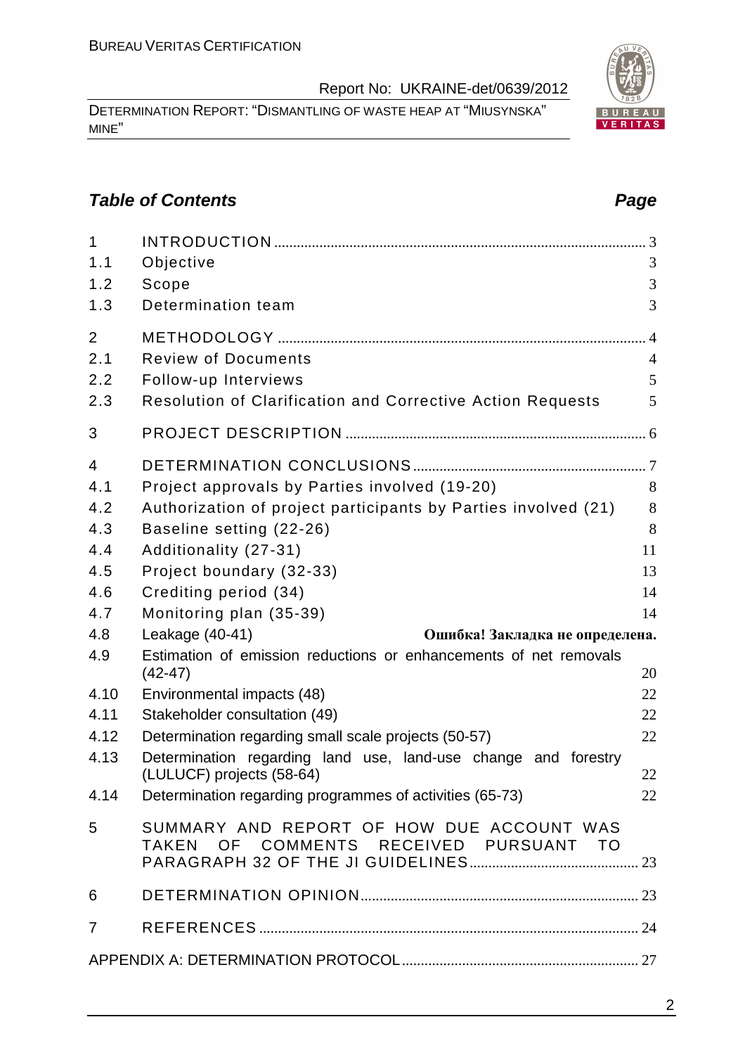## *Table of Contents* *Page*

| | | |
|---|---|---|
| 1 | INTRODUCTION | 3 |
| 1.1 | Objective | 3 |
| 1.2 | Scope | 3 |
| 1.3 | Determination team | 3 |
| 2 | METHODOLOGY | 4 |
| 2.1 | Review of Documents | 4 |
| 2.2 | Follow-up Interviews | 5 |
| 2.3 | Resolution of Clarification and Corrective Action Requests | 5 |
| 3 | PROJECT DESCRIPTION | 6 |
| 4 | DETERMINATION CONCLUSIONS | 7 |
| 4.1 | Project approvals by Parties involved (19-20) | 8 |
| 4.2 | Authorization of project participants by Parties involved (21) | 8 |
| 4.3 | Baseline setting (22-26) | 8 |
| 4.4 | Additionality (27-31) | 11 |
| 4.5 | Project boundary (32-33) | 13 |
| 4.6 | Crediting period (34) | 14 |
| 4.7 | Monitoring plan (35-39) | 14 |
| 4.8 | Leakage (40-41) | **Ошибка! Закладка не определена.** |
| 4.9 | Estimation of emission reductions or enhancements of net removals (42-47) | 20 |
| 4.10 | Environmental impacts (48) | 22 |
| 4.11 | Stakeholder consultation (49) | 22 |
| 4.12 | Determination regarding small scale projects (50-57) | 22 |
| 4.13 | Determination regarding land use, land-use change and forestry (LULUCF) projects (58-64) | 22 |
| 4.14 | Determination regarding programmes of activities (65-73) | 22 |
| 5 | SUMMARY AND REPORT OF HOW DUE ACCOUNT WAS TAKEN OF COMMENTS RECEIVED PURSUANT TO PARAGRAPH 32 OF THE JI GUIDELINES | 23 |
| 6 | DETERMINATION OPINION | 23 |
| 7 | REFERENCES | 24 |
| | APPENDIX A: DETERMINATION PROTOCOL | 27 |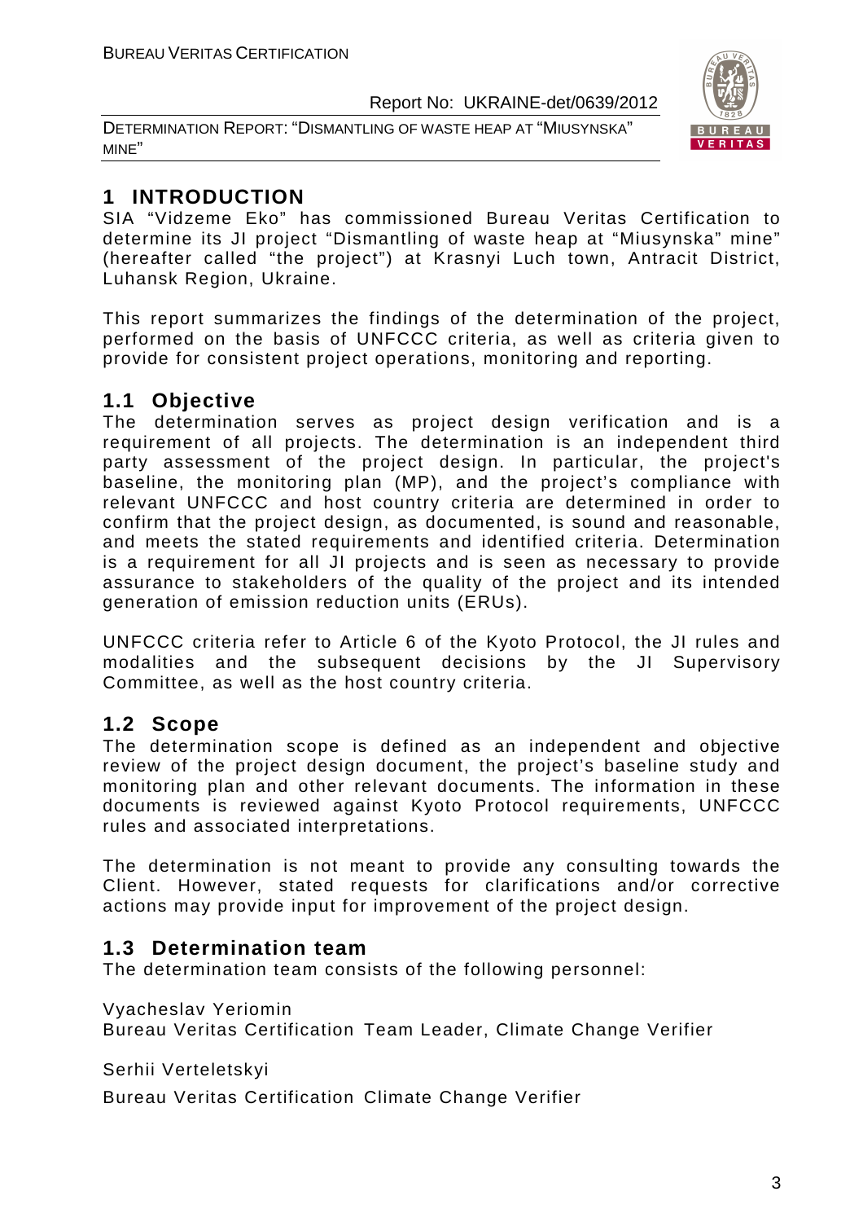# 1 INTRODUCTION

SIA "Vidzeme Eko" has commissioned Bureau Veritas Certification to determine its JI project "Dismantling of waste heap at "Miusynska" mine" (hereafter called "the project") at Krasnyi Luch town, Antracit District, Luhansk Region, Ukraine.

This report summarizes the findings of the determination of the project, performed on the basis of UNFCCC criteria, as well as criteria given to provide for consistent project operations, monitoring and reporting.

## 1.1 Objective

The determination serves as project design verification and is a requirement of all projects. The determination is an independent third party assessment of the project design. In particular, the project's baseline, the monitoring plan (MP), and the project's compliance with relevant UNFCCC and host country criteria are determined in order to confirm that the project design, as documented, is sound and reasonable, and meets the stated requirements and identified criteria. Determination is a requirement for all JI projects and is seen as necessary to provide assurance to stakeholders of the quality of the project and its intended generation of emission reduction units (ERUs).

UNFCCC criteria refer to Article 6 of the Kyoto Protocol, the JI rules and modalities and the subsequent decisions by the JI Supervisory Committee, as well as the host country criteria.

## 1.2 Scope

The determination scope is defined as an independent and objective review of the project design document, the project's baseline study and monitoring plan and other relevant documents. The information in these documents is reviewed against Kyoto Protocol requirements, UNFCCC rules and associated interpretations.

The determination is not meant to provide any consulting towards the Client. However, stated requests for clarifications and/or corrective actions may provide input for improvement of the project design.

## 1.3 Determination team

The determination team consists of the following personnel:

Vyacheslav Yeriomin
Bureau Veritas Certification Team Leader, Climate Change Verifier

Serhii Verteletskyi
Bureau Veritas Certification Climate Change Verifier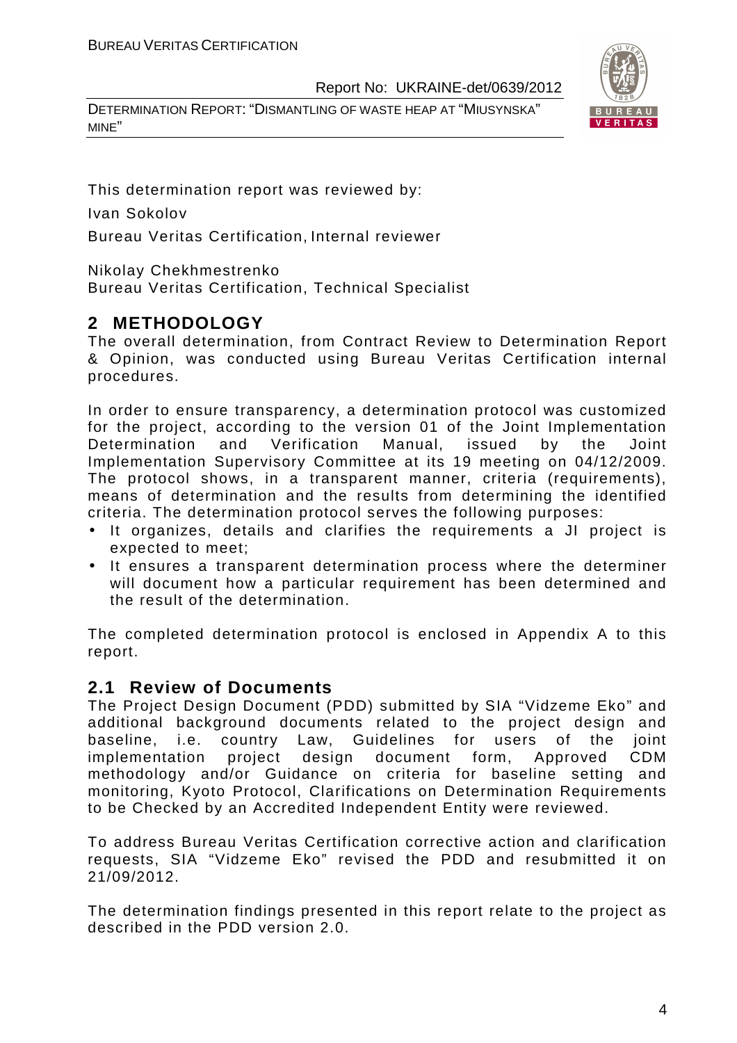This determination report was reviewed by:

Ivan Sokolov

Bureau Veritas Certification, Internal reviewer

Nikolay Chekhmestrenko
Bureau Veritas Certification, Technical Specialist

## 2 METHODOLOGY

The overall determination, from Contract Review to Determination Report & Opinion, was conducted using Bureau Veritas Certification internal procedures.

In order to ensure transparency, a determination protocol was customized for the project, according to the version 01 of the Joint Implementation Determination and Verification Manual, issued by the Joint Implementation Supervisory Committee at its 19 meeting on 04/12/2009. The protocol shows, in a transparent manner, criteria (requirements), means of determination and the results from determining the identified criteria. The determination protocol serves the following purposes:

- It organizes, details and clarifies the requirements a JI project is expected to meet;
- It ensures a transparent determination process where the determiner will document how a particular requirement has been determined and the result of the determination.

The completed determination protocol is enclosed in Appendix A to this report.

### 2.1 Review of Documents

The Project Design Document (PDD) submitted by SIA "Vidzeme Eko" and additional background documents related to the project design and baseline, i.e. country Law, Guidelines for users of the joint implementation project design document form, Approved CDM methodology and/or Guidance on criteria for baseline setting and monitoring, Kyoto Protocol, Clarifications on Determination Requirements to be Checked by an Accredited Independent Entity were reviewed.

To address Bureau Veritas Certification corrective action and clarification requests, SIA "Vidzeme Eko" revised the PDD and resubmitted it on 21/09/2012.

The determination findings presented in this report relate to the project as described in the PDD version 2.0.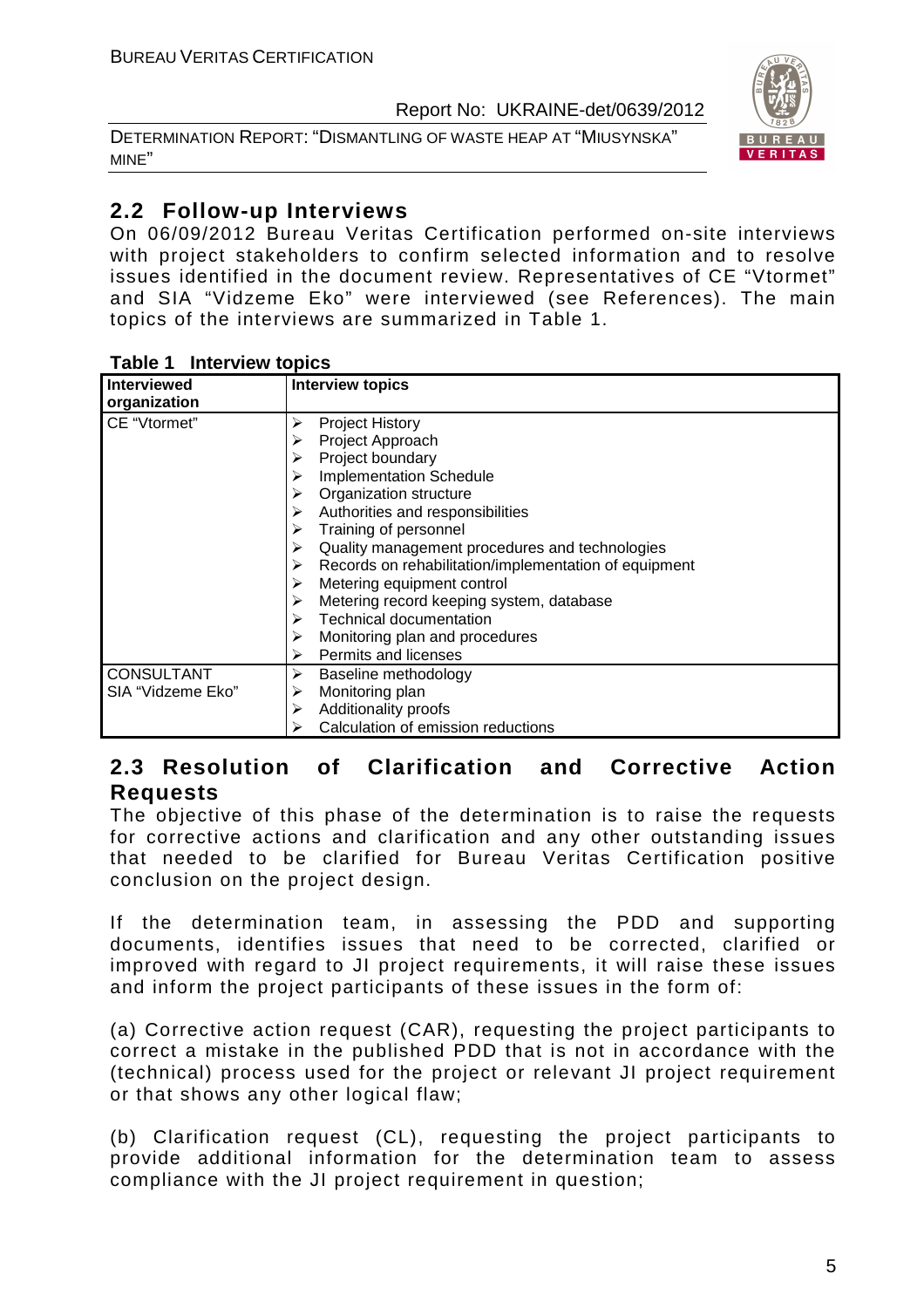## 2.2 Follow-up Interviews

On 06/09/2012 Bureau Veritas Certification performed on-site interviews with project stakeholders to confirm selected information and to resolve issues identified in the document review. Representatives of CE "Vtormet" and SIA "Vidzeme Eko" were interviewed (see References). The main topics of the interviews are summarized in Table 1.

**Table 1 Interview topics**

| Interviewed organization | Interview topics |
|---|---|
| CE "Vtormet" | ➢ Project History<br>➢ Project Approach<br>➢ Project boundary<br>➢ Implementation Schedule<br>➢ Organization structure<br>➢ Authorities and responsibilities<br>➢ Training of personnel<br>➢ Quality management procedures and technologies<br>➢ Records on rehabilitation/implementation of equipment<br>➢ Metering equipment control<br>➢ Metering record keeping system, database<br>➢ Technical documentation<br>➢ Monitoring plan and procedures<br>➢ Permits and licenses |
| CONSULTANT SIA "Vidzeme Eko" | ➢ Baseline methodology<br>➢ Monitoring plan<br>➢ Additionality proofs<br>➢ Calculation of emission reductions |

## 2.3 Resolution of Clarification and Corrective Action Requests

The objective of this phase of the determination is to raise the requests for corrective actions and clarification and any other outstanding issues that needed to be clarified for Bureau Veritas Certification positive conclusion on the project design.

If the determination team, in assessing the PDD and supporting documents, identifies issues that need to be corrected, clarified or improved with regard to JI project requirements, it will raise these issues and inform the project participants of these issues in the form of:

(a) Corrective action request (CAR), requesting the project participants to correct a mistake in the published PDD that is not in accordance with the (technical) process used for the project or relevant JI project requirement or that shows any other logical flaw;

(b) Clarification request (CL), requesting the project participants to provide additional information for the determination team to assess compliance with the JI project requirement in question;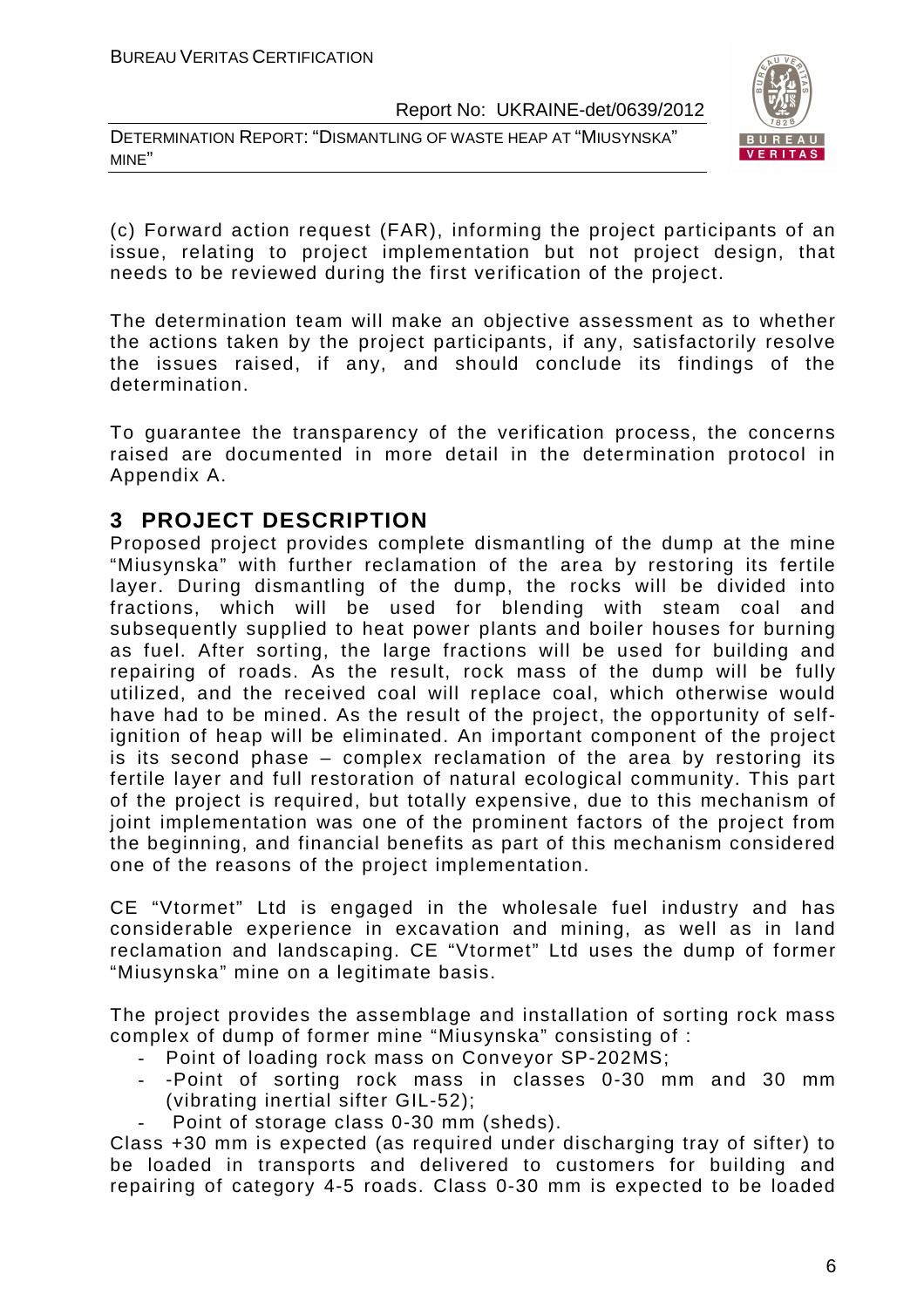(c) Forward action request (FAR), informing the project participants of an issue, relating to project implementation but not project design, that needs to be reviewed during the first verification of the project.

The determination team will make an objective assessment as to whether the actions taken by the project participants, if any, satisfactorily resolve the issues raised, if any, and should conclude its findings of the determination.

To guarantee the transparency of the verification process, the concerns raised are documented in more detail in the determination protocol in Appendix A.

# 3 PROJECT DESCRIPTION

Proposed project provides complete dismantling of the dump at the mine "Miusynska" with further reclamation of the area by restoring its fertile layer. During dismantling of the dump, the rocks will be divided into fractions, which will be used for blending with steam coal and subsequently supplied to heat power plants and boiler houses for burning as fuel. After sorting, the large fractions will be used for building and repairing of roads. As the result, rock mass of the dump will be fully utilized, and the received coal will replace coal, which otherwise would have had to be mined. As the result of the project, the opportunity of self-ignition of heap will be eliminated. An important component of the project is its second phase – complex reclamation of the area by restoring its fertile layer and full restoration of natural ecological community. This part of the project is required, but totally expensive, due to this mechanism of joint implementation was one of the prominent factors of the project from the beginning, and financial benefits as part of this mechanism considered one of the reasons of the project implementation.

CE "Vtormet" Ltd is engaged in the wholesale fuel industry and has considerable experience in excavation and mining, as well as in land reclamation and landscaping. CE "Vtormet" Ltd uses the dump of former "Miusynska" mine on a legitimate basis.

The project provides the assemblage and installation of sorting rock mass complex of dump of former mine "Miusynska" consisting of :

- Point of loading rock mass on Conveyor SP-202MS;
- -Point of sorting rock mass in classes 0-30 mm and 30 mm (vibrating inertial sifter GIL-52);
- Point of storage class 0-30 mm (sheds).

Class +30 mm is expected (as required under discharging tray of sifter) to be loaded in transports and delivered to customers for building and repairing of category 4-5 roads. Class 0-30 mm is expected to be loaded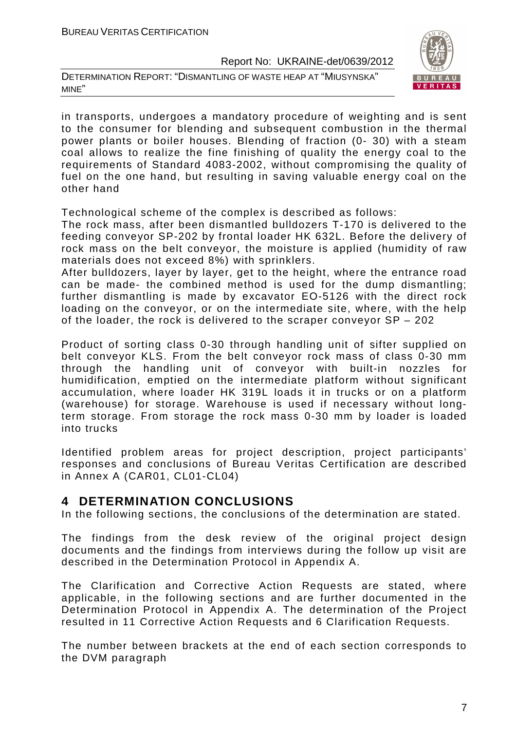in transports, undergoes a mandatory procedure of weighting and is sent to the consumer for blending and subsequent combustion in the thermal power plants or boiler houses. Blending of fraction (0- 30) with a steam coal allows to realize the fine finishing of quality the energy coal to the requirements of Standard 4083-2002, without compromising the quality of fuel on the one hand, but resulting in saving valuable energy coal on the other hand

Technological scheme of the complex is described as follows:
The rock mass, after been dismantled bulldozers T-170 is delivered to the feeding conveyor SP-202 by frontal loader HK 632L. Before the delivery of rock mass on the belt conveyor, the moisture is applied (humidity of raw materials does not exceed 8%) with sprinklers.
After bulldozers, layer by layer, get to the height, where the entrance road can be made- the combined method is used for the dump dismantling; further dismantling is made by excavator EO-5126 with the direct rock loading on the conveyor, or on the intermediate site, where, with the help of the loader, the rock is delivered to the scraper conveyor SP – 202

Product of sorting class 0-30 through handling unit of sifter supplied on belt conveyor KLS. From the belt conveyor rock mass of class 0-30 mm through the handling unit of conveyor with built-in nozzles for humidification, emptied on the intermediate platform without significant accumulation, where loader HK 319L loads it in trucks or on a platform (warehouse) for storage. Warehouse is used if necessary without long-term storage. From storage the rock mass 0-30 mm by loader is loaded into trucks

Identified problem areas for project description, project participants' responses and conclusions of Bureau Veritas Certification are described in Annex A (CAR01, CL01-CL04)

# 4 DETERMINATION CONCLUSIONS

In the following sections, the conclusions of the determination are stated.

The findings from the desk review of the original project design documents and the findings from interviews during the follow up visit are described in the Determination Protocol in Appendix A.

The Clarification and Corrective Action Requests are stated, where applicable, in the following sections and are further documented in the Determination Protocol in Appendix A. The determination of the Project resulted in 11 Corrective Action Requests and 6 Clarification Requests.

The number between brackets at the end of each section corresponds to the DVM paragraph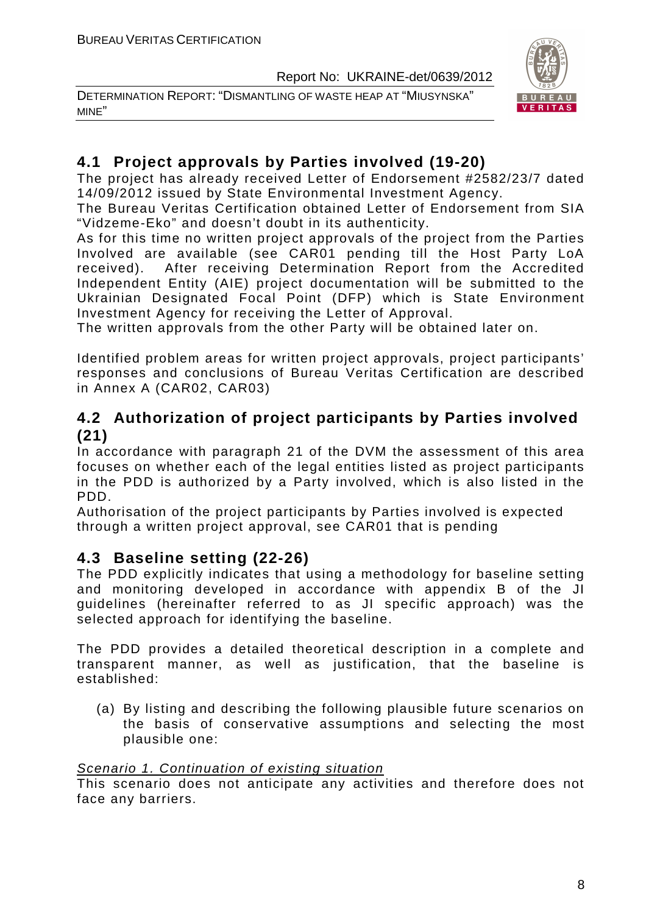## 4.1 Project approvals by Parties involved (19-20)

The project has already received Letter of Endorsement #2582/23/7 dated 14/09/2012 issued by State Environmental Investment Agency.

The Bureau Veritas Certification obtained Letter of Endorsement from SIA "Vidzeme-Eko" and doesn't doubt in its authenticity.

As for this time no written project approvals of the project from the Parties Involved are available (see CAR01 pending till the Host Party LoA received). After receiving Determination Report from the Accredited Independent Entity (AIE) project documentation will be submitted to the Ukrainian Designated Focal Point (DFP) which is State Environment Investment Agency for receiving the Letter of Approval.

The written approvals from the other Party will be obtained later on.

Identified problem areas for written project approvals, project participants' responses and conclusions of Bureau Veritas Certification are described in Annex A (CAR02, CAR03)

## 4.2 Authorization of project participants by Parties involved (21)

In accordance with paragraph 21 of the DVM the assessment of this area focuses on whether each of the legal entities listed as project participants in the PDD is authorized by a Party involved, which is also listed in the PDD.

Authorisation of the project participants by Parties involved is expected through a written project approval, see CAR01 that is pending

## 4.3 Baseline setting (22-26)

The PDD explicitly indicates that using a methodology for baseline setting and monitoring developed in accordance with appendix B of the JI guidelines (hereinafter referred to as JI specific approach) was the selected approach for identifying the baseline.

The PDD provides a detailed theoretical description in a complete and transparent manner, as well as justification, that the baseline is established:

(a) By listing and describing the following plausible future scenarios on the basis of conservative assumptions and selecting the most plausible one:

*Scenario 1. Continuation of existing situation*

This scenario does not anticipate any activities and therefore does not face any barriers.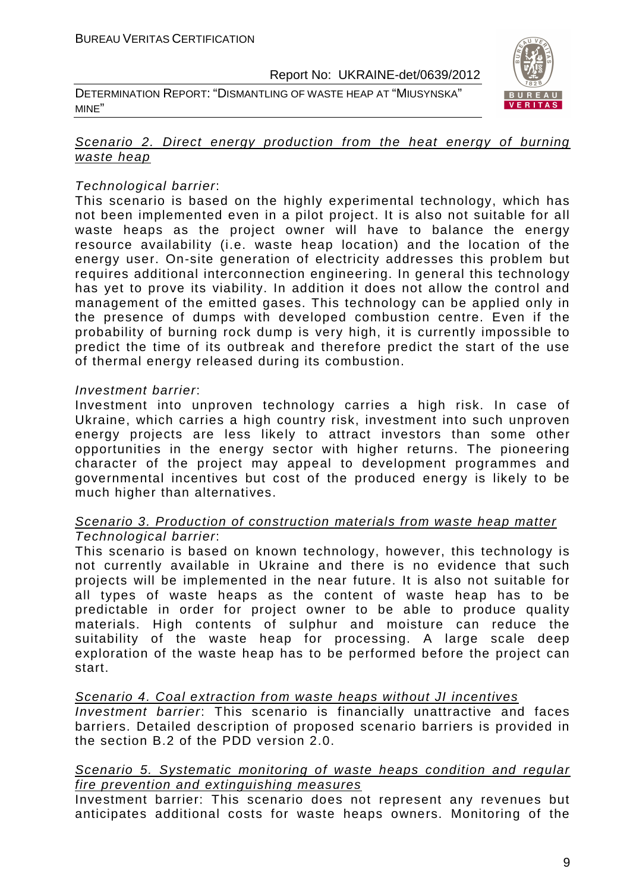<u>*Scenario 2. Direct energy production from the heat energy of burning waste heap*</u>

*Technological barrier*:

This scenario is based on the highly experimental technology, which has not been implemented even in a pilot project. It is also not suitable for all waste heaps as the project owner will have to balance the energy resource availability (i.e. waste heap location) and the location of the energy user. On-site generation of electricity addresses this problem but requires additional interconnection engineering. In general this technology has yet to prove its viability. In addition it does not allow the control and management of the emitted gases. This technology can be applied only in the presence of dumps with developed combustion centre. Even if the probability of burning rock dump is very high, it is currently impossible to predict the time of its outbreak and therefore predict the start of the use of thermal energy released during its combustion.

*Investment barrier*:

Investment into unproven technology carries a high risk. In case of Ukraine, which carries a high country risk, investment into such unproven energy projects are less likely to attract investors than some other opportunities in the energy sector with higher returns. The pioneering character of the project may appeal to development programmes and governmental incentives but cost of the produced energy is likely to be much higher than alternatives.

<u>*Scenario 3. Production of construction materials from waste heap matter*</u>

*Technological barrier*:

This scenario is based on known technology, however, this technology is not currently available in Ukraine and there is no evidence that such projects will be implemented in the near future. It is also not suitable for all types of waste heaps as the content of waste heap has to be predictable in order for project owner to be able to produce quality materials. High contents of sulphur and moisture can reduce the suitability of the waste heap for processing. A large scale deep exploration of the waste heap has to be performed before the project can start.

<u>*Scenario 4. Coal extraction from waste heaps without JI incentives*</u>

*Investment barrier*: This scenario is financially unattractive and faces barriers. Detailed description of proposed scenario barriers is provided in the section B.2 of the PDD version 2.0.

<u>*Scenario 5. Systematic monitoring of waste heaps condition and regular fire prevention and extinguishing measures*</u>

Investment barrier: This scenario does not represent any revenues but anticipates additional costs for waste heaps owners. Monitoring of the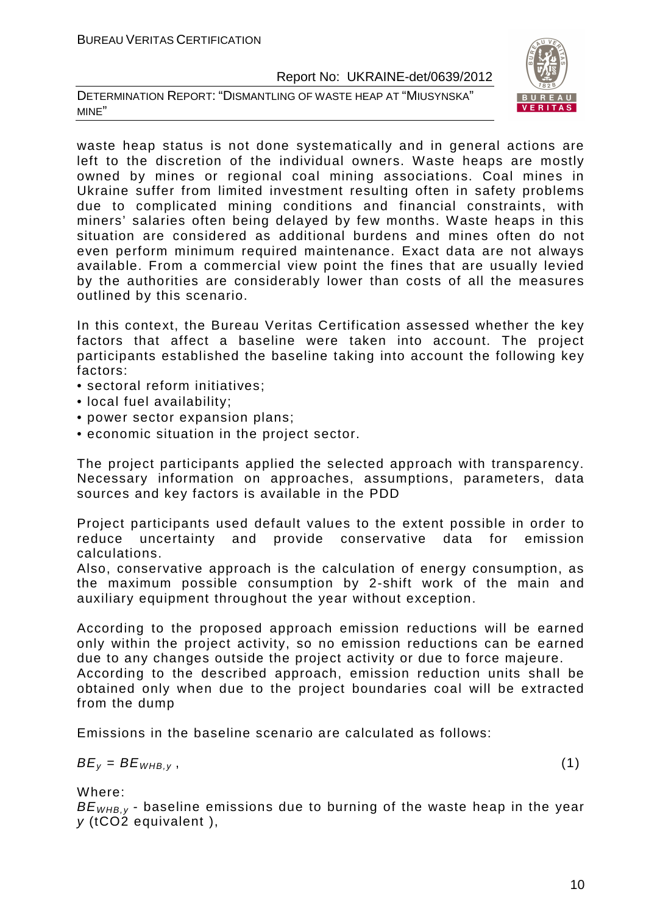waste heap status is not done systematically and in general actions are left to the discretion of the individual owners. Waste heaps are mostly owned by mines or regional coal mining associations. Coal mines in Ukraine suffer from limited investment resulting often in safety problems due to complicated mining conditions and financial constraints, with miners' salaries often being delayed by few months. Waste heaps in this situation are considered as additional burdens and mines often do not even perform minimum required maintenance. Exact data are not always available. From a commercial view point the fines that are usually levied by the authorities are considerably lower than costs of all the measures outlined by this scenario.

In this context, the Bureau Veritas Certification assessed whether the key factors that affect a baseline were taken into account. The project participants established the baseline taking into account the following key factors:

- sectoral reform initiatives;
- local fuel availability;
- power sector expansion plans;
- economic situation in the project sector.

The project participants applied the selected approach with transparency. Necessary information on approaches, assumptions, parameters, data sources and key factors is available in the PDD

Project participants used default values to the extent possible in order to reduce uncertainty and provide conservative data for emission calculations.
Also, conservative approach is the calculation of energy consumption, as the maximum possible consumption by 2-shift work of the main and auxiliary equipment throughout the year without exception.

According to the proposed approach emission reductions will be earned only within the project activity, so no emission reductions can be earned due to any changes outside the project activity or due to force majeure.
According to the described approach, emission reduction units shall be obtained only when due to the project boundaries coal will be extracted from the dump

Emissions in the baseline scenario are calculated as follows:

$$BE_y = BE_{WHB,y}\,, \qquad (1)$$

Where:
$BE_{WHB,y}$ - baseline emissions due to burning of the waste heap in the year $y$ ($tCO_2$ equivalent ),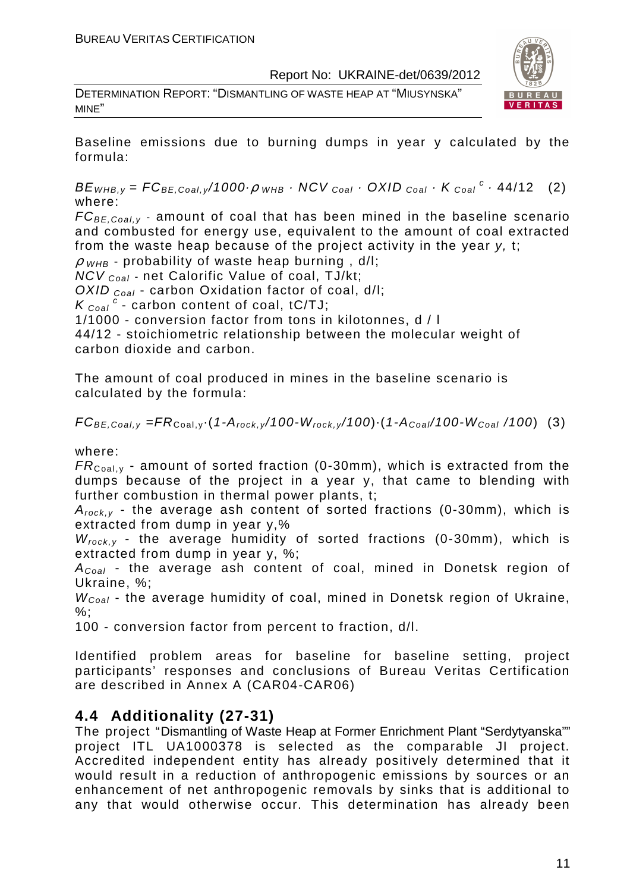Baseline emissions due to burning dumps in year y calculated by the formula:

$$BE_{WHB,y} = FC_{BE,Coal,y}/1000 \cdot \rho_{WHB} \cdot NCV_{Coal} \cdot OXID_{Coal} \cdot K_{Coal}^{c} \cdot 44/12 \quad (2)$$

where:

$FC_{BE,Coal,y}$ - amount of coal that has been mined in the baseline scenario and combusted for energy use, equivalent to the amount of coal extracted from the waste heap because of the project activity in the year *y,* t;

$\rho_{WHB}$ - probability of waste heap burning , d/l;

$NCV_{Coal}$ - net Calorific Value of coal, TJ/kt;

$OXID_{Coal}$ - carbon Oxidation factor of coal, d/l;

$K_{Coal}^{c}$ - carbon content of coal, tC/TJ;

1/1000 - conversion factor from tons in kilotonnes, d / l

44/12 - stoichiometric relationship between the molecular weight of carbon dioxide and carbon.

The amount of coal produced in mines in the baseline scenario is calculated by the formula:

$$FC_{BE,Coal,y} = FR_{Coal,y} \cdot (1 - A_{rock,y}/100 - W_{rock,y}/100) \cdot (1 - A_{Coal}/100 - W_{Coal}/100) \quad (3)$$

where:

$FR_{Coal,y}$ - amount of sorted fraction (0-30mm), which is extracted from the dumps because of the project in a year y, that came to blending with further combustion in thermal power plants, t;

$A_{rock,y}$ - the average ash content of sorted fractions (0-30mm), which is extracted from dump in year y,%

$W_{rock,y}$ - the average humidity of sorted fractions (0-30mm), which is extracted from dump in year y, %;

$A_{Coal}$ - the average ash content of coal, mined in Donetsk region of Ukraine, %;

$W_{Coal}$ - the average humidity of coal, mined in Donetsk region of Ukraine, %;

100 - conversion factor from percent to fraction, d/l.

Identified problem areas for baseline for baseline setting, project participants' responses and conclusions of Bureau Veritas Certification are described in Annex A (CAR04-CAR06)

## 4.4 Additionality (27-31)

The project "Dismantling of Waste Heap at Former Enrichment Plant "Serdytyanska"" project ITL UA1000378 is selected as the comparable JI project. Accredited independent entity has already positively determined that it would result in a reduction of anthropogenic emissions by sources or an enhancement of net anthropogenic removals by sinks that is additional to any that would otherwise occur. This determination has already been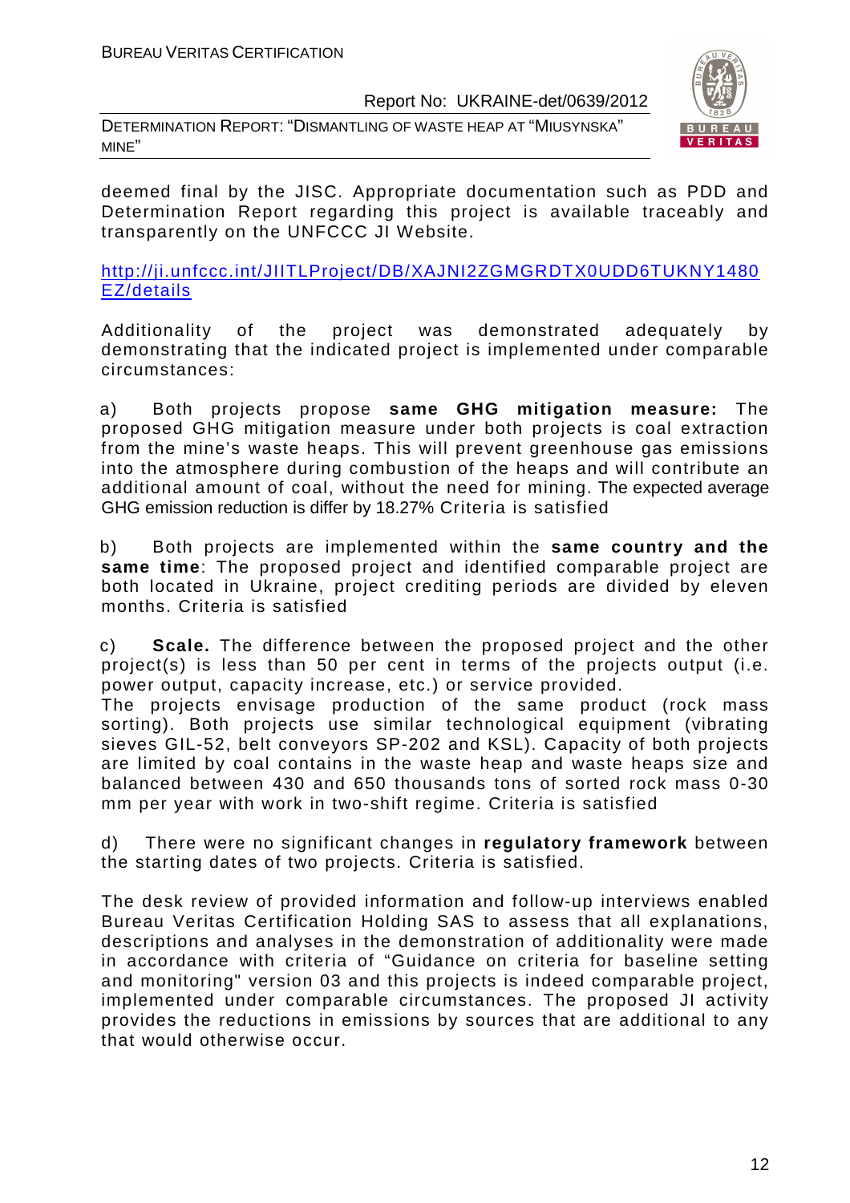deemed final by the JISC. Appropriate documentation such as PDD and Determination Report regarding this project is available traceably and transparently on the UNFCCC JI Website.

http://ji.unfccc.int/JIITLProject/DB/XAJNI2ZGMGRDTX0UDD6TUKNY1480EZ/details

Additionality of the project was demonstrated adequately by demonstrating that the indicated project is implemented under comparable circumstances:

a) Both projects propose **same GHG mitigation measure:** The proposed GHG mitigation measure under both projects is coal extraction from the mine's waste heaps. This will prevent greenhouse gas emissions into the atmosphere during combustion of the heaps and will contribute an additional amount of coal, without the need for mining. The expected average GHG emission reduction is differ by 18.27% Criteria is satisfied

b) Both projects are implemented within the **same country and the same time**: The proposed project and identified comparable project are both located in Ukraine, project crediting periods are divided by eleven months. Criteria is satisfied

c) **Scale.** The difference between the proposed project and the other project(s) is less than 50 per cent in terms of the projects output (i.e. power output, capacity increase, etc.) or service provided.
The projects envisage production of the same product (rock mass sorting). Both projects use similar technological equipment (vibrating sieves GIL-52, belt conveyors SP-202 and KSL). Capacity of both projects are limited by coal contains in the waste heap and waste heaps size and balanced between 430 and 650 thousands tons of sorted rock mass 0-30 mm per year with work in two-shift regime. Criteria is satisfied

d) There were no significant changes in **regulatory framework** between the starting dates of two projects. Criteria is satisfied.

The desk review of provided information and follow-up interviews enabled Bureau Veritas Certification Holding SAS to assess that all explanations, descriptions and analyses in the demonstration of additionality were made in accordance with criteria of "Guidance on criteria for baseline setting and monitoring" version 03 and this projects is indeed comparable project, implemented under comparable circumstances. The proposed JI activity provides the reductions in emissions by sources that are additional to any that would otherwise occur.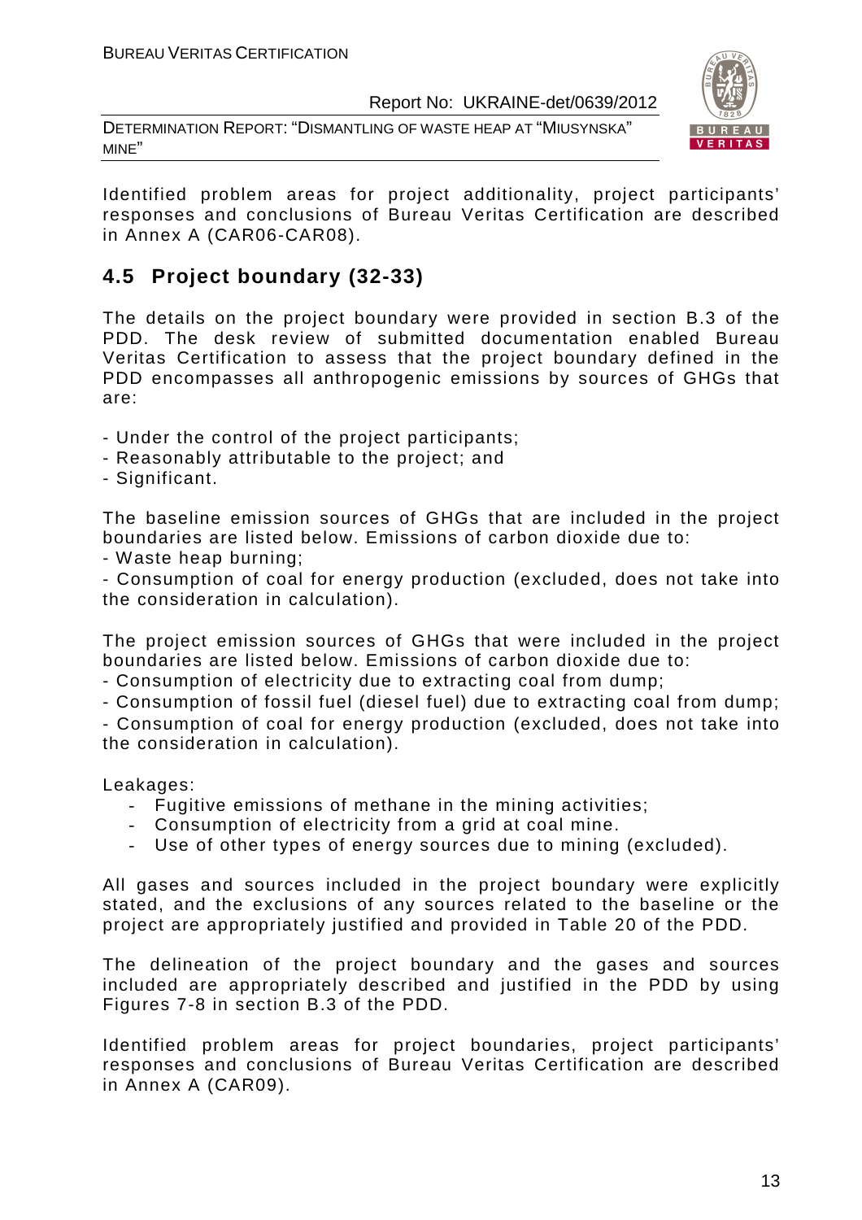Identified problem areas for project additionality, project participants' responses and conclusions of Bureau Veritas Certification are described in Annex A (CAR06-CAR08).

## 4.5 Project boundary (32-33)

The details on the project boundary were provided in section B.3 of the PDD. The desk review of submitted documentation enabled Bureau Veritas Certification to assess that the project boundary defined in the PDD encompasses all anthropogenic emissions by sources of GHGs that are:

- Under the control of the project participants;
- Reasonably attributable to the project; and
- Significant.

The baseline emission sources of GHGs that are included in the project boundaries are listed below. Emissions of carbon dioxide due to:

- Waste heap burning;
- Consumption of coal for energy production (excluded, does not take into the consideration in calculation).

The project emission sources of GHGs that were included in the project boundaries are listed below. Emissions of carbon dioxide due to:

- Consumption of electricity due to extracting coal from dump;
- Consumption of fossil fuel (diesel fuel) due to extracting coal from dump;
- Consumption of coal for energy production (excluded, does not take into the consideration in calculation).

Leakages:

- Fugitive emissions of methane in the mining activities;
- Consumption of electricity from a grid at coal mine.
- Use of other types of energy sources due to mining (excluded).

All gases and sources included in the project boundary were explicitly stated, and the exclusions of any sources related to the baseline or the project are appropriately justified and provided in Table 20 of the PDD.

The delineation of the project boundary and the gases and sources included are appropriately described and justified in the PDD by using Figures 7-8 in section B.3 of the PDD.

Identified problem areas for project boundaries, project participants' responses and conclusions of Bureau Veritas Certification are described in Annex A (CAR09).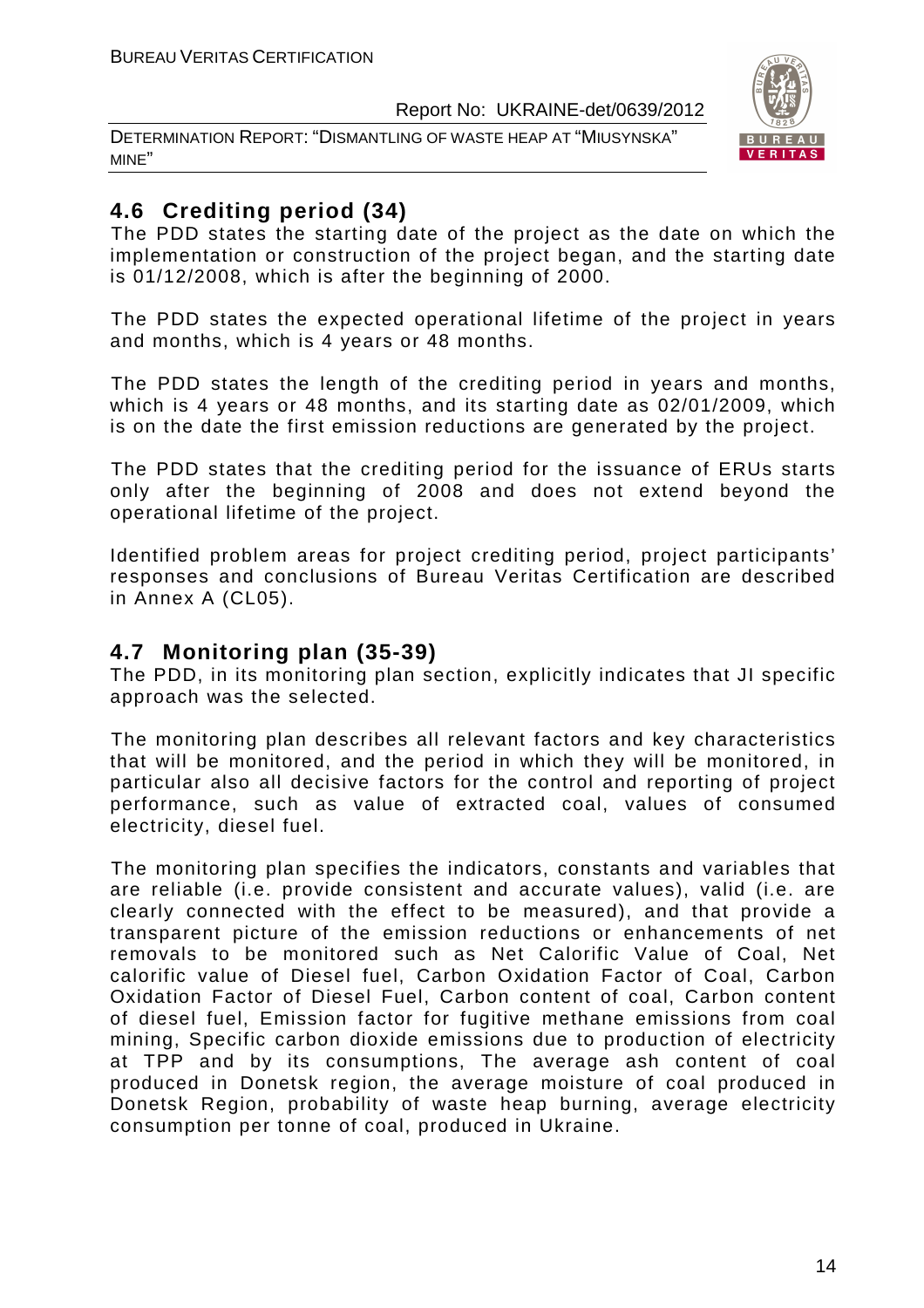## 4.6 Crediting period (34)

The PDD states the starting date of the project as the date on which the implementation or construction of the project began, and the starting date is 01/12/2008, which is after the beginning of 2000.

The PDD states the expected operational lifetime of the project in years and months, which is 4 years or 48 months.

The PDD states the length of the crediting period in years and months, which is 4 years or 48 months, and its starting date as 02/01/2009, which is on the date the first emission reductions are generated by the project.

The PDD states that the crediting period for the issuance of ERUs starts only after the beginning of 2008 and does not extend beyond the operational lifetime of the project.

Identified problem areas for project crediting period, project participants' responses and conclusions of Bureau Veritas Certification are described in Annex A (CL05).

## 4.7 Monitoring plan (35-39)

The PDD, in its monitoring plan section, explicitly indicates that JI specific approach was the selected.

The monitoring plan describes all relevant factors and key characteristics that will be monitored, and the period in which they will be monitored, in particular also all decisive factors for the control and reporting of project performance, such as value of extracted coal, values of consumed electricity, diesel fuel.

The monitoring plan specifies the indicators, constants and variables that are reliable (i.e. provide consistent and accurate values), valid (i.e. are clearly connected with the effect to be measured), and that provide a transparent picture of the emission reductions or enhancements of net removals to be monitored such as Net Calorific Value of Coal, Net calorific value of Diesel fuel, Carbon Oxidation Factor of Coal, Carbon Oxidation Factor of Diesel Fuel, Carbon content of coal, Carbon content of diesel fuel, Emission factor for fugitive methane emissions from coal mining, Specific carbon dioxide emissions due to production of electricity at TPP and by its consumptions, The average ash content of coal produced in Donetsk region, the average moisture of coal produced in Donetsk Region, probability of waste heap burning, average electricity consumption per tonne of coal, produced in Ukraine.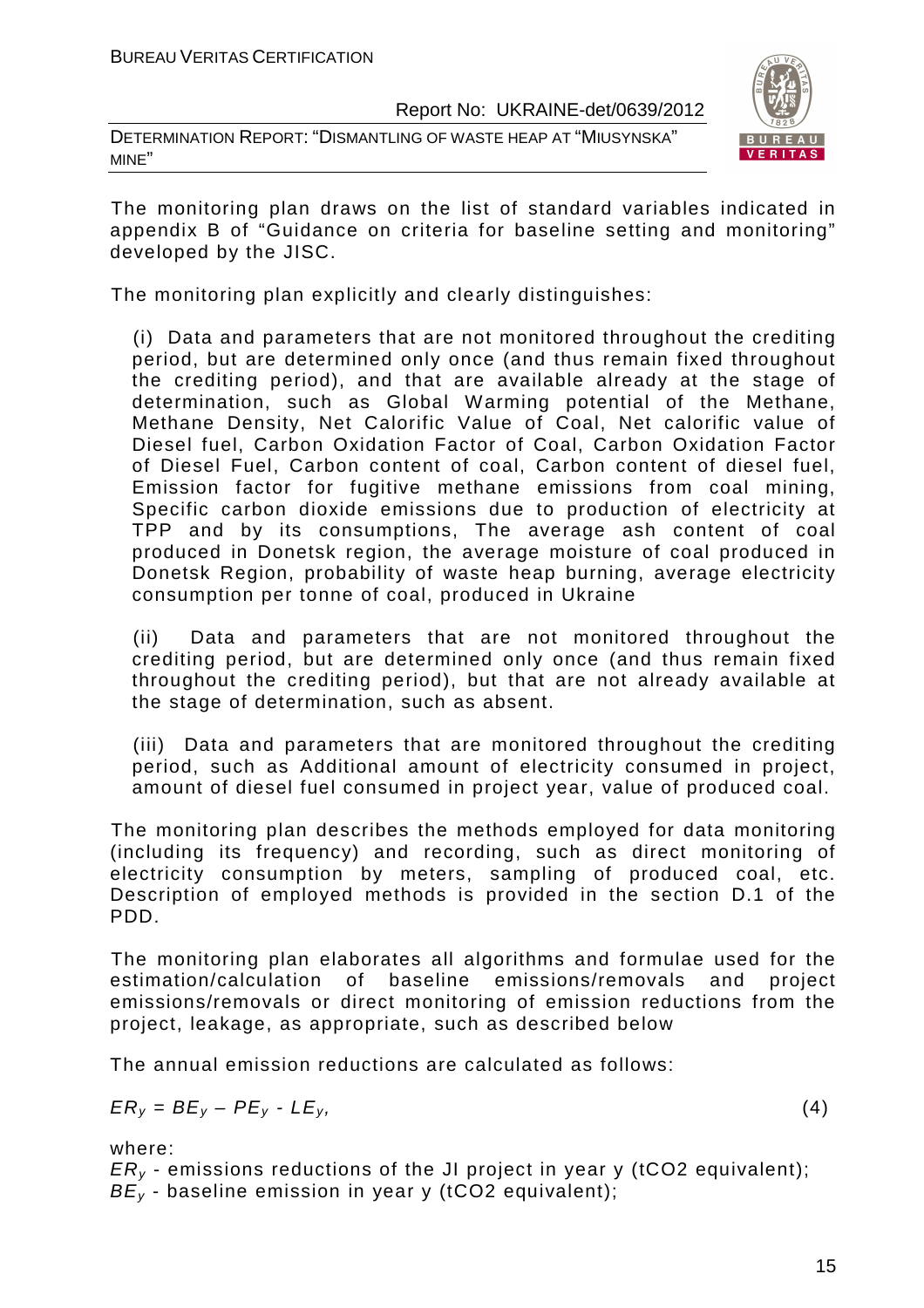The monitoring plan draws on the list of standard variables indicated in appendix B of "Guidance on criteria for baseline setting and monitoring" developed by the JISC.

The monitoring plan explicitly and clearly distinguishes:

(i) Data and parameters that are not monitored throughout the crediting period, but are determined only once (and thus remain fixed throughout the crediting period), and that are available already at the stage of determination, such as Global Warming potential of the Methane, Methane Density, Net Calorific Value of Coal, Net calorific value of Diesel fuel, Carbon Oxidation Factor of Coal, Carbon Oxidation Factor of Diesel Fuel, Carbon content of coal, Carbon content of diesel fuel, Emission factor for fugitive methane emissions from coal mining, Specific carbon dioxide emissions due to production of electricity at TPP and by its consumptions, The average ash content of coal produced in Donetsk region, the average moisture of coal produced in Donetsk Region, probability of waste heap burning, average electricity consumption per tonne of coal, produced in Ukraine

(ii) Data and parameters that are not monitored throughout the crediting period, but are determined only once (and thus remain fixed throughout the crediting period), but that are not already available at the stage of determination, such as absent.

(iii) Data and parameters that are monitored throughout the crediting period, such as Additional amount of electricity consumed in project, amount of diesel fuel consumed in project year, value of produced coal.

The monitoring plan describes the methods employed for data monitoring (including its frequency) and recording, such as direct monitoring of electricity consumption by meters, sampling of produced coal, etc. Description of employed methods is provided in the section D.1 of the PDD.

The monitoring plan elaborates all algorithms and formulae used for the estimation/calculation of baseline emissions/removals and project emissions/removals or direct monitoring of emission reductions from the project, leakage, as appropriate, such as described below

The annual emission reductions are calculated as follows:

$$ER_y = BE_y - PE_y - LE_y, \qquad (4)$$

where:

$ER_y$ - emissions reductions of the JI project in year y (tCO2 equivalent);
$BE_y$ - baseline emission in year y (tCO2 equivalent);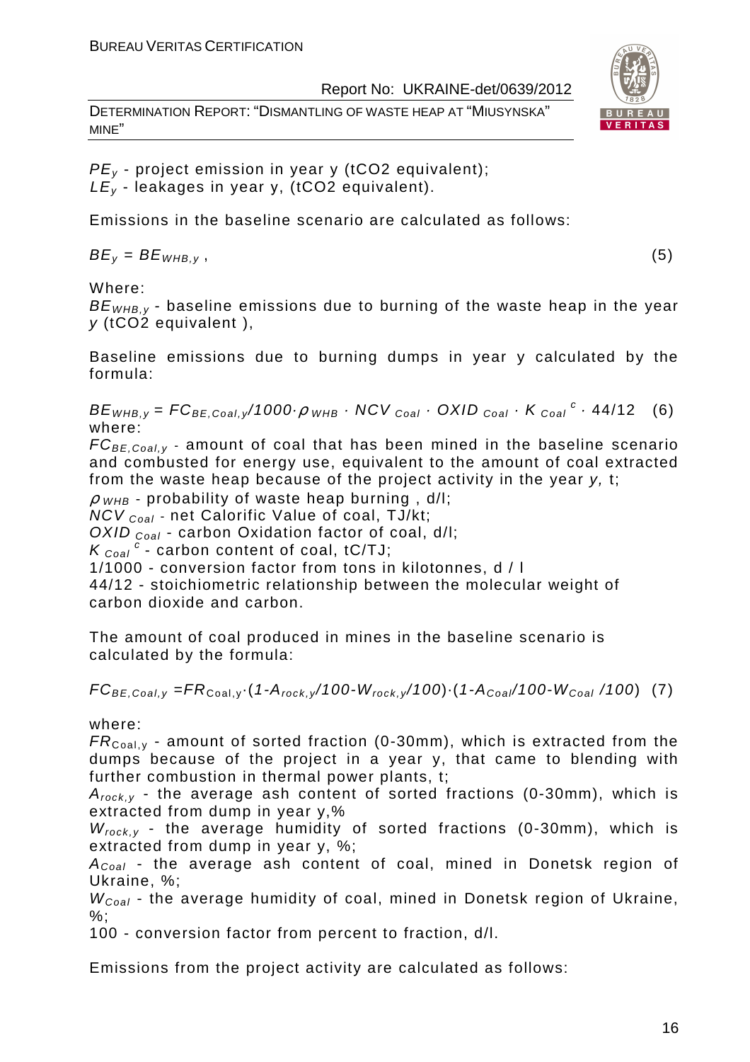$PE_y$ - project emission in year y (tCO2 equivalent);
$LE_y$ - leakages in year y, (tCO2 equivalent).

Emissions in the baseline scenario are calculated as follows:

$$BE_y = BE_{WHB,y}\,, \qquad (5)$$

Where:

$BE_{WHB,y}$ - baseline emissions due to burning of the waste heap in the year *y* (tCO2 equivalent ),

Baseline emissions due to burning dumps in year y calculated by the formula:

$$BE_{WHB,y} = FC_{BE,Coal,y}/1000 \cdot \rho_{WHB} \cdot NCV_{Coal} \cdot OXID_{Coal} \cdot K_{Coal}^{\,c} \cdot 44/12 \qquad (6)$$

where:

$FC_{BE,Coal,y}$ - amount of coal that has been mined in the baseline scenario and combusted for energy use, equivalent to the amount of coal extracted from the waste heap because of the project activity in the year *y,* t;
$\rho_{WHB}$ - probability of waste heap burning , d/l;
$NCV_{Coal}$ - net Calorific Value of coal, TJ/kt;
$OXID_{Coal}$ - carbon Oxidation factor of coal, d/l;
$K_{Coal}^{\,c}$ - carbon content of coal, tC/TJ;
1/1000 - conversion factor from tons in kilotonnes, d / l
44/12 - stoichiometric relationship between the molecular weight of carbon dioxide and carbon.

The amount of coal produced in mines in the baseline scenario is calculated by the formula:

$$FC_{BE,Coal,y} = FR_{Coal,y} \cdot (1 - A_{rock,y}/100 - W_{rock,y}/100) \cdot (1 - A_{Coal}/100 - W_{Coal}/100) \quad (7)$$

where:

$FR_{Coal,y}$ - amount of sorted fraction (0-30mm), which is extracted from the dumps because of the project in a year y, that came to blending with further combustion in thermal power plants, t;
$A_{rock,y}$ - the average ash content of sorted fractions (0-30mm), which is extracted from dump in year y,%
$W_{rock,y}$ - the average humidity of sorted fractions (0-30mm), which is extracted from dump in year y, %;
$A_{Coal}$ - the average ash content of coal, mined in Donetsk region of Ukraine, %;
$W_{Coal}$ - the average humidity of coal, mined in Donetsk region of Ukraine, %;
100 - conversion factor from percent to fraction, d/l.

Emissions from the project activity are calculated as follows: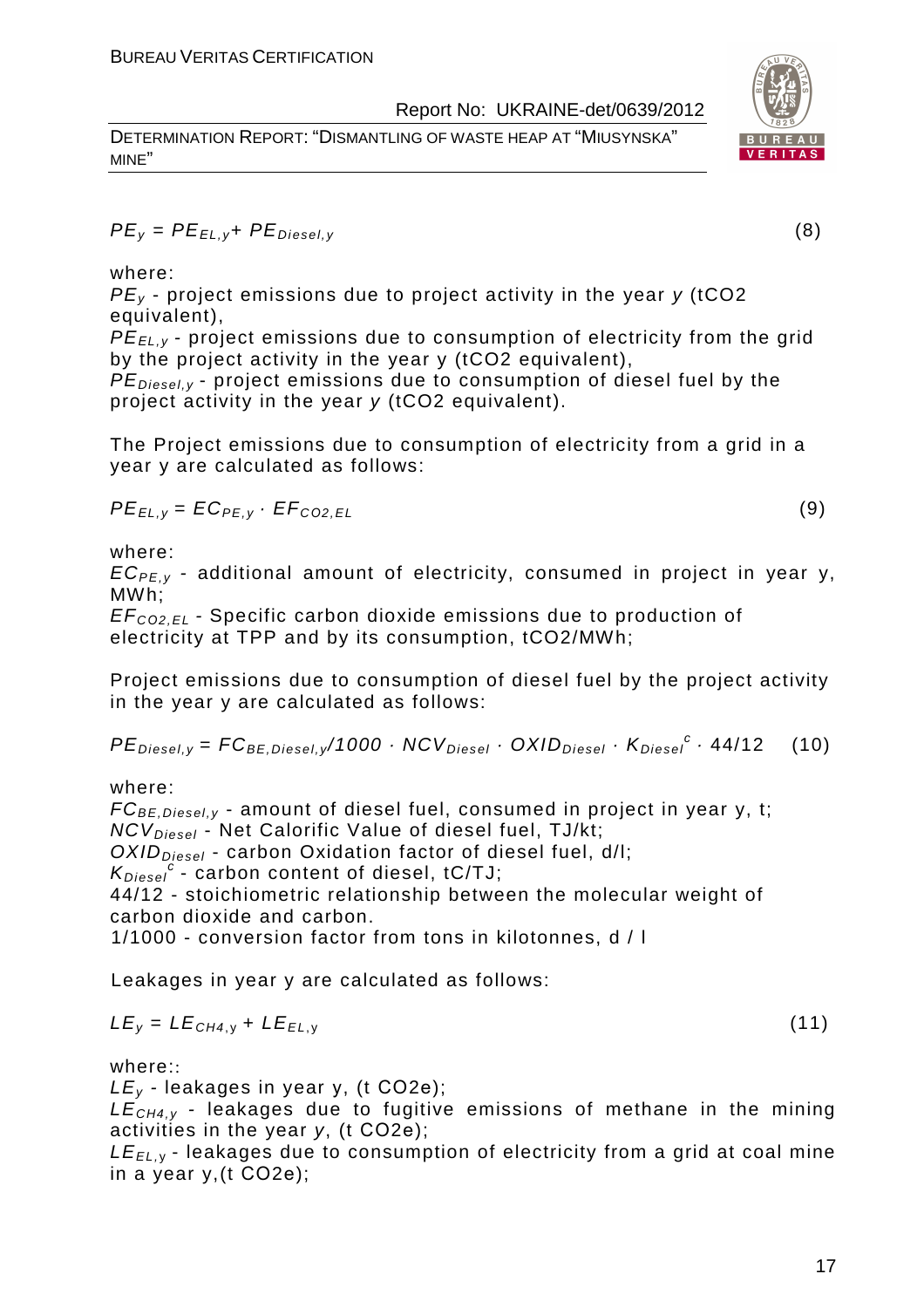$$PE_y = PE_{EL,y} + PE_{Diesel,y} \quad (8)$$

where:

$PE_y$ - project emissions due to project activity in the year $y$ (tCO2 equivalent),

$PE_{EL,y}$ - project emissions due to consumption of electricity from the grid by the project activity in the year y (tCO2 equivalent),

$PE_{Diesel,y}$ - project emissions due to consumption of diesel fuel by the project activity in the year $y$ (tCO2 equivalent).

The Project emissions due to consumption of electricity from a grid in a year y are calculated as follows:

$$PE_{EL,y} = EC_{PE,y} \cdot EF_{CO2,EL} \quad (9)$$

where:

$EC_{PE,y}$ - additional amount of electricity, consumed in project in year y, MWh;

$EF_{CO2,EL}$ - Specific carbon dioxide emissions due to production of electricity at TPP and by its consumption, tCO2/MWh;

Project emissions due to consumption of diesel fuel by the project activity in the year y are calculated as follows:

$$PE_{Diesel,y} = FC_{BE,Diesel,y}/1000 \cdot NCV_{Diesel} \cdot OXID_{Diesel} \cdot K_{Diesel}^{c} \cdot 44/12 \quad (10)$$

where:

$FC_{BE,Diesel,y}$ - amount of diesel fuel, consumed in project in year y, t;

$NCV_{Diesel}$ - Net Calorific Value of diesel fuel, TJ/kt;

$OXID_{Diesel}$ - carbon Oxidation factor of diesel fuel, d/l;

$K_{Diesel}^{c}$ - carbon content of diesel, tC/TJ;

44/12 - stoichiometric relationship between the molecular weight of carbon dioxide and carbon.

1/1000 - conversion factor from tons in kilotonnes, d / l

Leakages in year y are calculated as follows:

$$LE_y = LE_{CH4,y} + LE_{EL,y} \quad (11)$$

where::

$LE_y$ - leakages in year y, (t CO2e);

$LE_{CH4,y}$ - leakages due to fugitive emissions of methane in the mining activities in the year $y$, (t CO2e);

$LE_{EL,y}$ - leakages due to consumption of electricity from a grid at coal mine in a year y,(t CO2e);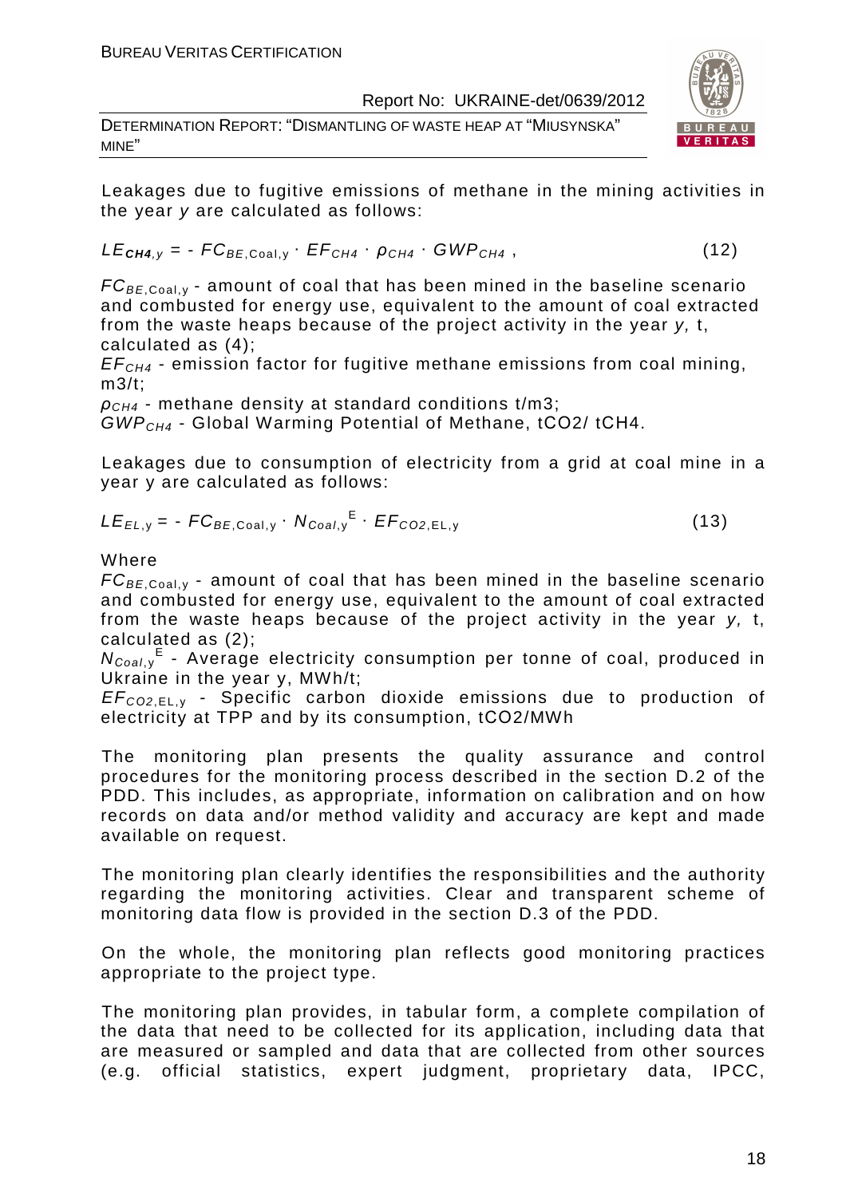Leakages due to fugitive emissions of methane in the mining activities in the year *y* are calculated as follows:

$$LE_{\boldsymbol{CH4},y} = - FC_{BE,\text{Coal},y} \cdot EF_{CH4} \cdot \rho_{CH4} \cdot GWP_{CH4} \,, \tag{12}$$

$FC_{BE,\text{Coal},y}$ - amount of coal that has been mined in the baseline scenario and combusted for energy use, equivalent to the amount of coal extracted from the waste heaps because of the project activity in the year *y,* t, calculated as (4);

$EF_{CH4}$ - emission factor for fugitive methane emissions from coal mining, m3/t;

$\rho_{CH4}$ - methane density at standard conditions t/m3;

$GWP_{CH4}$ - Global Warming Potential of Methane, tCO2/ tCH4.

Leakages due to consumption of electricity from a grid at coal mine in a year y are calculated as follows:

$$LE_{EL,\text{y}} = - FC_{BE,\text{Coal},\text{y}} \cdot N_{Coal,\text{y}}^{\text{E}} \cdot EF_{CO2,\text{EL},\text{y}} \tag{13}$$

Where

$FC_{BE,\text{Coal},\text{y}}$ - amount of coal that has been mined in the baseline scenario and combusted for energy use, equivalent to the amount of coal extracted from the waste heaps because of the project activity in the year *y,* t, calculated as (2);

$N_{Coal,\text{y}}^{\text{E}}$ - Average electricity consumption per tonne of coal, produced in Ukraine in the year y, MWh/t;

$EF_{CO2,\text{EL},\text{y}}$ - Specific carbon dioxide emissions due to production of electricity at TPP and by its consumption, tCO2/MWh

The monitoring plan presents the quality assurance and control procedures for the monitoring process described in the section D.2 of the PDD. This includes, as appropriate, information on calibration and on how records on data and/or method validity and accuracy are kept and made available on request.

The monitoring plan clearly identifies the responsibilities and the authority regarding the monitoring activities. Clear and transparent scheme of monitoring data flow is provided in the section D.3 of the PDD.

On the whole, the monitoring plan reflects good monitoring practices appropriate to the project type.

The monitoring plan provides, in tabular form, a complete compilation of the data that need to be collected for its application, including data that are measured or sampled and data that are collected from other sources (e.g. official statistics, expert judgment, proprietary data, IPCC,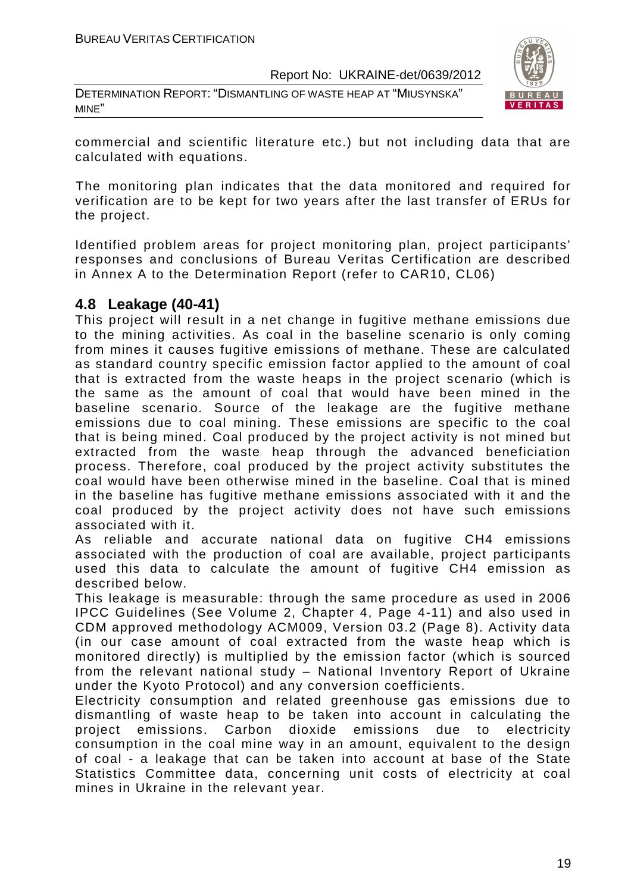commercial and scientific literature etc.) but not including data that are calculated with equations.

The monitoring plan indicates that the data monitored and required for verification are to be kept for two years after the last transfer of ERUs for the project.

Identified problem areas for project monitoring plan, project participants' responses and conclusions of Bureau Veritas Certification are described in Annex A to the Determination Report (refer to CAR10, CL06)

## 4.8 Leakage (40-41)

This project will result in a net change in fugitive methane emissions due to the mining activities. As coal in the baseline scenario is only coming from mines it causes fugitive emissions of methane. These are calculated as standard country specific emission factor applied to the amount of coal that is extracted from the waste heaps in the project scenario (which is the same as the amount of coal that would have been mined in the baseline scenario. Source of the leakage are the fugitive methane emissions due to coal mining. These emissions are specific to the coal that is being mined. Coal produced by the project activity is not mined but extracted from the waste heap through the advanced beneficiation process. Therefore, coal produced by the project activity substitutes the coal would have been otherwise mined in the baseline. Coal that is mined in the baseline has fugitive methane emissions associated with it and the coal produced by the project activity does not have such emissions associated with it.

As reliable and accurate national data on fugitive $CH_4$ emissions associated with the production of coal are available, project participants used this data to calculate the amount of fugitive $CH_4$ emission as described below.

This leakage is measurable: through the same procedure as used in 2006 IPCC Guidelines (See Volume 2, Chapter 4, Page 4-11) and also used in CDM approved methodology ACM009, Version 03.2 (Page 8). Activity data (in our case amount of coal extracted from the waste heap which is monitored directly) is multiplied by the emission factor (which is sourced from the relevant national study – National Inventory Report of Ukraine under the Kyoto Protocol) and any conversion coefficients.

Electricity consumption and related greenhouse gas emissions due to dismantling of waste heap to be taken into account in calculating the project emissions. Carbon dioxide emissions due to electricity consumption in the coal mine way in an amount, equivalent to the design of coal - a leakage that can be taken into account at base of the State Statistics Committee data, concerning unit costs of electricity at coal mines in Ukraine in the relevant year.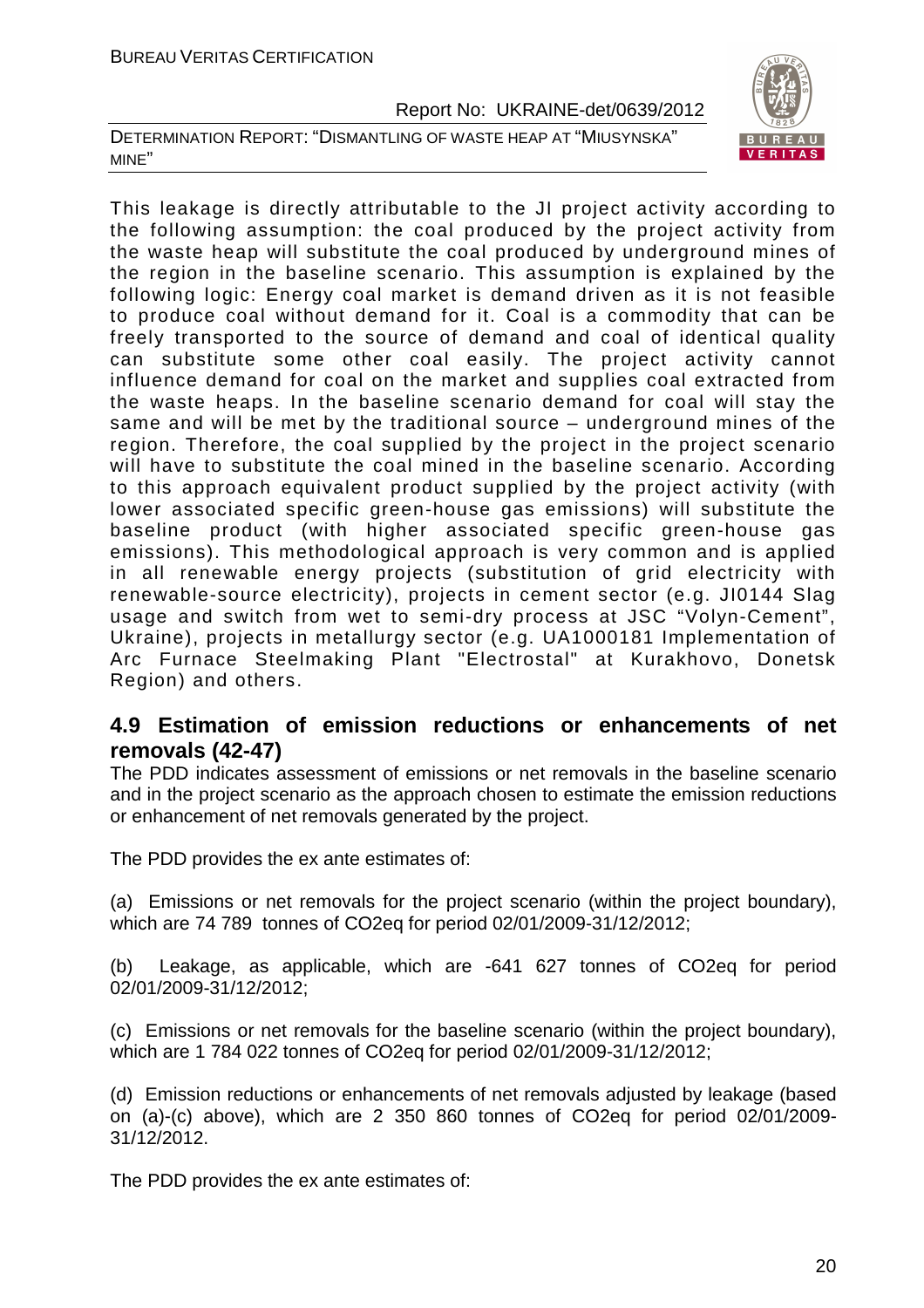This leakage is directly attributable to the JI project activity according to the following assumption: the coal produced by the project activity from the waste heap will substitute the coal produced by underground mines of the region in the baseline scenario. This assumption is explained by the following logic: Energy coal market is demand driven as it is not feasible to produce coal without demand for it. Coal is a commodity that can be freely transported to the source of demand and coal of identical quality can substitute some other coal easily. The project activity cannot influence demand for coal on the market and supplies coal extracted from the waste heaps. In the baseline scenario demand for coal will stay the same and will be met by the traditional source – underground mines of the region. Therefore, the coal supplied by the project in the project scenario will have to substitute the coal mined in the baseline scenario. According to this approach equivalent product supplied by the project activity (with lower associated specific green-house gas emissions) will substitute the baseline product (with higher associated specific green-house gas emissions). This methodological approach is very common and is applied in all renewable energy projects (substitution of grid electricity with renewable-source electricity), projects in cement sector (e.g. JI0144 Slag usage and switch from wet to semi-dry process at JSC "Volyn-Cement", Ukraine), projects in metallurgy sector (e.g. UA1000181 Implementation of Arc Furnace Steelmaking Plant "Electrostal" at Kurakhovo, Donetsk Region) and others.

## 4.9 Estimation of emission reductions or enhancements of net removals (42-47)

The PDD indicates assessment of emissions or net removals in the baseline scenario and in the project scenario as the approach chosen to estimate the emission reductions or enhancement of net removals generated by the project.

The PDD provides the ex ante estimates of:

(a) Emissions or net removals for the project scenario (within the project boundary), which are 74 789 tonnes of CO2eq for period 02/01/2009-31/12/2012;

(b) Leakage, as applicable, which are -641 627 tonnes of CO2eq for period 02/01/2009-31/12/2012;

(c) Emissions or net removals for the baseline scenario (within the project boundary), which are 1 784 022 tonnes of CO2eq for period 02/01/2009-31/12/2012;

(d) Emission reductions or enhancements of net removals adjusted by leakage (based on (a)-(c) above), which are 2 350 860 tonnes of CO2eq for period 02/01/2009-31/12/2012.

The PDD provides the ex ante estimates of: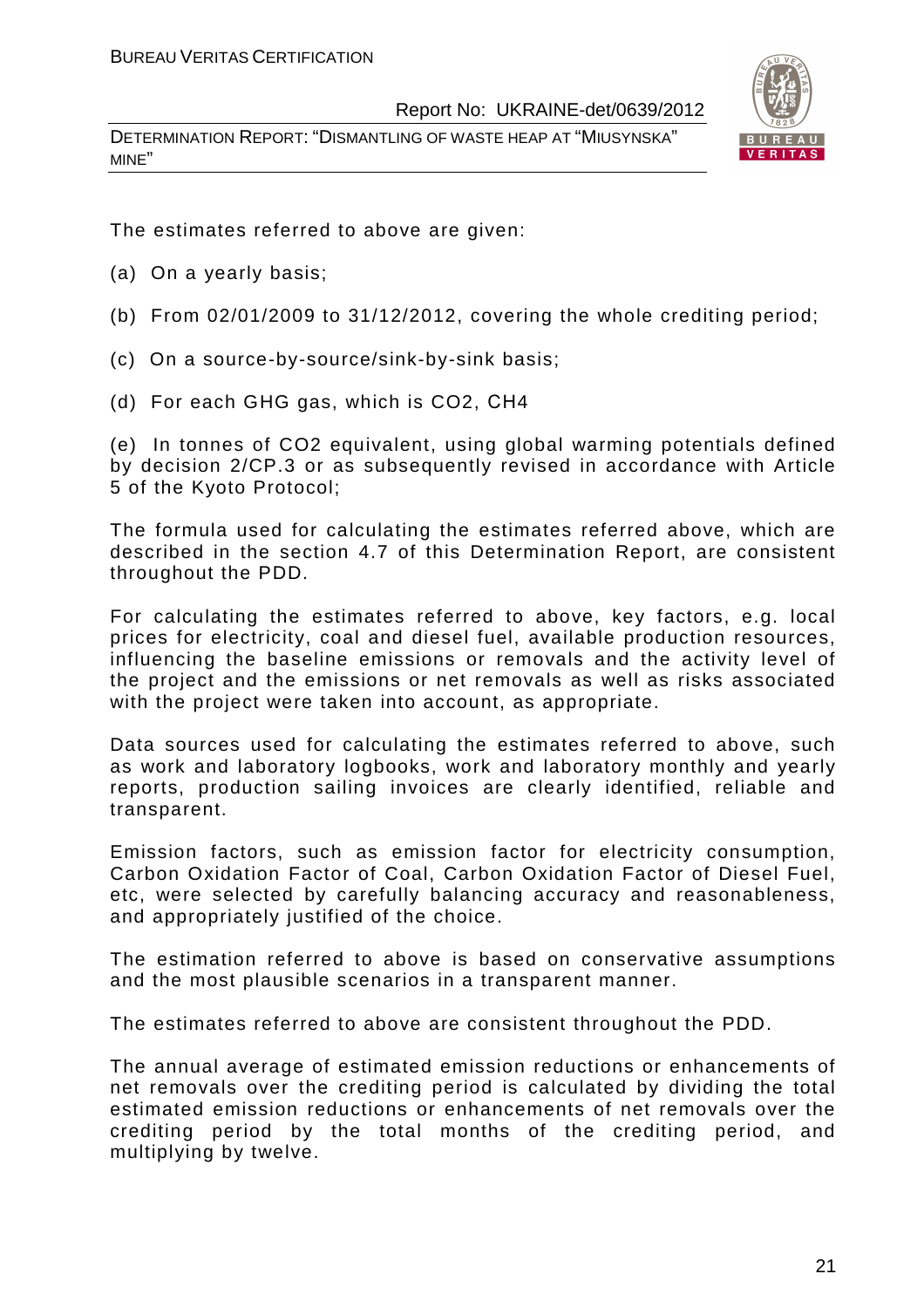The estimates referred to above are given:

(a) On a yearly basis;

(b) From 02/01/2009 to 31/12/2012, covering the whole crediting period;

(c) On a source-by-source/sink-by-sink basis;

(d) For each GHG gas, which is $CO_2$, $CH_4$

(e) In tonnes of $CO_2$ equivalent, using global warming potentials defined by decision 2/CP.3 or as subsequently revised in accordance with Article 5 of the Kyoto Protocol;

The formula used for calculating the estimates referred above, which are described in the section 4.7 of this Determination Report, are consistent throughout the PDD.

For calculating the estimates referred to above, key factors, e.g. local prices for electricity, coal and diesel fuel, available production resources, influencing the baseline emissions or removals and the activity level of the project and the emissions or net removals as well as risks associated with the project were taken into account, as appropriate.

Data sources used for calculating the estimates referred to above, such as work and laboratory logbooks, work and laboratory monthly and yearly reports, production sailing invoices are clearly identified, reliable and transparent.

Emission factors, such as emission factor for electricity consumption, Carbon Oxidation Factor of Coal, Carbon Oxidation Factor of Diesel Fuel, etc, were selected by carefully balancing accuracy and reasonableness, and appropriately justified of the choice.

The estimation referred to above is based on conservative assumptions and the most plausible scenarios in a transparent manner.

The estimates referred to above are consistent throughout the PDD.

The annual average of estimated emission reductions or enhancements of net removals over the crediting period is calculated by dividing the total estimated emission reductions or enhancements of net removals over the crediting period by the total months of the crediting period, and multiplying by twelve.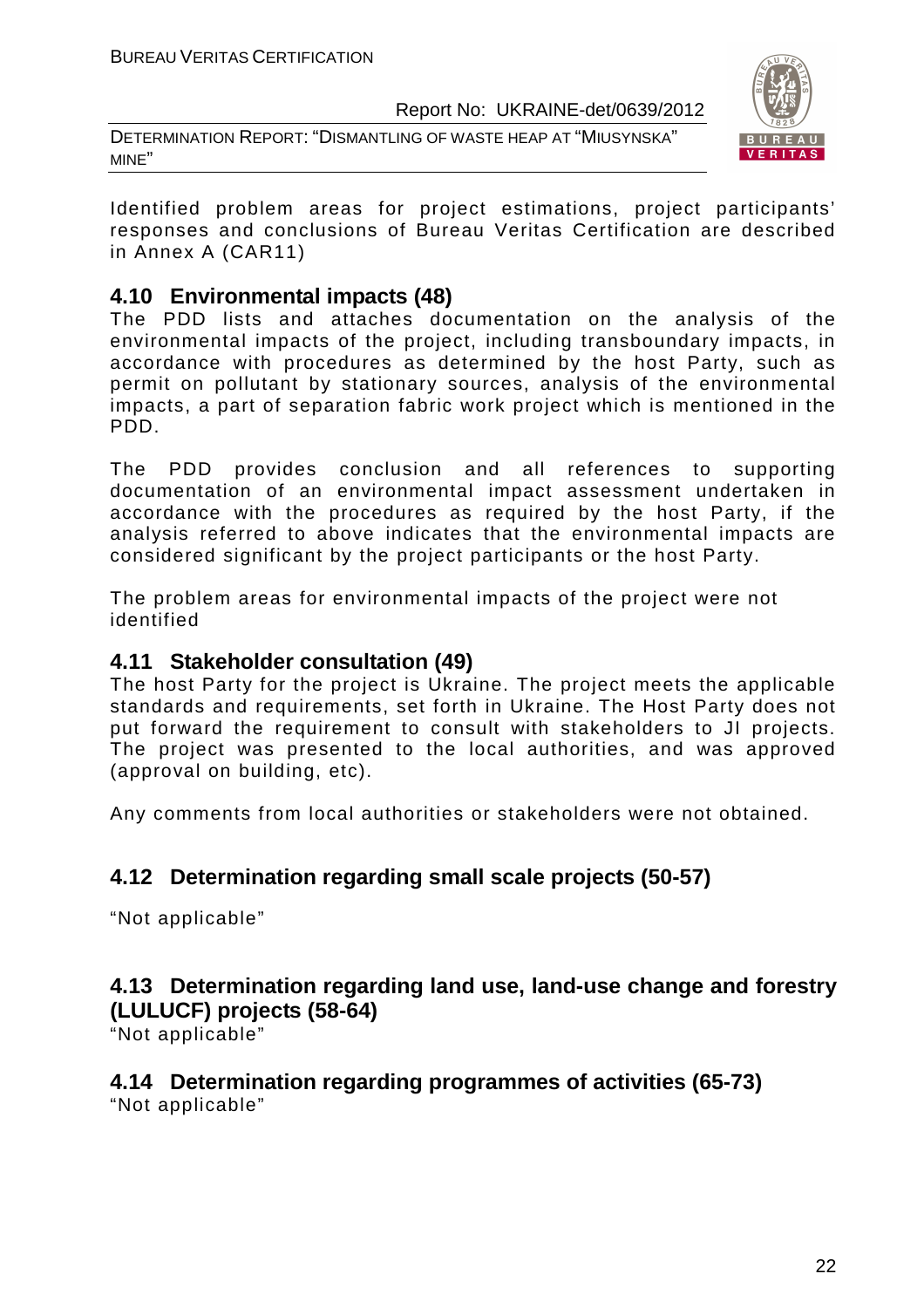Identified problem areas for project estimations, project participants' responses and conclusions of Bureau Veritas Certification are described in Annex A (CAR11)

## 4.10 Environmental impacts (48)

The PDD lists and attaches documentation on the analysis of the environmental impacts of the project, including transboundary impacts, in accordance with procedures as determined by the host Party, such as permit on pollutant by stationary sources, analysis of the environmental impacts, a part of separation fabric work project which is mentioned in the PDD.

The PDD provides conclusion and all references to supporting documentation of an environmental impact assessment undertaken in accordance with the procedures as required by the host Party, if the analysis referred to above indicates that the environmental impacts are considered significant by the project participants or the host Party.

The problem areas for environmental impacts of the project were not identified

## 4.11 Stakeholder consultation (49)

The host Party for the project is Ukraine. The project meets the applicable standards and requirements, set forth in Ukraine. The Host Party does not put forward the requirement to consult with stakeholders to JI projects. The project was presented to the local authorities, and was approved (approval on building, etc).

Any comments from local authorities or stakeholders were not obtained.

## 4.12 Determination regarding small scale projects (50-57)

"Not applicable"

## 4.13 Determination regarding land use, land-use change and forestry (LULUCF) projects (58-64)

"Not applicable"

## 4.14 Determination regarding programmes of activities (65-73)

"Not applicable"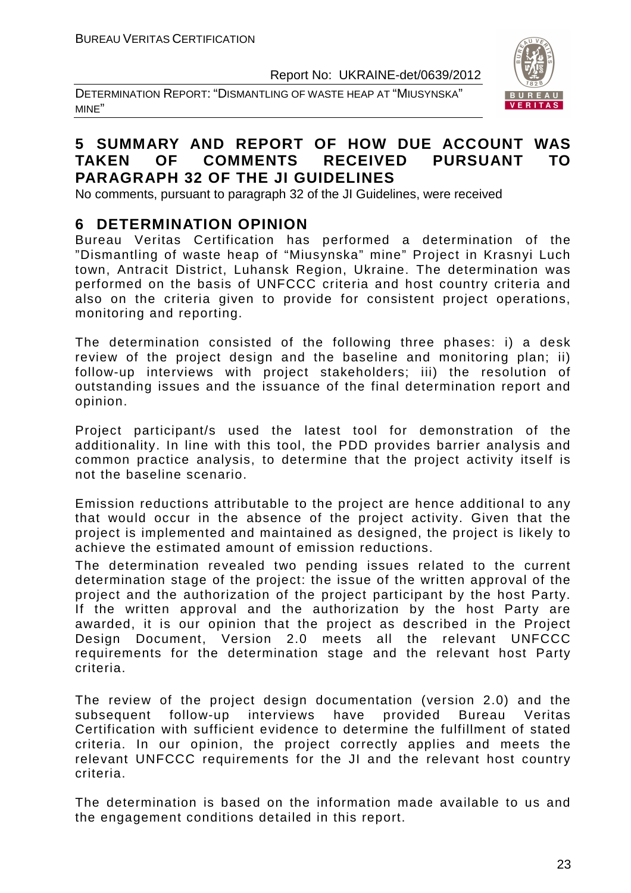## 5 SUMMARY AND REPORT OF HOW DUE ACCOUNT WAS TAKEN OF COMMENTS RECEIVED PURSUANT TO PARAGRAPH 32 OF THE JI GUIDELINES

No comments, pursuant to paragraph 32 of the JI Guidelines, were received

## 6 DETERMINATION OPINION

Bureau Veritas Certification has performed a determination of the "Dismantling of waste heap of "Miusynska" mine" Project in Krasnyi Luch town, Antracit District, Luhansk Region, Ukraine. The determination was performed on the basis of UNFCCC criteria and host country criteria and also on the criteria given to provide for consistent project operations, monitoring and reporting.

The determination consisted of the following three phases: i) a desk review of the project design and the baseline and monitoring plan; ii) follow-up interviews with project stakeholders; iii) the resolution of outstanding issues and the issuance of the final determination report and opinion.

Project participant/s used the latest tool for demonstration of the additionality. In line with this tool, the PDD provides barrier analysis and common practice analysis, to determine that the project activity itself is not the baseline scenario.

Emission reductions attributable to the project are hence additional to any that would occur in the absence of the project activity. Given that the project is implemented and maintained as designed, the project is likely to achieve the estimated amount of emission reductions.

The determination revealed two pending issues related to the current determination stage of the project: the issue of the written approval of the project and the authorization of the project participant by the host Party. If the written approval and the authorization by the host Party are awarded, it is our opinion that the project as described in the Project Design Document, Version 2.0 meets all the relevant UNFCCC requirements for the determination stage and the relevant host Party criteria.

The review of the project design documentation (version 2.0) and the subsequent follow-up interviews have provided Bureau Veritas Certification with sufficient evidence to determine the fulfillment of stated criteria. In our opinion, the project correctly applies and meets the relevant UNFCCC requirements for the JI and the relevant host country criteria.

The determination is based on the information made available to us and the engagement conditions detailed in this report.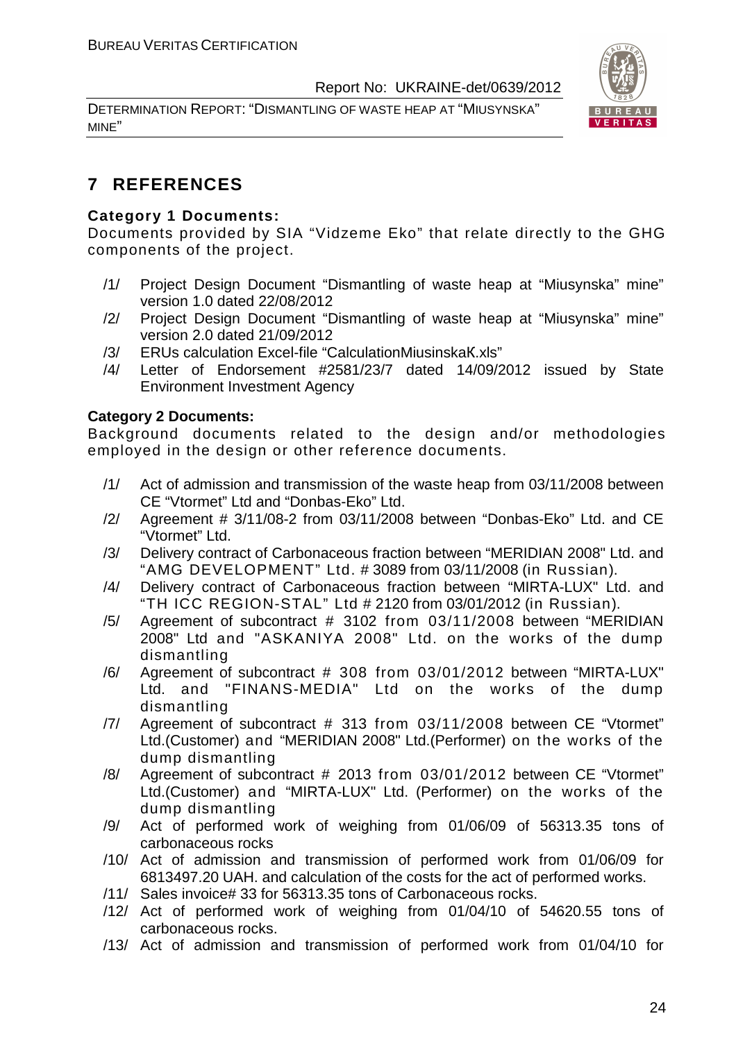# 7 REFERENCES

**Category 1 Documents:**

Documents provided by SIA "Vidzeme Eko" that relate directly to the GHG components of the project.

/1/ Project Design Document "Dismantling of waste heap at "Miusynska" mine" version 1.0 dated 22/08/2012

/2/ Project Design Document "Dismantling of waste heap at "Miusynska" mine" version 2.0 dated 21/09/2012

/3/ ERUs calculation Excel-file "CalculationMiusinskaK.xls"

/4/ Letter of Endorsement #2581/23/7 dated 14/09/2012 issued by State Environment Investment Agency

**Category 2 Documents:**

Background documents related to the design and/or methodologies employed in the design or other reference documents.

/1/ Act of admission and transmission of the waste heap from 03/11/2008 between CE "Vtormet" Ltd and "Donbas-Eko" Ltd.

/2/ Agreement # 3/11/08-2 from 03/11/2008 between "Donbas-Eko" Ltd. and CE "Vtormet" Ltd.

/3/ Delivery contract of Carbonaceous fraction between "MERIDIAN 2008" Ltd. and "AMG DEVELOPMENT" Ltd. # 3089 from 03/11/2008 (in Russian).

/4/ Delivery contract of Carbonaceous fraction between "MIRTA-LUX" Ltd. and "TH ICC REGION-STAL" Ltd # 2120 from 03/01/2012 (in Russian).

/5/ Agreement of subcontract # 3102 from 03/11/2008 between "MERIDIAN 2008" Ltd and "ASKANIYA 2008" Ltd. on the works of the dump dismantling

/6/ Agreement of subcontract # 308 from 03/01/2012 between "MIRTA-LUX" Ltd. and "FINANS-MEDIA" Ltd on the works of the dump dismantling

/7/ Agreement of subcontract # 313 from 03/11/2008 between CE "Vtormet" Ltd.(Customer) and "MERIDIAN 2008" Ltd.(Performer) on the works of the dump dismantling

/8/ Agreement of subcontract # 2013 from 03/01/2012 between CE "Vtormet" Ltd.(Customer) and "MIRTA-LUX" Ltd. (Performer) on the works of the dump dismantling

/9/ Act of performed work of weighing from 01/06/09 of 56313.35 tons of carbonaceous rocks

/10/ Act of admission and transmission of performed work from 01/06/09 for 6813497.20 UAH. and calculation of the costs for the act of performed works.

/11/ Sales invoice# 33 for 56313.35 tons of Carbonaceous rocks.

/12/ Act of performed work of weighing from 01/04/10 of 54620.55 tons of carbonaceous rocks.

/13/ Act of admission and transmission of performed work from 01/04/10 for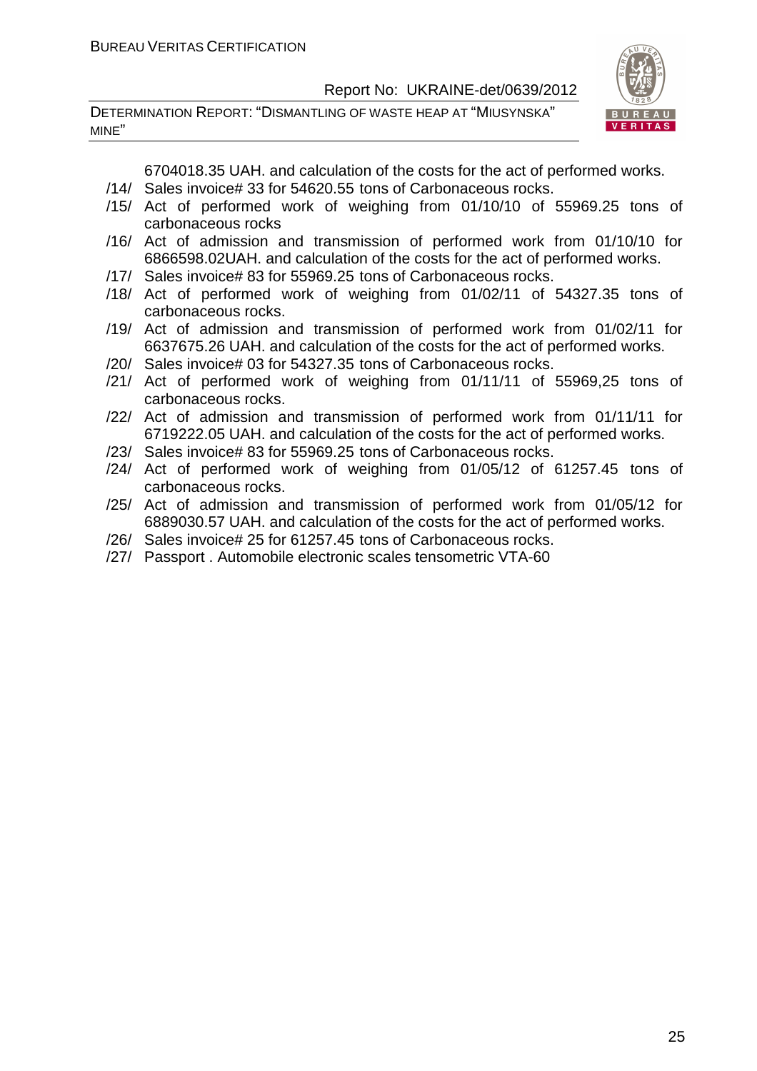6704018.35 UAH. and calculation of the costs for the act of performed works.

/14/ Sales invoice# 33 for 54620.55 tons of Carbonaceous rocks.

/15/ Act of performed work of weighing from 01/10/10 of 55969.25 tons of carbonaceous rocks

/16/ Act of admission and transmission of performed work from 01/10/10 for 6866598.02UAH. and calculation of the costs for the act of performed works.

/17/ Sales invoice# 83 for 55969.25 tons of Carbonaceous rocks.

/18/ Act of performed work of weighing from 01/02/11 of 54327.35 tons of carbonaceous rocks.

/19/ Act of admission and transmission of performed work from 01/02/11 for 6637675.26 UAH. and calculation of the costs for the act of performed works.

/20/ Sales invoice# 03 for 54327.35 tons of Carbonaceous rocks.

/21/ Act of performed work of weighing from 01/11/11 of 55969,25 tons of carbonaceous rocks.

/22/ Act of admission and transmission of performed work from 01/11/11 for 6719222.05 UAH. and calculation of the costs for the act of performed works.

/23/ Sales invoice# 83 for 55969.25 tons of Carbonaceous rocks.

/24/ Act of performed work of weighing from 01/05/12 of 61257.45 tons of carbonaceous rocks.

/25/ Act of admission and transmission of performed work from 01/05/12 for 6889030.57 UAH. and calculation of the costs for the act of performed works.

/26/ Sales invoice# 25 for 61257.45 tons of Carbonaceous rocks.

/27/ Passport . Automobile electronic scales tensometric VTA-60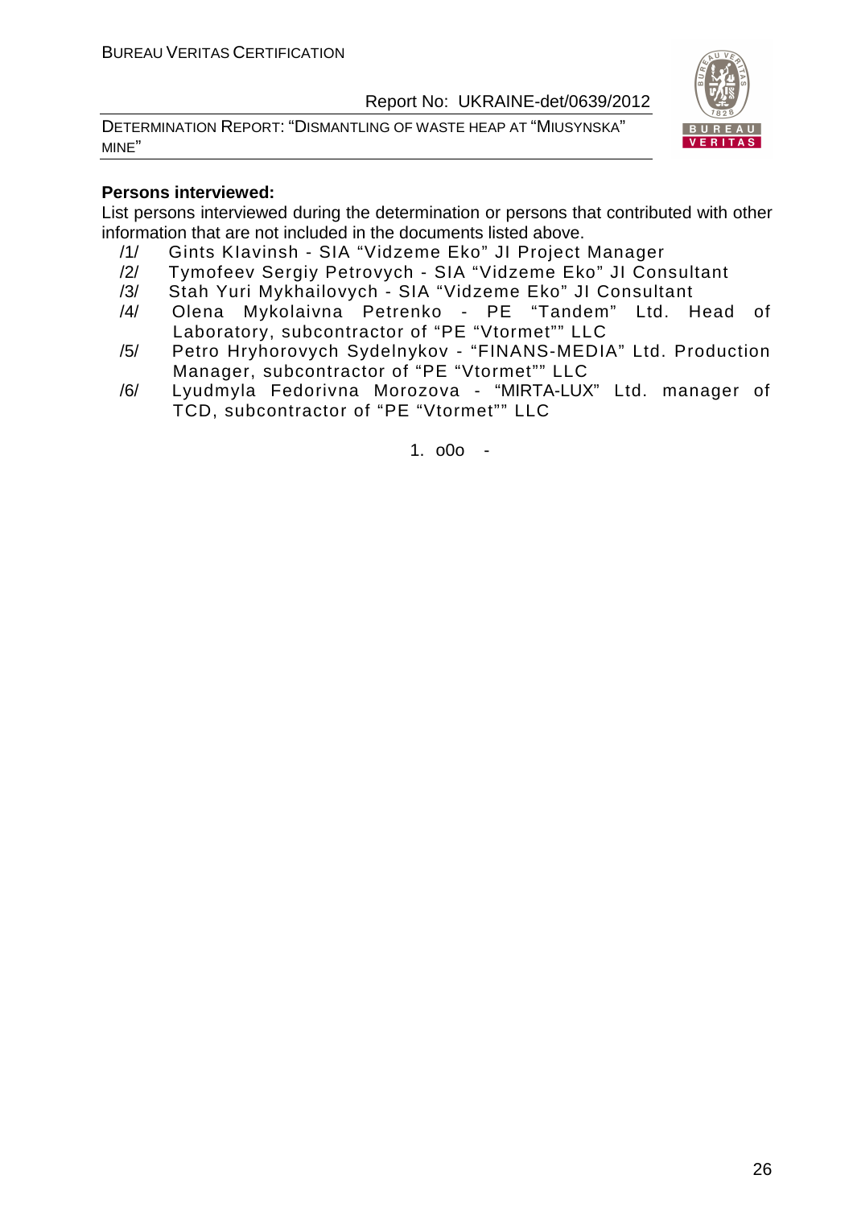**Persons interviewed:**

List persons interviewed during the determination or persons that contributed with other information that are not included in the documents listed above.

/1/ Gints Klavinsh - SIA "Vidzeme Eko" JI Project Manager

/2/ Tymofeev Sergiy Petrovych - SIA "Vidzeme Eko" JI Consultant

/3/ Stah Yuri Mykhailovych - SIA "Vidzeme Eko" JI Consultant

/4/ Olena Mykolaivna Petrenko - PE "Tandem" Ltd. Head of Laboratory, subcontractor of "PE "Vtormet"" LLC

/5/ Petro Hryhorovych Sydelnykov - "FINANS-MEDIA" Ltd. Production Manager, subcontractor of "PE "Vtormet"" LLC

/6/ Lyudmyla Fedorivna Morozova - "MIRTA-LUX" Ltd. manager of TCD, subcontractor of "PE "Vtormet"" LLC

1. o0o -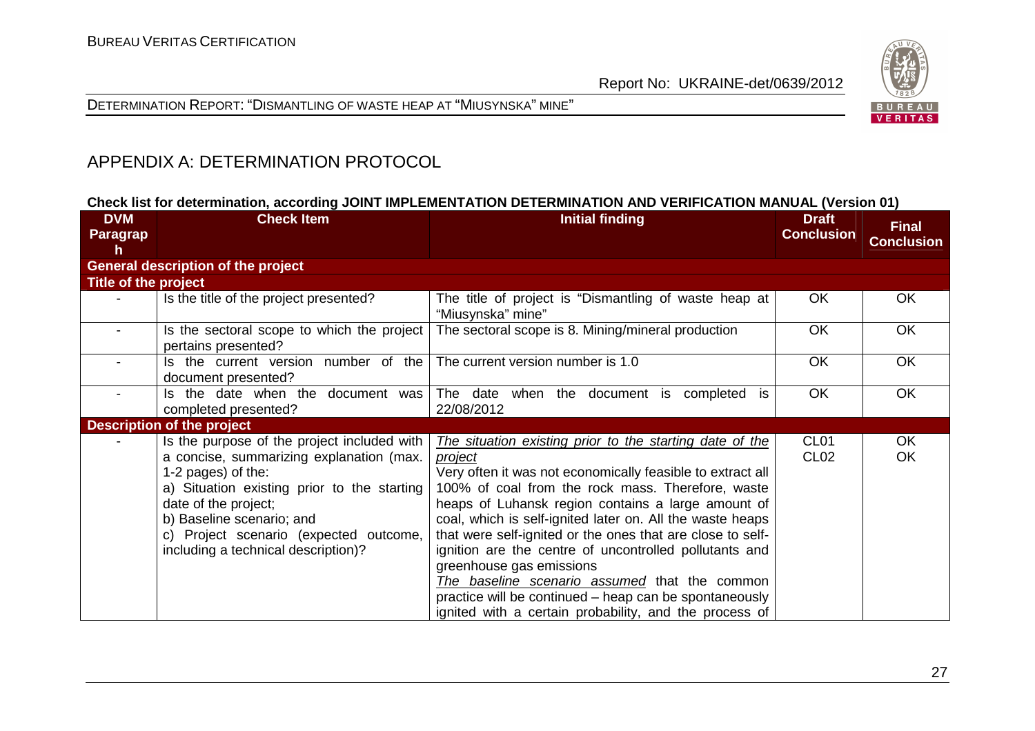## APPENDIX A: DETERMINATION PROTOCOL

**Check list for determination, according JOINT IMPLEMENTATION DETERMINATION AND VERIFICATION MANUAL (Version 01)**

| DVM Paragraph | Check Item | Initial finding | Draft Conclusion | Final Conclusion |
|---|---|---|---|---|
| **General description of the project** | | | | |
| **Title of the project** | | | | |
| - | Is the title of the project presented? | The title of project is "Dismantling of waste heap at "Miusynska" mine" | OK | OK |
| - | Is the sectoral scope to which the project pertains presented? | The sectoral scope is 8. Mining/mineral production | OK | OK |
| - | Is the current version number of the document presented? | The current version number is 1.0 | OK | OK |
| - | Is the date when the document was completed presented? | The date when the document is completed is 22/08/2012 | OK | OK |
| **Description of the project** | | | | |
| - | Is the purpose of the project included with a concise, summarizing explanation (max. 1-2 pages) of the:<br>a) Situation existing prior to the starting date of the project;<br>b) Baseline scenario; and<br>c) Project scenario (expected outcome, including a technical description)? | *The situation existing prior to the starting date of the project*<br>Very often it was not economically feasible to extract all 100% of coal from the rock mass. Therefore, waste heaps of Luhansk region contains a large amount of coal, which is self-ignited later on. All the waste heaps that were self-ignited or the ones that are close to self-ignition are the centre of uncontrolled pollutants and greenhouse gas emissions<br>*The baseline scenario assumed* that the common practice will be continued – heap can be spontaneously ignited with a certain probability, and the process of | CL01<br>CL02 | OK<br>OK |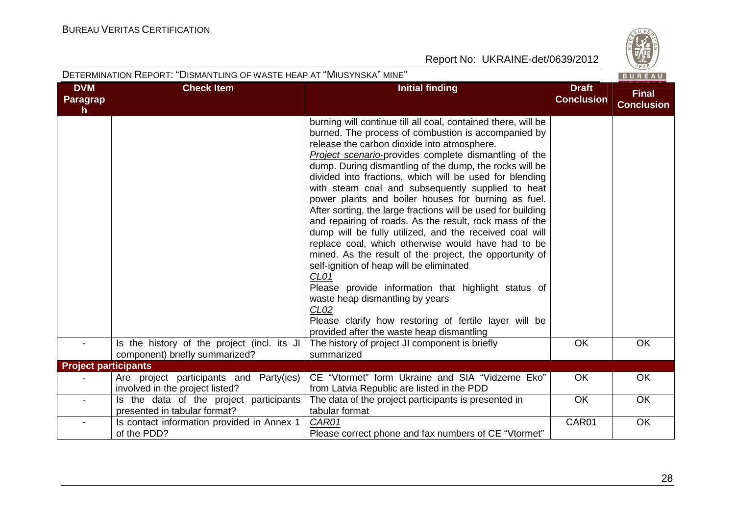| DVM Paragraph | Check Item | Initial finding | Draft Conclusion | Final Conclusion |
|---|---|---|---|---|
| | | burning will continue till all coal, contained there, will be burned. The process of combustion is accompanied by release the carbon dioxide into atmosphere. *Project scenario*-provides complete dismantling of the dump. During dismantling of the dump, the rocks will be divided into fractions, which will be used for blending with steam coal and subsequently supplied to heat power plants and boiler houses for burning as fuel. After sorting, the large fractions will be used for building and repairing of roads. As the result, rock mass of the dump will be fully utilized, and the received coal will replace coal, which otherwise would have had to be mined. As the result of the project, the opportunity of self-ignition of heap will be eliminated<br>*CL01*<br>Please provide information that highlight status of waste heap dismantling by years<br>*CL02*<br>Please clarify how restoring of fertile layer will be provided after the waste heap dismantling | | |
| - | Is the history of the project (incl. its JI component) briefly summarized? | The history of project JI component is briefly summarized | OK | OK |
| **Project participants** | | | | |
| - | Are project participants and Party(ies) involved in the project listed? | CE "Vtormet" form Ukraine and SIA "Vidzeme Eko" from Latvia Republic are listed in the PDD | OK | OK |
| - | Is the data of the project participants presented in tabular format? | The data of the project participants is presented in tabular format | OK | OK |
| - | Is contact information provided in Annex 1 of the PDD? | *CAR01*<br>Please correct phone and fax numbers of CE "Vtormet" | CAR01 | OK |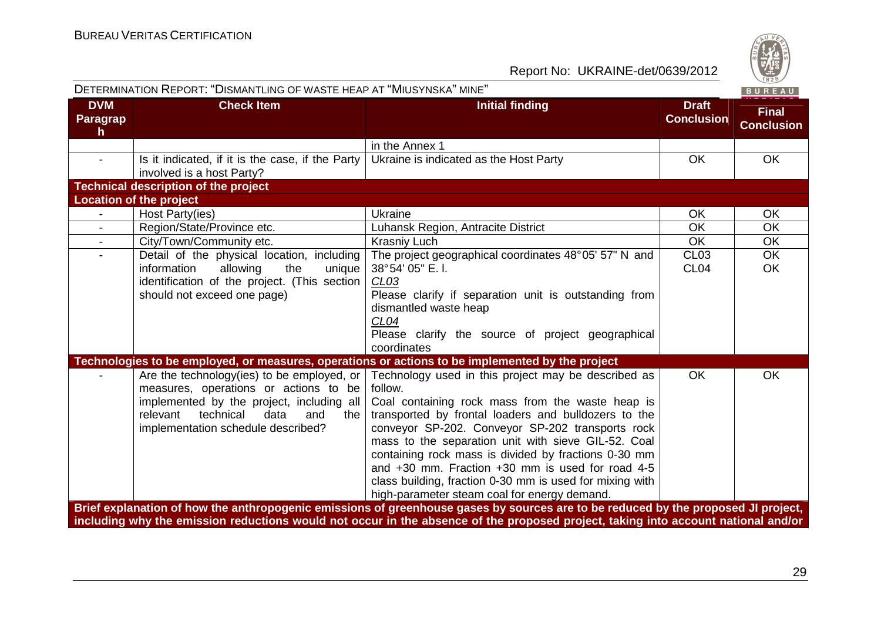| DVM Paragraph | Check Item | Initial finding | Draft Conclusion | Final Conclusion |
|---|---|---|---|---|
| | | in the Annex 1 | | |
| - | Is it indicated, if it is the case, if the Party involved is a host Party? | Ukraine is indicated as the Host Party | OK | OK |
| **Technical description of the project** | | | | |
| **Location of the project** | | | | |
| - | Host Party(ies) | Ukraine | OK | OK |
| - | Region/State/Province etc. | Luhansk Region, Antracite District | OK | OK |
| - | City/Town/Community etc. | Krasniy Luch | OK | OK |
| - | Detail of the physical location, including information allowing the unique identification of the project. (This section should not exceed one page) | The project geographical coordinates 48°05' 57" N and 38°54' 05" E. l.<br>*CL03*<br>Please clarify if separation unit is outstanding from dismantled waste heap<br>*CL04*<br>Please clarify the source of project geographical coordinates | CL03<br>CL04 | OK<br>OK |
| **Technologies to be employed, or measures, operations or actions to be implemented by the project** | | | | |
| - | Are the technology(ies) to be employed, or measures, operations or actions to be implemented by the project, including all relevant technical data and the implementation schedule described? | Technology used in this project may be described as follow.<br>Coal containing rock mass from the waste heap is transported by frontal loaders and bulldozers to the conveyor SP-202. Conveyor SP-202 transports rock mass to the separation unit with sieve GIL-52. Coal containing rock mass is divided by fractions 0-30 mm and +30 mm. Fraction +30 mm is used for road 4-5 class building, fraction 0-30 mm is used for mixing with high-parameter steam coal for energy demand. | OK | OK |
| **Brief explanation of how the anthropogenic emissions of greenhouse gases by sources are to be reduced by the proposed JI project, including why the emission reductions would not occur in the absence of the proposed project, taking into account national and/or** | | | | |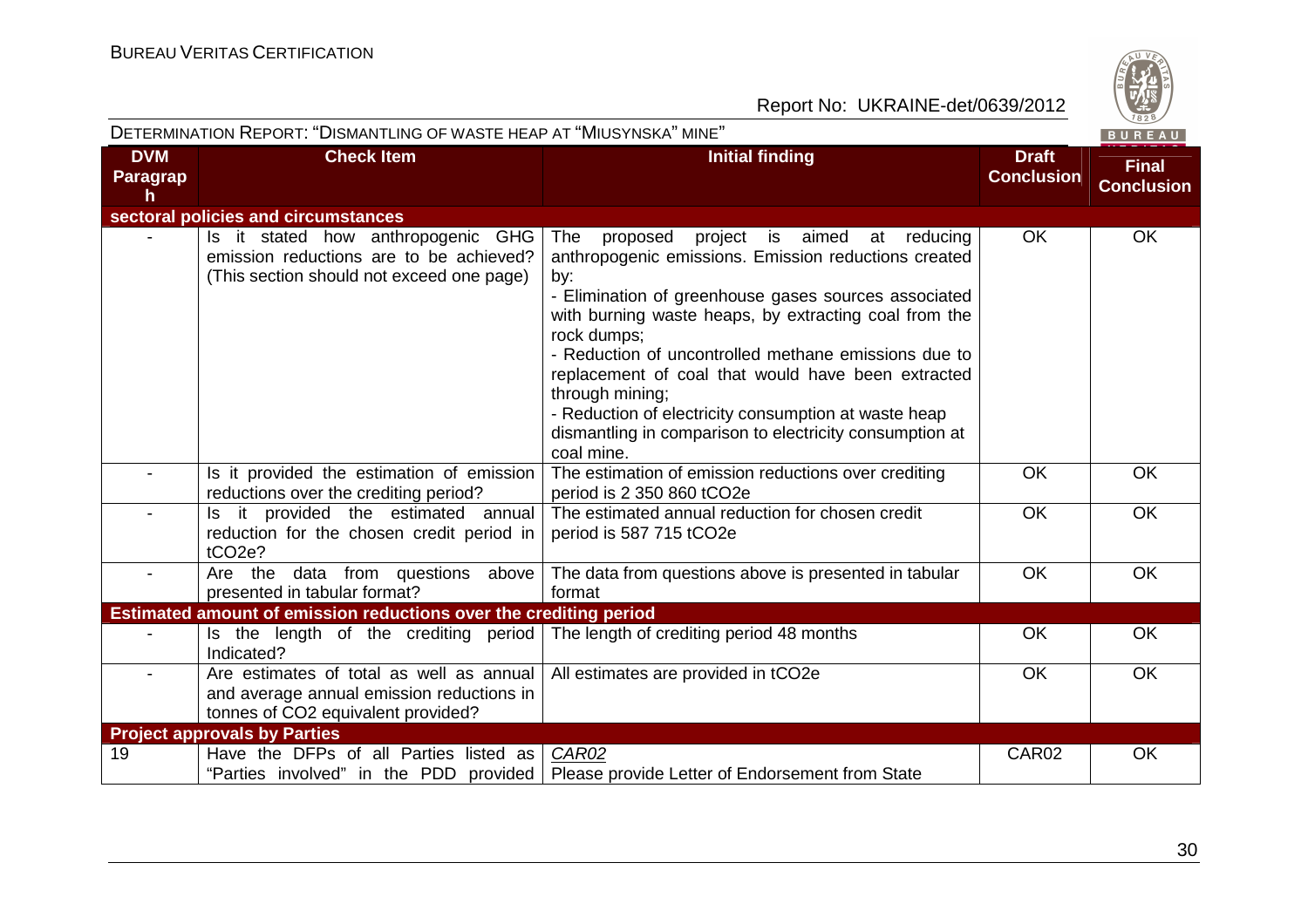| DVM Paragraph | Check Item | Initial finding | Draft Conclusion | Final Conclusion |
|---|---|---|---|---|
| **sectoral policies and circumstances** | | | | |
| - | Is it stated how anthropogenic GHG emission reductions are to be achieved? (This section should not exceed one page) | The proposed project is aimed at reducing anthropogenic emissions. Emission reductions created by:<br>- Elimination of greenhouse gases sources associated with burning waste heaps, by extracting coal from the rock dumps;<br>- Reduction of uncontrolled methane emissions due to replacement of coal that would have been extracted through mining;<br>- Reduction of electricity consumption at waste heap dismantling in comparison to electricity consumption at coal mine. | OK | OK |
| - | Is it provided the estimation of emission reductions over the crediting period? | The estimation of emission reductions over crediting period is 2 350 860 tCO2e | OK | OK |
| - | Is it provided the estimated annual reduction for the chosen credit period in tCO2e? | The estimated annual reduction for chosen credit period is 587 715 tCO2e | OK | OK |
| - | Are the data from questions above presented in tabular format? | The data from questions above is presented in tabular format | OK | OK |
| **Estimated amount of emission reductions over the crediting period** | | | | |
| - | Is the length of the crediting period Indicated? | The length of crediting period 48 months | OK | OK |
| - | Are estimates of total as well as annual and average annual emission reductions in tonnes of CO2 equivalent provided? | All estimates are provided in tCO2e | OK | OK |
| **Project approvals by Parties** | | | | |
| 19 | Have the DFPs of all Parties listed as "Parties involved" in the PDD provided | *CAR02*<br>Please provide Letter of Endorsement from State | CAR02 | OK |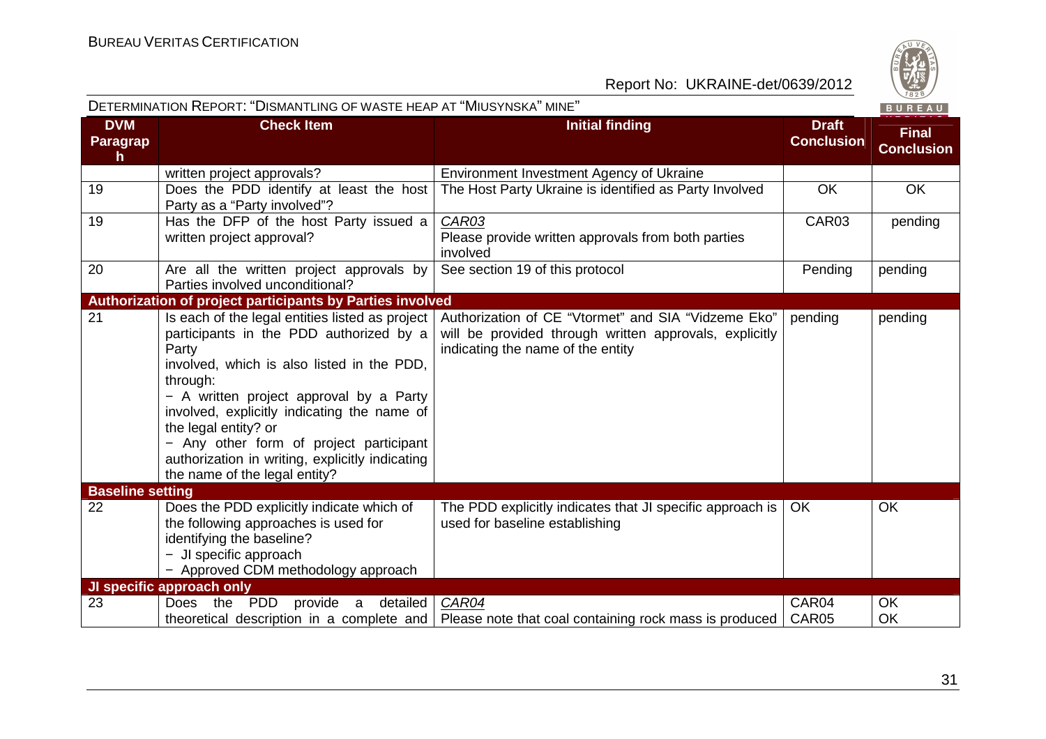| DVM Paragraph | Check Item | Initial finding | Draft Conclusion | Final Conclusion |
|---|---|---|---|---|
| | written project approvals? | Environment Investment Agency of Ukraine | | |
| 19 | Does the PDD identify at least the host Party as a "Party involved"? | The Host Party Ukraine is identified as Party Involved | OK | OK |
| 19 | Has the DFP of the host Party issued a written project approval? | *CAR03*<br>Please provide written approvals from both parties involved | CAR03 | pending |
| 20 | Are all the written project approvals by Parties involved unconditional? | See section 19 of this protocol | Pending | pending |
| **Authorization of project participants by Parties involved** | | | | |
| 21 | Is each of the legal entities listed as project participants in the PDD authorized by a Party involved, which is also listed in the PDD, through:<br>− A written project approval by a Party involved, explicitly indicating the name of the legal entity? or<br>− Any other form of project participant authorization in writing, explicitly indicating the name of the legal entity? | Authorization of CE "Vtormet" and SIA "Vidzeme Eko" will be provided through written approvals, explicitly indicating the name of the entity | pending | pending |
| **Baseline setting** | | | | |
| 22 | Does the PDD explicitly indicate which of the following approaches is used for identifying the baseline?<br>− JI specific approach<br>− Approved CDM methodology approach | The PDD explicitly indicates that JI specific approach is used for baseline establishing | OK | OK |
| **JI specific approach only** | | | | |
| 23 | Does the PDD provide a detailed theoretical description in a complete and | *CAR04*<br>Please note that coal containing rock mass is produced | CAR04<br>CAR05 | OK<br>OK |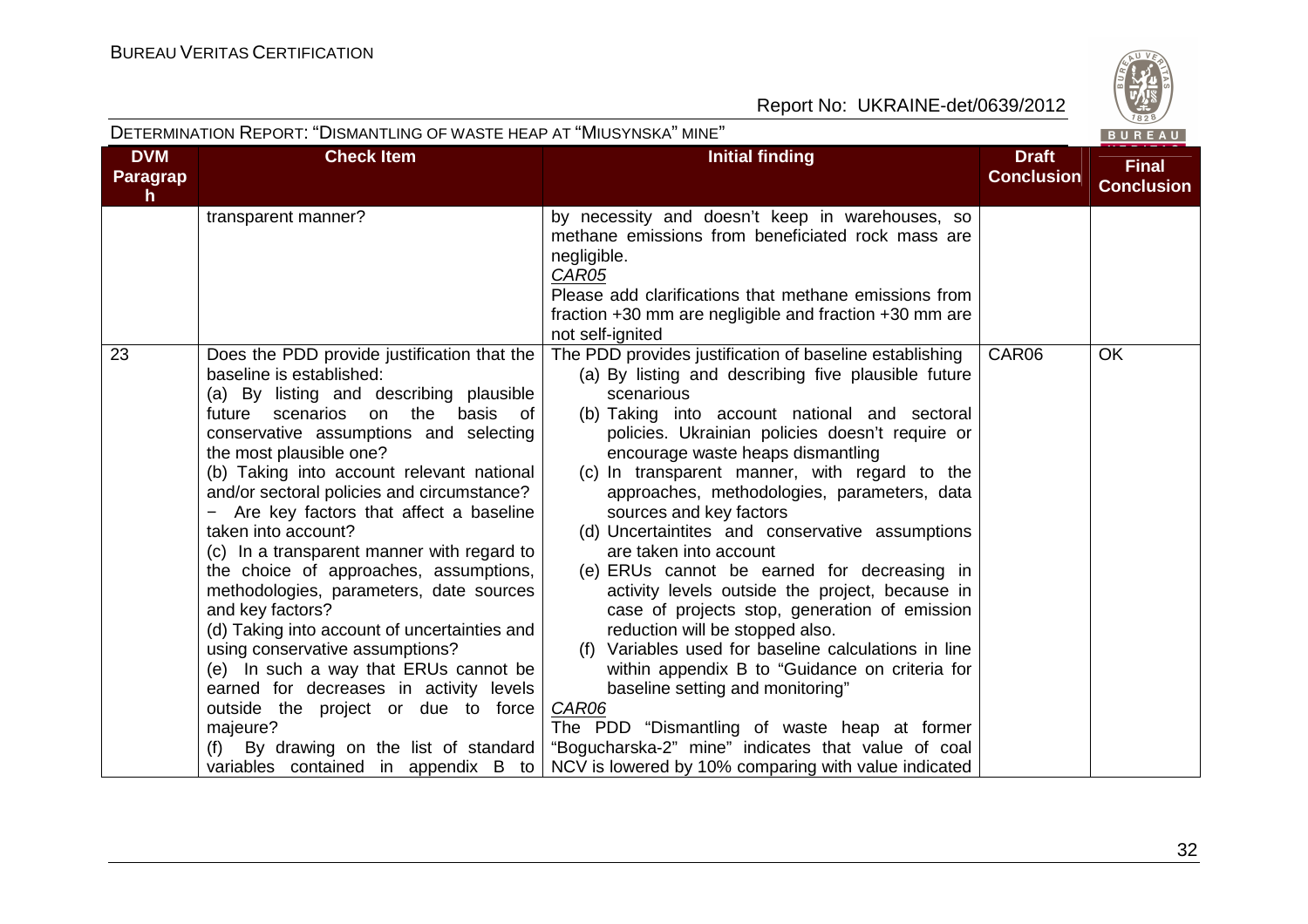| DVM Paragraph | Check Item | Initial finding | Draft Conclusion | Final Conclusion |
|---|---|---|---|---|
| | transparent manner? | by necessity and doesn't keep in warehouses, so methane emissions from beneficiated rock mass are negligible.<br>*CAR05*<br>Please add clarifications that methane emissions from fraction +30 mm are negligible and fraction +30 mm are not self-ignited | | |
| 23 | Does the PDD provide justification that the baseline is established:<br>(a) By listing and describing plausible future scenarios on the basis of conservative assumptions and selecting the most plausible one?<br>(b) Taking into account relevant national and/or sectoral policies and circumstance?<br>− Are key factors that affect a baseline taken into account?<br>(c) In a transparent manner with regard to the choice of approaches, assumptions, methodologies, parameters, date sources and key factors?<br>(d) Taking into account of uncertainties and using conservative assumptions?<br>(e) In such a way that ERUs cannot be earned for decreases in activity levels outside the project or due to force majeure?<br>(f) By drawing on the list of standard variables contained in appendix B to | The PDD provides justification of baseline establishing<br>(a) By listing and describing five plausible future scenarious<br>(b) Taking into account national and sectoral policies. Ukrainian policies doesn't require or encourage waste heaps dismantling<br>(c) In transparent manner, with regard to the approaches, methodologies, parameters, data sources and key factors<br>(d) Uncertaintites and conservative assumptions are taken into account<br>(e) ERUs cannot be earned for decreasing in activity levels outside the project, because in case of projects stop, generation of emission reduction will be stopped also.<br>(f) Variables used for baseline calculations in line within appendix B to "Guidance on criteria for baseline setting and monitoring"<br>*CAR06*<br>The PDD "Dismantling of waste heap at former "Bogucharska-2" mine" indicates that value of coal NCV is lowered by 10% comparing with value indicated | CAR06 | OK |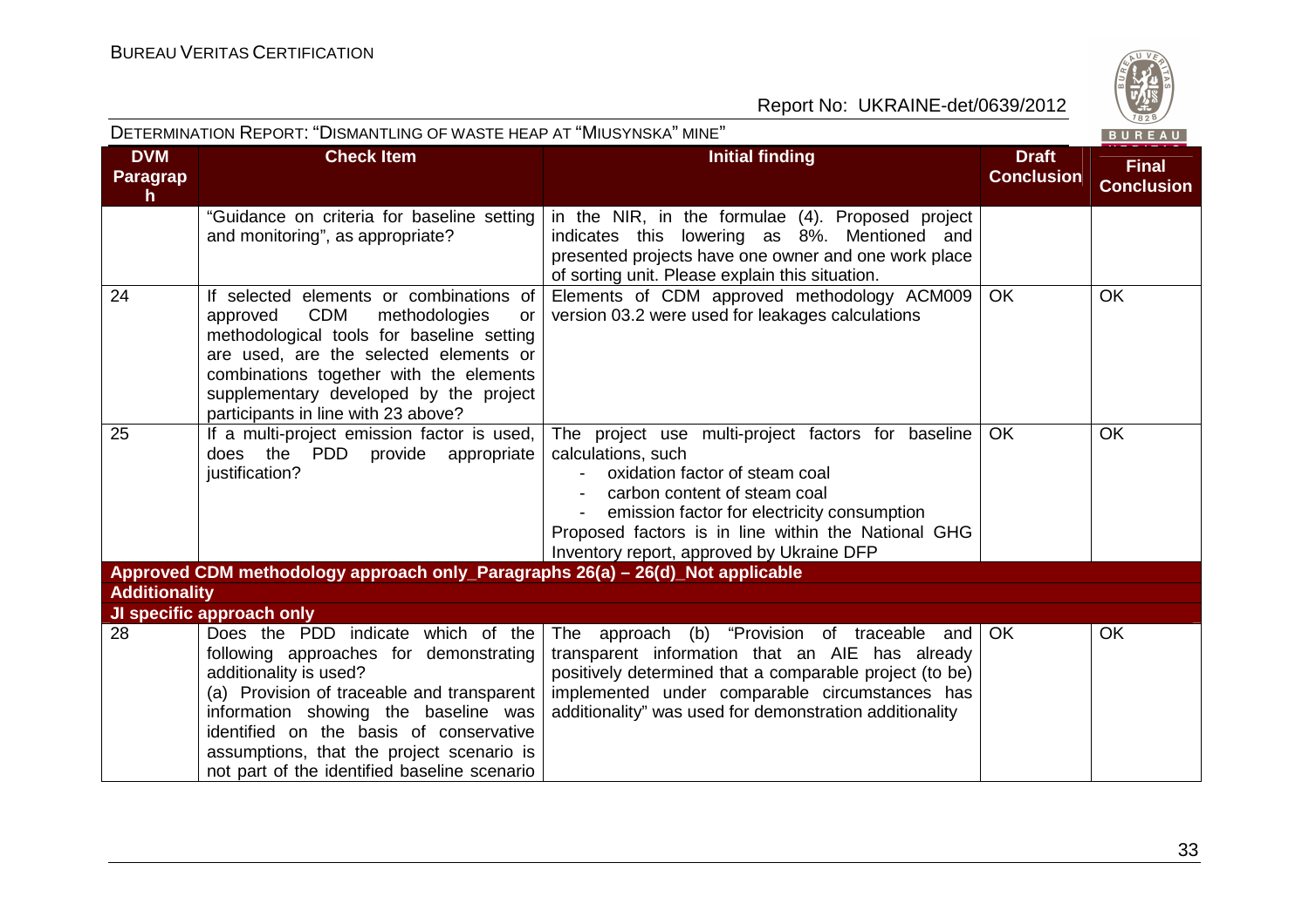| DVM Paragraph | Check Item | Initial finding | Draft Conclusion | Final Conclusion |
|---|---|---|---|---|
| | "Guidance on criteria for baseline setting and monitoring", as appropriate? | in the NIR, in the formulae (4). Proposed project indicates this lowering as 8%. Mentioned and presented projects have one owner and one work place of sorting unit. Please explain this situation. | | |
| 24 | If selected elements or combinations of approved CDM methodologies or methodological tools for baseline setting are used, are the selected elements or combinations together with the elements supplementary developed by the project participants in line with 23 above? | Elements of CDM approved methodology ACM009 version 03.2 were used for leakages calculations | OK | OK |
| 25 | If a multi-project emission factor is used, does the PDD provide appropriate justification? | The project use multi-project factors for baseline calculations, such<br>- oxidation factor of steam coal<br>- carbon content of steam coal<br>- emission factor for electricity consumption<br>Proposed factors is in line within the National GHG Inventory report, approved by Ukraine DFP | OK | OK |
| **Approved CDM methodology approach only_Paragraphs 26(a) – 26(d)_Not applicable** | | | | |
| **Additionality** | | | | |
| **JI specific approach only** | | | | |
| 28 | Does the PDD indicate which of the following approaches for demonstrating additionality is used?<br>(a) Provision of traceable and transparent information showing the baseline was identified on the basis of conservative assumptions, that the project scenario is not part of the identified baseline scenario | The approach (b) "Provision of traceable and transparent information that an AIE has already positively determined that a comparable project (to be) implemented under comparable circumstances has additionality" was used for demonstration additionality | OK | OK |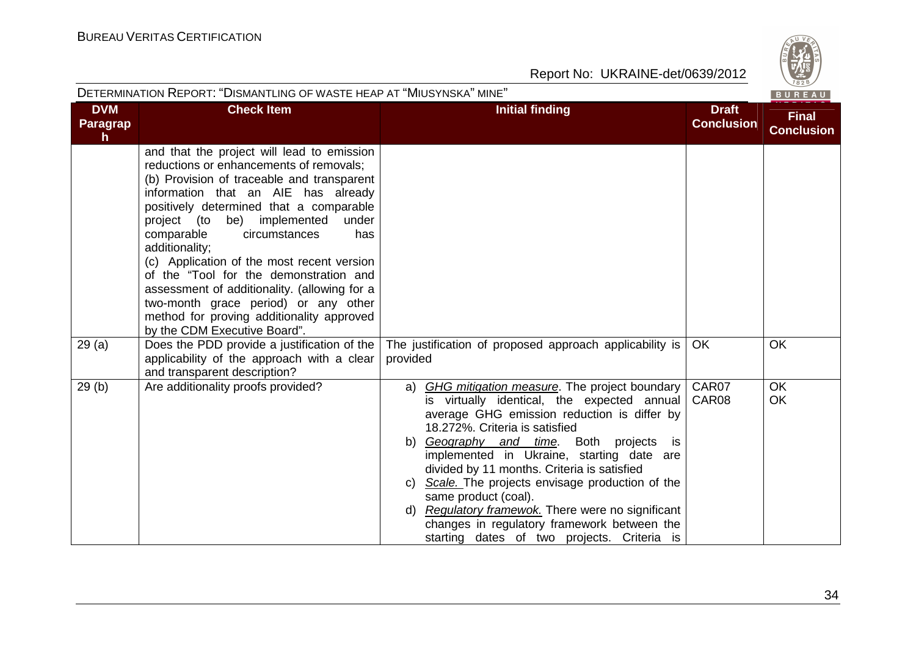| DVM Paragraph | Check Item | Initial finding | Draft Conclusion | Final Conclusion |
|---|---|---|---|---|
| | and that the project will lead to emission reductions or enhancements of removals;<br>(b) Provision of traceable and transparent information that an AIE has already positively determined that a comparable project (to be) implemented under comparable circumstances has additionality;<br>(c) Application of the most recent version of the "Tool for the demonstration and assessment of additionality. (allowing for a two-month grace period) or any other method for proving additionality approved by the CDM Executive Board". | | | |
| 29 (a) | Does the PDD provide a justification of the applicability of the approach with a clear and transparent description? | The justification of proposed approach applicability is provided | OK | OK |
| 29 (b) | Are additionality proofs provided? | a) *GHG mitigation measure*. The project boundary is virtually identical, the expected annual average GHG emission reduction is differ by 18.272%. Criteria is satisfied<br>b) *Geography and time*. Both projects is implemented in Ukraine, starting date are divided by 11 months. Criteria is satisfied<br>c) *Scale.* The projects envisage production of the same product (coal).<br>d) *Regulatory framewok.* There were no significant changes in regulatory framework between the starting dates of two projects. Criteria is | CAR07<br>CAR08 | OK<br>OK |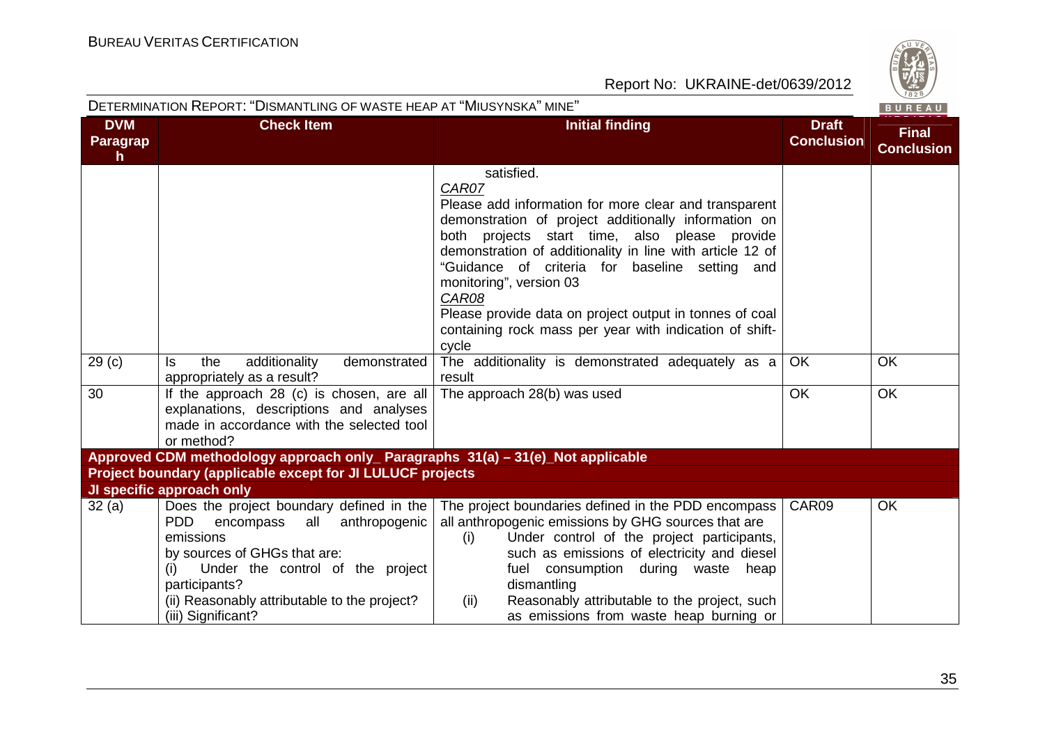| DVM Paragraph | Check Item | Initial finding | Draft Conclusion | Final Conclusion |
|---|---|---|---|---|
| | | satisfied.<br>*CAR07*<br>Please add information for more clear and transparent demonstration of project additionally information on both projects start time, also please provide demonstration of additionality in line with article 12 of "Guidance of criteria for baseline setting and monitoring", version 03<br>*CAR08*<br>Please provide data on project output in tonnes of coal containing rock mass per year with indication of shift-cycle | | |
| 29 (c) | Is the additionality demonstrated appropriately as a result? | The additionality is demonstrated adequately as a result | OK | OK |
| 30 | If the approach 28 (c) is chosen, are all explanations, descriptions and analyses made in accordance with the selected tool or method? | The approach 28(b) was used | OK | OK |
| **Approved CDM methodology approach only_ Paragraphs 31(a) – 31(e)_Not applicable** | | | | |
| **Project boundary (applicable except for JI LULUCF projects** | | | | |
| **JI specific approach only** | | | | |
| 32 (a) | Does the project boundary defined in the PDD encompass all anthropogenic emissions by sources of GHGs that are:<br>(i) Under the control of the project participants?<br>(ii) Reasonably attributable to the project?<br>(iii) Significant? | The project boundaries defined in the PDD encompass all anthropogenic emissions by GHG sources that are<br>(i) Under control of the project participants, such as emissions of electricity and diesel fuel consumption during waste heap dismantling<br>(ii) Reasonably attributable to the project, such as emissions from waste heap burning or | CAR09 | OK |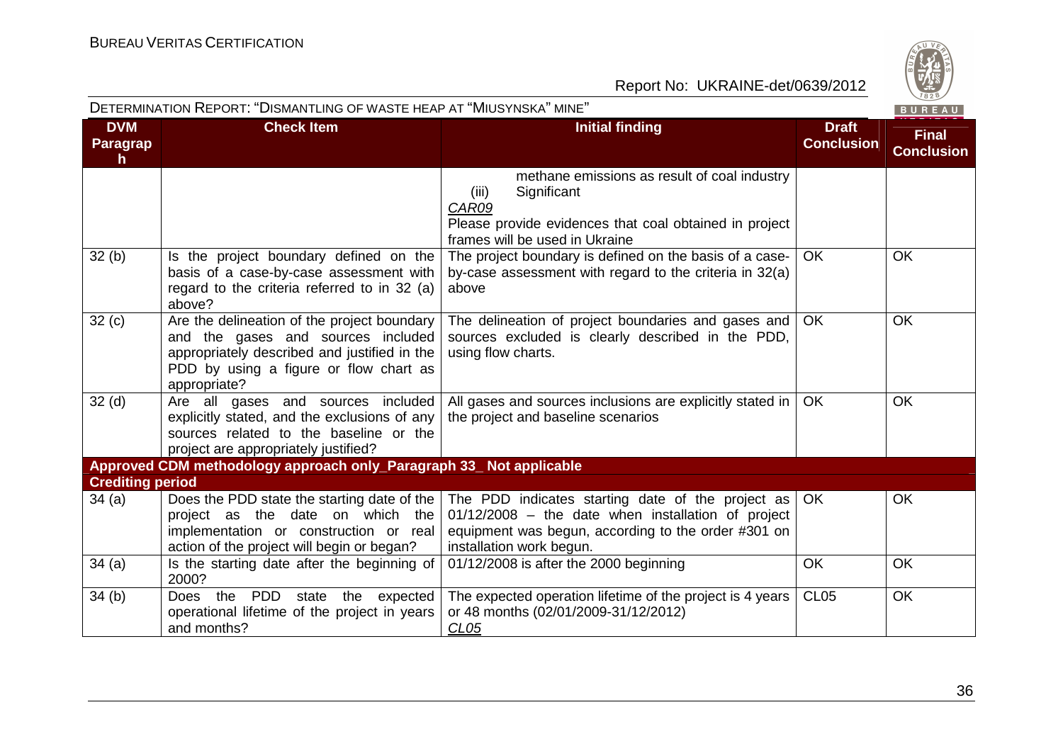| DVM Paragraph | Check Item | Initial finding | Draft Conclusion | Final Conclusion |
|---|---|---|---|---|
| | | methane emissions as result of coal industry<br>(iii) Significant<br>CAR09<br>Please provide evidences that coal obtained in project frames will be used in Ukraine | | |
| 32 (b) | Is the project boundary defined on the basis of a case-by-case assessment with regard to the criteria referred to in 32 (a) above? | The project boundary is defined on the basis of a case-by-case assessment with regard to the criteria in 32(a) above | OK | OK |
| 32 (c) | Are the delineation of the project boundary and the gases and sources included appropriately described and justified in the PDD by using a figure or flow chart as appropriate? | The delineation of project boundaries and gases and sources excluded is clearly described in the PDD, using flow charts. | OK | OK |
| 32 (d) | Are all gases and sources included explicitly stated, and the exclusions of any sources related to the baseline or the project are appropriately justified? | All gases and sources inclusions are explicitly stated in the project and baseline scenarios | OK | OK |
| **Approved CDM methodology approach only_Paragraph 33_ Not applicable** | | | | |
| **Crediting period** | | | | |
| 34 (a) | Does the PDD state the starting date of the project as the date on which the implementation or construction or real action of the project will begin or began? | The PDD indicates starting date of the project as 01/12/2008 – the date when installation of project equipment was begun, according to the order #301 on installation work begun. | OK | OK |
| 34 (a) | Is the starting date after the beginning of 2000? | 01/12/2008 is after the 2000 beginning | OK | OK |
| 34 (b) | Does the PDD state the expected operational lifetime of the project in years and months? | The expected operation lifetime of the project is 4 years or 48 months (02/01/2009-31/12/2012)<br>CL05 | CL05 | OK |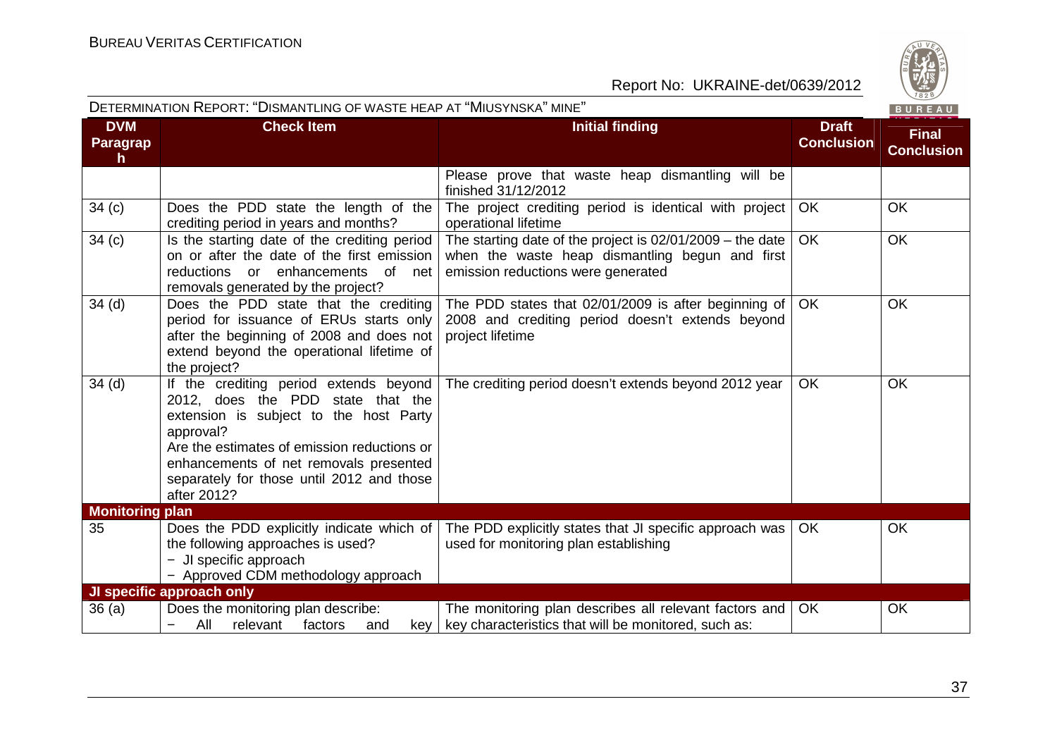| DVM Paragraph | Check Item | Initial finding | Draft Conclusion | Final Conclusion |
|---|---|---|---|---|
| | | Please prove that waste heap dismantling will be finished 31/12/2012 | | |
| 34 (c) | Does the PDD state the length of the crediting period in years and months? | The project crediting period is identical with project operational lifetime | OK | OK |
| 34 (c) | Is the starting date of the crediting period on or after the date of the first emission reductions or enhancements of net removals generated by the project? | The starting date of the project is 02/01/2009 – the date when the waste heap dismantling begun and first emission reductions were generated | OK | OK |
| 34 (d) | Does the PDD state that the crediting period for issuance of ERUs starts only after the beginning of 2008 and does not extend beyond the operational lifetime of the project? | The PDD states that 02/01/2009 is after beginning of 2008 and crediting period doesn't extends beyond project lifetime | OK | OK |
| 34 (d) | If the crediting period extends beyond 2012, does the PDD state that the extension is subject to the host Party approval?<br>Are the estimates of emission reductions or enhancements of net removals presented separately for those until 2012 and those after 2012? | The crediting period doesn't extends beyond 2012 year | OK | OK |
| **Monitoring plan** | | | | |
| 35 | Does the PDD explicitly indicate which of the following approaches is used?<br>− JI specific approach<br>− Approved CDM methodology approach | The PDD explicitly states that JI specific approach was used for monitoring plan establishing | OK | OK |
| **JI specific approach only** | | | | |
| 36 (a) | Does the monitoring plan describe:<br>− All relevant factors and key | The monitoring plan describes all relevant factors and key characteristics that will be monitored, such as: | OK | OK |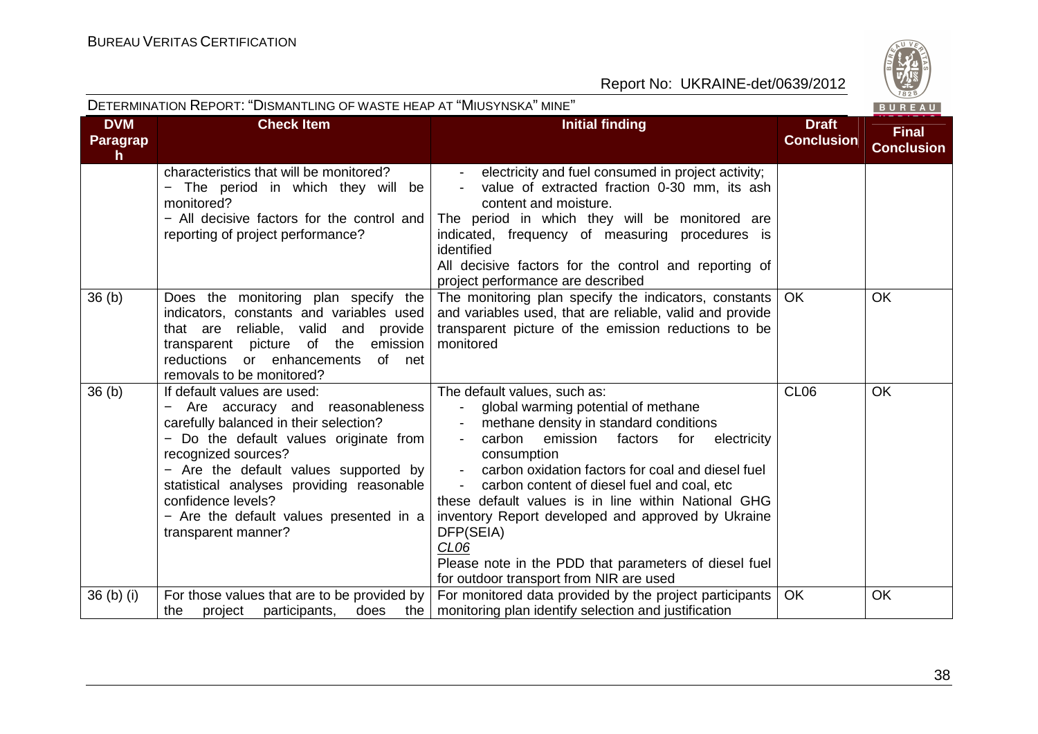| DVM Paragraph | Check Item | Initial finding | Draft Conclusion | Final Conclusion |
|---|---|---|---|---|
| | characteristics that will be monitored?<br>− The period in which they will be monitored?<br>− All decisive factors for the control and reporting of project performance? | - electricity and fuel consumed in project activity;<br>- value of extracted fraction 0-30 mm, its ash content and moisture.<br>The period in which they will be monitored are indicated, frequency of measuring procedures is identified<br>All decisive factors for the control and reporting of project performance are described | | |
| 36 (b) | Does the monitoring plan specify the indicators, constants and variables used that are reliable, valid and provide transparent picture of the emission reductions or enhancements of net removals to be monitored? | The monitoring plan specify the indicators, constants and variables used, that are reliable, valid and provide transparent picture of the emission reductions to be monitored | OK | OK |
| 36 (b) | If default values are used:<br>− Are accuracy and reasonableness carefully balanced in their selection?<br>− Do the default values originate from recognized sources?<br>− Are the default values supported by statistical analyses providing reasonable confidence levels?<br>− Are the default values presented in a transparent manner? | The default values, such as:<br>- global warming potential of methane<br>- methane density in standard conditions<br>- carbon emission factors for electricity consumption<br>- carbon oxidation factors for coal and diesel fuel<br>- carbon content of diesel fuel and coal, etc<br>these default values is in line within National GHG inventory Report developed and approved by Ukraine DFP(SEIA)<br>*CL06*<br>Please note in the PDD that parameters of diesel fuel for outdoor transport from NIR are used | CL06 | OK |
| 36 (b) (i) | For those values that are to be provided by the project participants, does the | For monitored data provided by the project participants monitoring plan identify selection and justification | OK | OK |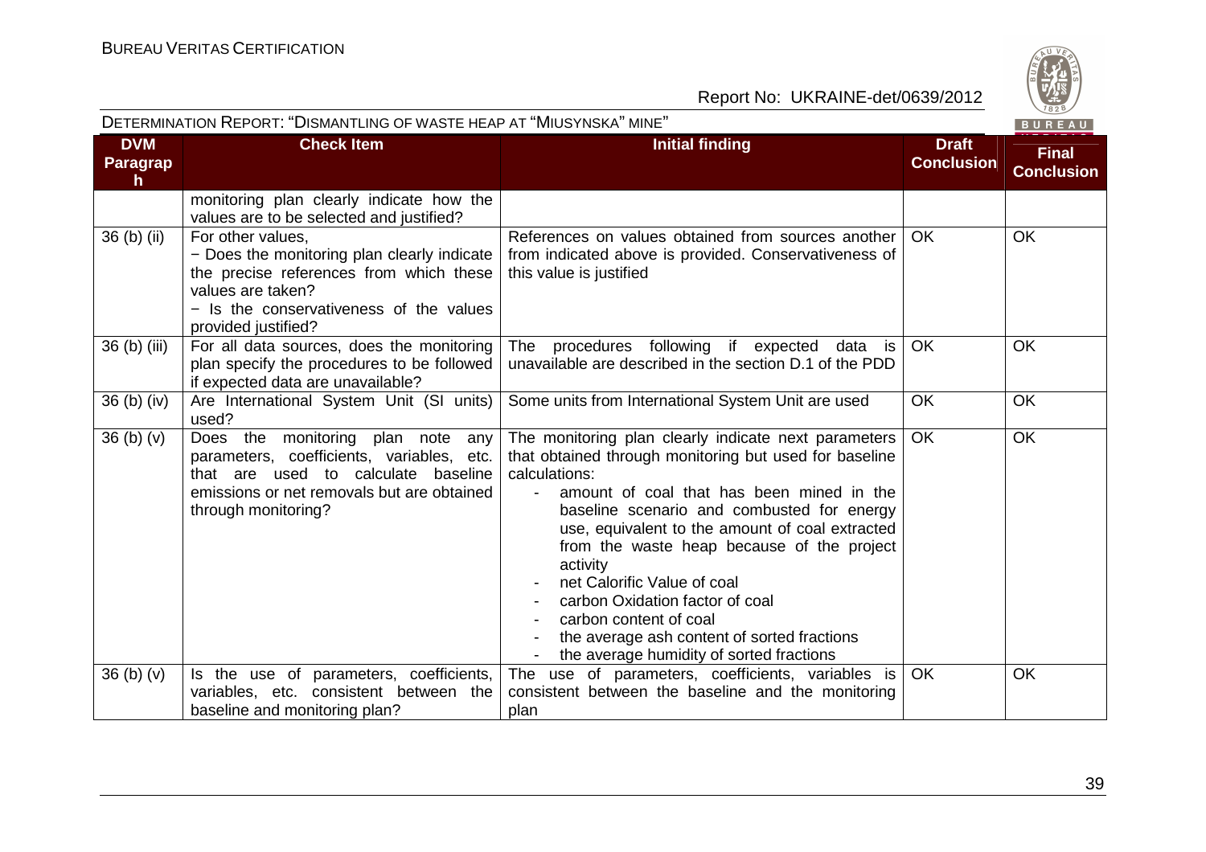| DVM Paragraph | Check Item | Initial finding | Draft Conclusion | Final Conclusion |
|---|---|---|---|---|
| | monitoring plan clearly indicate how the values are to be selected and justified? | | | |
| 36 (b) (ii) | For other values, <br>− Does the monitoring plan clearly indicate the precise references from which these values are taken? <br>− Is the conservativeness of the values provided justified? | References on values obtained from sources another from indicated above is provided. Conservativeness of this value is justified | OK | OK |
| 36 (b) (iii) | For all data sources, does the monitoring plan specify the procedures to be followed if expected data are unavailable? | The procedures following if expected data is unavailable are described in the section D.1 of the PDD | OK | OK |
| 36 (b) (iv) | Are International System Unit (SI units) used? | Some units from International System Unit are used | OK | OK |
| 36 (b) (v) | Does the monitoring plan note any parameters, coefficients, variables, etc. that are used to calculate baseline emissions or net removals but are obtained through monitoring? | The monitoring plan clearly indicate next parameters that obtained through monitoring but used for baseline calculations: <br>- amount of coal that has been mined in the baseline scenario and combusted for energy use, equivalent to the amount of coal extracted from the waste heap because of the project activity <br>- net Calorific Value of coal <br>- carbon Oxidation factor of coal <br>- carbon content of coal <br>- the average ash content of sorted fractions <br>- the average humidity of sorted fractions | OK | OK |
| 36 (b) (v) | Is the use of parameters, coefficients, variables, etc. consistent between the baseline and monitoring plan? | The use of parameters, coefficients, variables is consistent between the baseline and the monitoring plan | OK | OK |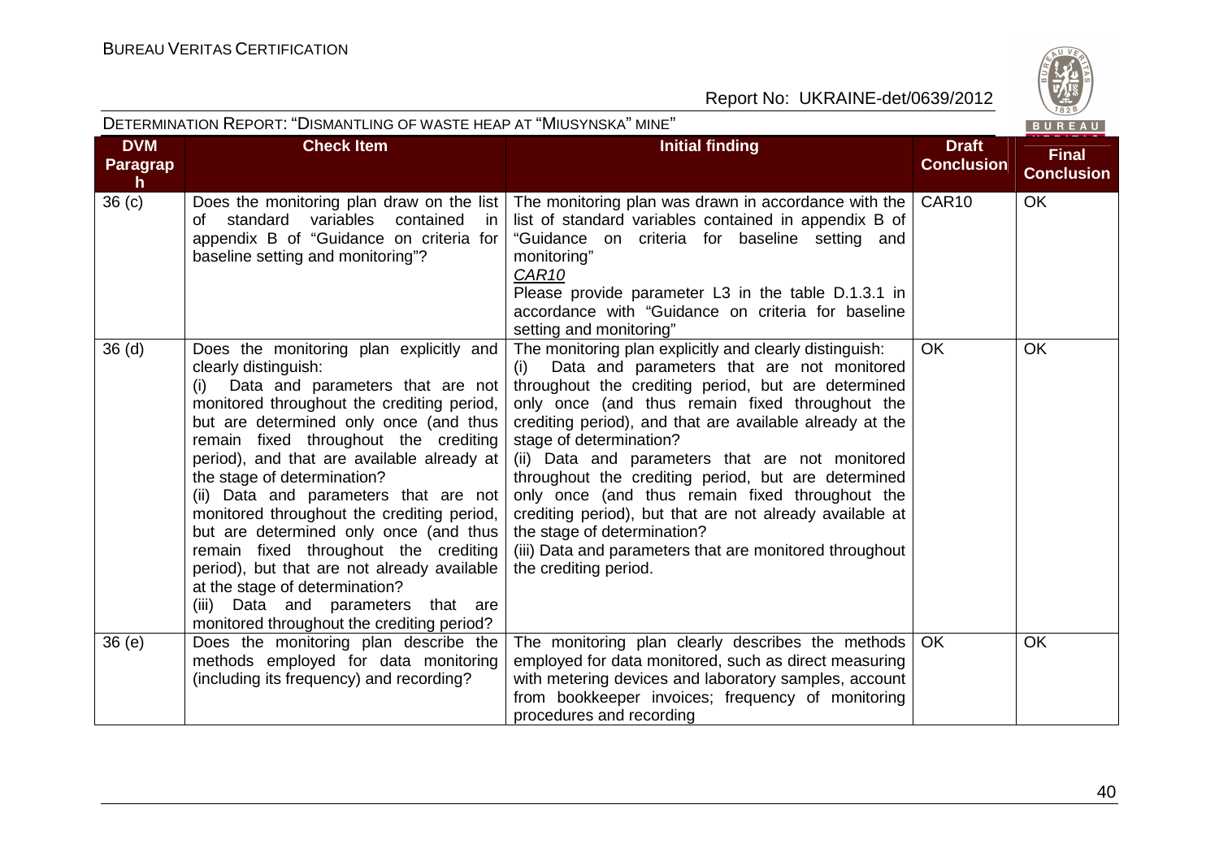| DVM Paragraph | Check Item | Initial finding | Draft Conclusion | Final Conclusion |
|---|---|---|---|---|
| 36 (c) | Does the monitoring plan draw on the list of standard variables contained in appendix B of "Guidance on criteria for baseline setting and monitoring"? | The monitoring plan was drawn in accordance with the list of standard variables contained in appendix B of "Guidance on criteria for baseline setting and monitoring"<br>CAR10<br>Please provide parameter L3 in the table D.1.3.1 in accordance with "Guidance on criteria for baseline setting and monitoring" | CAR10 | OK |
| 36 (d) | Does the monitoring plan explicitly and clearly distinguish:<br>(i) Data and parameters that are not monitored throughout the crediting period, but are determined only once (and thus remain fixed throughout the crediting period), and that are available already at the stage of determination?<br>(ii) Data and parameters that are not monitored throughout the crediting period, but are determined only once (and thus remain fixed throughout the crediting period), but that are not already available at the stage of determination?<br>(iii) Data and parameters that are monitored throughout the crediting period? | The monitoring plan explicitly and clearly distinguish:<br>(i) Data and parameters that are not monitored throughout the crediting period, but are determined only once (and thus remain fixed throughout the crediting period), and that are available already at the stage of determination?<br>(ii) Data and parameters that are not monitored throughout the crediting period, but are determined only once (and thus remain fixed throughout the crediting period), but that are not already available at the stage of determination?<br>(iii) Data and parameters that are monitored throughout the crediting period. | OK | OK |
| 36 (e) | Does the monitoring plan describe the methods employed for data monitoring (including its frequency) and recording? | The monitoring plan clearly describes the methods employed for data monitored, such as direct measuring with metering devices and laboratory samples, account from bookkeeper invoices; frequency of monitoring procedures and recording | OK | OK |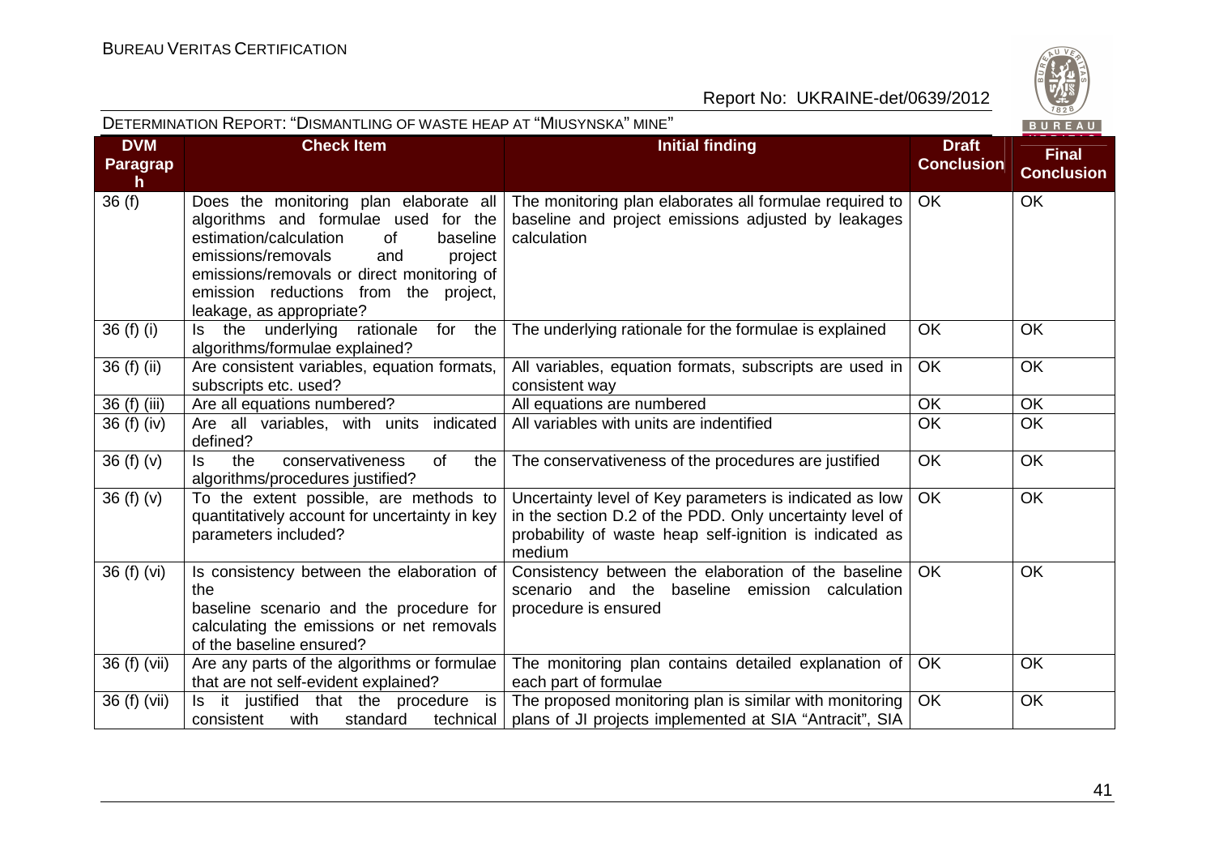| DVM Paragraph | Check Item | Initial finding | Draft Conclusion | Final Conclusion |
|---|---|---|---|---|
| 36 (f) | Does the monitoring plan elaborate all algorithms and formulae used for the estimation/calculation of baseline emissions/removals and project emissions/removals or direct monitoring of emission reductions from the project, leakage, as appropriate? | The monitoring plan elaborates all formulae required to baseline and project emissions adjusted by leakages calculation | OK | OK |
| 36 (f) (i) | Is the underlying rationale for the algorithms/formulae explained? | The underlying rationale for the formulae is explained | OK | OK |
| 36 (f) (ii) | Are consistent variables, equation formats, subscripts etc. used? | All variables, equation formats, subscripts are used in consistent way | OK | OK |
| 36 (f) (iii) | Are all equations numbered? | All equations are numbered | OK | OK |
| 36 (f) (iv) | Are all variables, with units indicated defined? | All variables with units are indentified | OK | OK |
| 36 (f) (v) | Is the conservativeness of the algorithms/procedures justified? | The conservativeness of the procedures are justified | OK | OK |
| 36 (f) (v) | To the extent possible, are methods to quantitatively account for uncertainty in key parameters included? | Uncertainty level of Key parameters is indicated as low in the section D.2 of the PDD. Only uncertainty level of probability of waste heap self-ignition is indicated as medium | OK | OK |
| 36 (f) (vi) | Is consistency between the elaboration of the baseline scenario and the procedure for calculating the emissions or net removals of the baseline ensured? | Consistency between the elaboration of the baseline scenario and the baseline emission calculation procedure is ensured | OK | OK |
| 36 (f) (vii) | Are any parts of the algorithms or formulae that are not self-evident explained? | The monitoring plan contains detailed explanation of each part of formulae | OK | OK |
| 36 (f) (vii) | Is it justified that the procedure is consistent with standard technical | The proposed monitoring plan is similar with monitoring plans of JI projects implemented at SIA "Antract", SIA | OK | OK |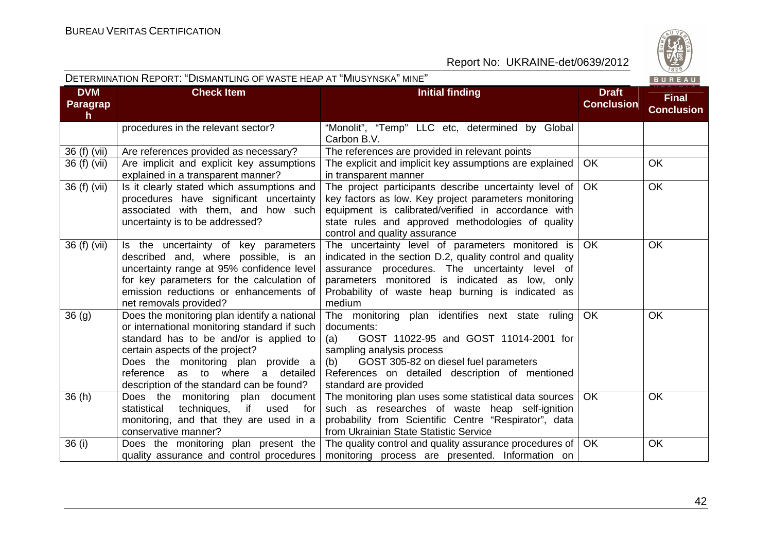DETERMINATION REPORT: "DISMANTLING OF WASTE HEAP AT "MIUSYNSKA" MINE"

| DVM Paragraph | Check Item | Initial finding | Draft Conclusion | Final Conclusion |
|---|---|---|---|---|
| | procedures in the relevant sector? | "Monolit", "Temp" LLC etc, determined by Global Carbon B.V. | | |
| 36 (f) (vii) | Are references provided as necessary? | The references are provided in relevant points | | |
| 36 (f) (vii) | Are implicit and explicit key assumptions explained in a transparent manner? | The explicit and implicit key assumptions are explained in transparent manner | OK | OK |
| 36 (f) (vii) | Is it clearly stated which assumptions and procedures have significant uncertainty associated with them, and how such uncertainty is to be addressed? | The project participants describe uncertainty level of key factors as low. Key project parameters monitoring equipment is calibrated/verified in accordance with state rules and approved methodologies of quality control and quality assurance | OK | OK |
| 36 (f) (vii) | Is the uncertainty of key parameters described and, where possible, is an uncertainty range at 95% confidence level for key parameters for the calculation of emission reductions or enhancements of net removals provided? | The uncertainty level of parameters monitored is indicated in the section D.2, quality control and quality assurance procedures. The uncertainty level of parameters monitored is indicated as low, only Probability of waste heap burning is indicated as medium | OK | OK |
| 36 (g) | Does the monitoring plan identify a national or international monitoring standard if such standard has to be and/or is applied to certain aspects of the project?<br>Does the monitoring plan provide a reference as to where a detailed description of the standard can be found? | The monitoring plan identifies next state ruling documents:<br>(a) GOST 11022-95 and GOST 11014-2001 for sampling analysis process<br>(b) GOST 305-82 on diesel fuel parameters<br>References on detailed description of mentioned standard are provided | OK | OK |
| 36 (h) | Does the monitoring plan document statistical techniques, if used for monitoring, and that they are used in a conservative manner? | The monitoring plan uses some statistical data sources such as researches of waste heap self-ignition probability from Scientific Centre "Respirator", data from Ukrainian State Statistic Service | OK | OK |
| 36 (i) | Does the monitoring plan present the quality assurance and control procedures | The quality control and quality assurance procedures of monitoring process are presented. Information on | OK | OK |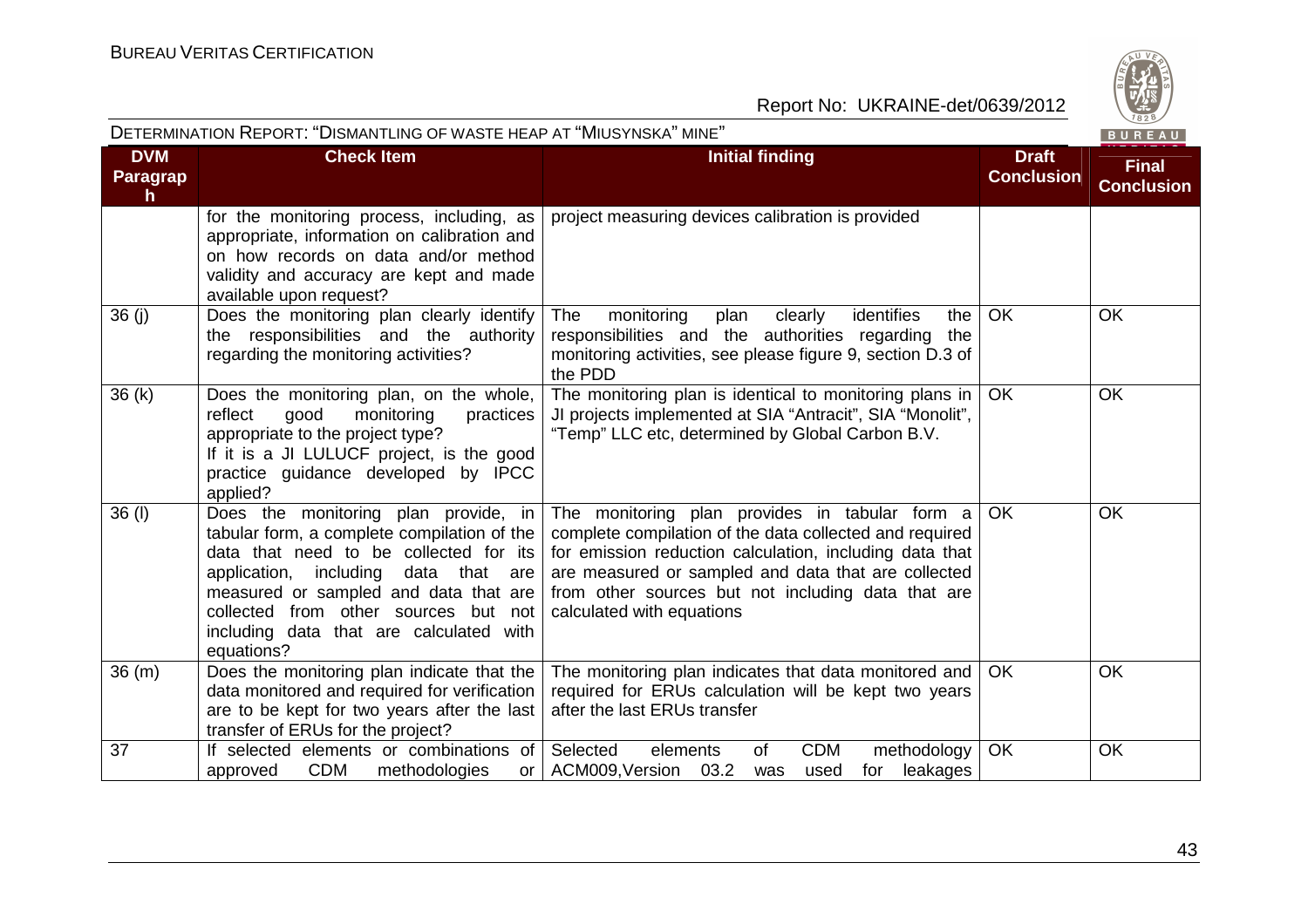DETERMINATION REPORT: "DISMANTLING OF WASTE HEAP AT "MIUSYNSKA" MINE"

| DVM Paragraph | Check Item | Initial finding | Draft Conclusion | Final Conclusion |
|---|---|---|---|---|
| | for the monitoring process, including, as appropriate, information on calibration and on how records on data and/or method validity and accuracy are kept and made available upon request? | project measuring devices calibration is provided | | |
| 36 (j) | Does the monitoring plan clearly identify the responsibilities and the authority regarding the monitoring activities? | The monitoring plan clearly identifies the responsibilities and the authorities regarding the monitoring activities, see please figure 9, section D.3 of the PDD | OK | OK |
| 36 (k) | Does the monitoring plan, on the whole, reflect good monitoring practices appropriate to the project type? If it is a JI LULUCF project, is the good practice guidance developed by IPCC applied? | The monitoring plan is identical to monitoring plans in JI projects implemented at SIA "Antracit", SIA "Monolit", "Temp" LLC etc, determined by Global Carbon B.V. | OK | OK |
| 36 (l) | Does the monitoring plan provide, in tabular form, a complete compilation of the data that need to be collected for its application, including data that are measured or sampled and data that are collected from other sources but not including data that are calculated with equations? | The monitoring plan provides in tabular form a complete compilation of the data collected and required for emission reduction calculation, including data that are measured or sampled and data that are collected from other sources but not including data that are calculated with equations | OK | OK |
| 36 (m) | Does the monitoring plan indicate that the data monitored and required for verification are to be kept for two years after the last transfer of ERUs for the project? | The monitoring plan indicates that data monitored and required for ERUs calculation will be kept two years after the last ERUs transfer | OK | OK |
| 37 | If selected elements or combinations of approved CDM methodologies or | Selected elements of CDM methodology ACM009,Version 03.2 was used for leakages | OK | OK |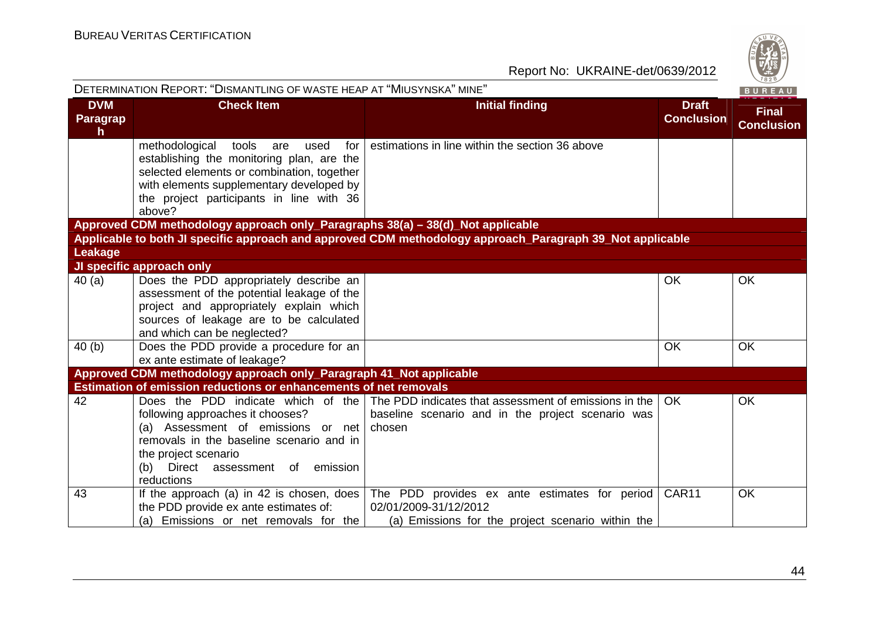| DVM Paragraph | Check Item | Initial finding | Draft Conclusion | Final Conclusion |
|---|---|---|---|---|
| | methodological tools are used for establishing the monitoring plan, are the selected elements or combination, together with elements supplementary developed by the project participants in line with 36 above? | estimations in line within the section 36 above | | |
| **Approved CDM methodology approach only_Paragraphs 38(a) – 38(d)_Not applicable** | | | | |
| **Applicable to both JI specific approach and approved CDM methodology approach_Paragraph 39_Not applicable** | | | | |
| **Leakage** | | | | |
| **JI specific approach only** | | | | |
| 40 (a) | Does the PDD appropriately describe an assessment of the potential leakage of the project and appropriately explain which sources of leakage are to be calculated and which can be neglected? | | OK | OK |
| 40 (b) | Does the PDD provide a procedure for an ex ante estimate of leakage? | | OK | OK |
| **Approved CDM methodology approach only_Paragraph 41_Not applicable** | | | | |
| **Estimation of emission reductions or enhancements of net removals** | | | | |
| 42 | Does the PDD indicate which of the following approaches it chooses?<br>(a) Assessment of emissions or net removals in the baseline scenario and in the project scenario<br>(b) Direct assessment of emission reductions | The PDD indicates that assessment of emissions in the baseline scenario and in the project scenario was chosen | OK | OK |
| 43 | If the approach (a) in 42 is chosen, does the PDD provide ex ante estimates of:<br>(a) Emissions or net removals for the | The PDD provides ex ante estimates for period 02/01/2009-31/12/2012<br>(a) Emissions for the project scenario within the | CAR11 | OK |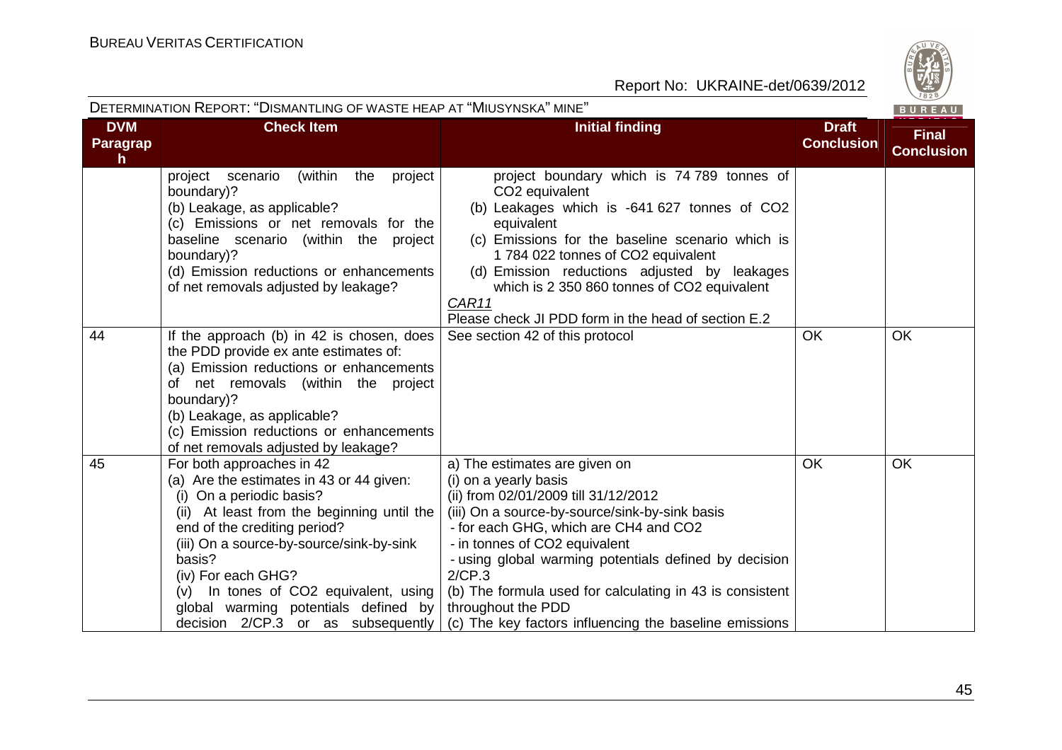| DVM Paragraph | Check Item | Initial finding | Draft Conclusion | Final Conclusion |
|---|---|---|---|---|
| | project scenario (within the project boundary)?<br>(b) Leakage, as applicable?<br>(c) Emissions or net removals for the baseline scenario (within the project boundary)?<br>(d) Emission reductions or enhancements of net removals adjusted by leakage? | project boundary which is 74 789 tonnes of $CO_2$ equivalent<br>(b) Leakages which is -641 627 tonnes of $CO_2$ equivalent<br>(c) Emissions for the baseline scenario which is 1 784 022 tonnes of $CO_2$ equivalent<br>(d) Emission reductions adjusted by leakages which is 2 350 860 tonnes of $CO_2$ equivalent<br>CAR11<br>Please check JI PDD form in the head of section E.2 | | |
| 44 | If the approach (b) in 42 is chosen, does the PDD provide ex ante estimates of:<br>(a) Emission reductions or enhancements of net removals (within the project boundary)?<br>(b) Leakage, as applicable?<br>(c) Emission reductions or enhancements of net removals adjusted by leakage? | See section 42 of this protocol | OK | OK |
| 45 | For both approaches in 42<br>(a) Are the estimates in 43 or 44 given:<br>(i) On a periodic basis?<br>(ii) At least from the beginning until the end of the crediting period?<br>(iii) On a source-by-source/sink-by-sink basis?<br>(iv) For each GHG?<br>(v) In tones of $CO_2$ equivalent, using global warming potentials defined by decision 2/CP.3 or as subsequently | a) The estimates are given on<br>(i) on a yearly basis<br>(ii) from 02/01/2009 till 31/12/2012<br>(iii) On a source-by-source/sink-by-sink basis<br>- for each GHG, which are $CH_4$ and $CO_2$<br>- in tonnes of $CO_2$ equivalent<br>- using global warming potentials defined by decision 2/CP.3<br>(b) The formula used for calculating in 43 is consistent throughout the PDD<br>(c) The key factors influencing the baseline emissions | OK | OK |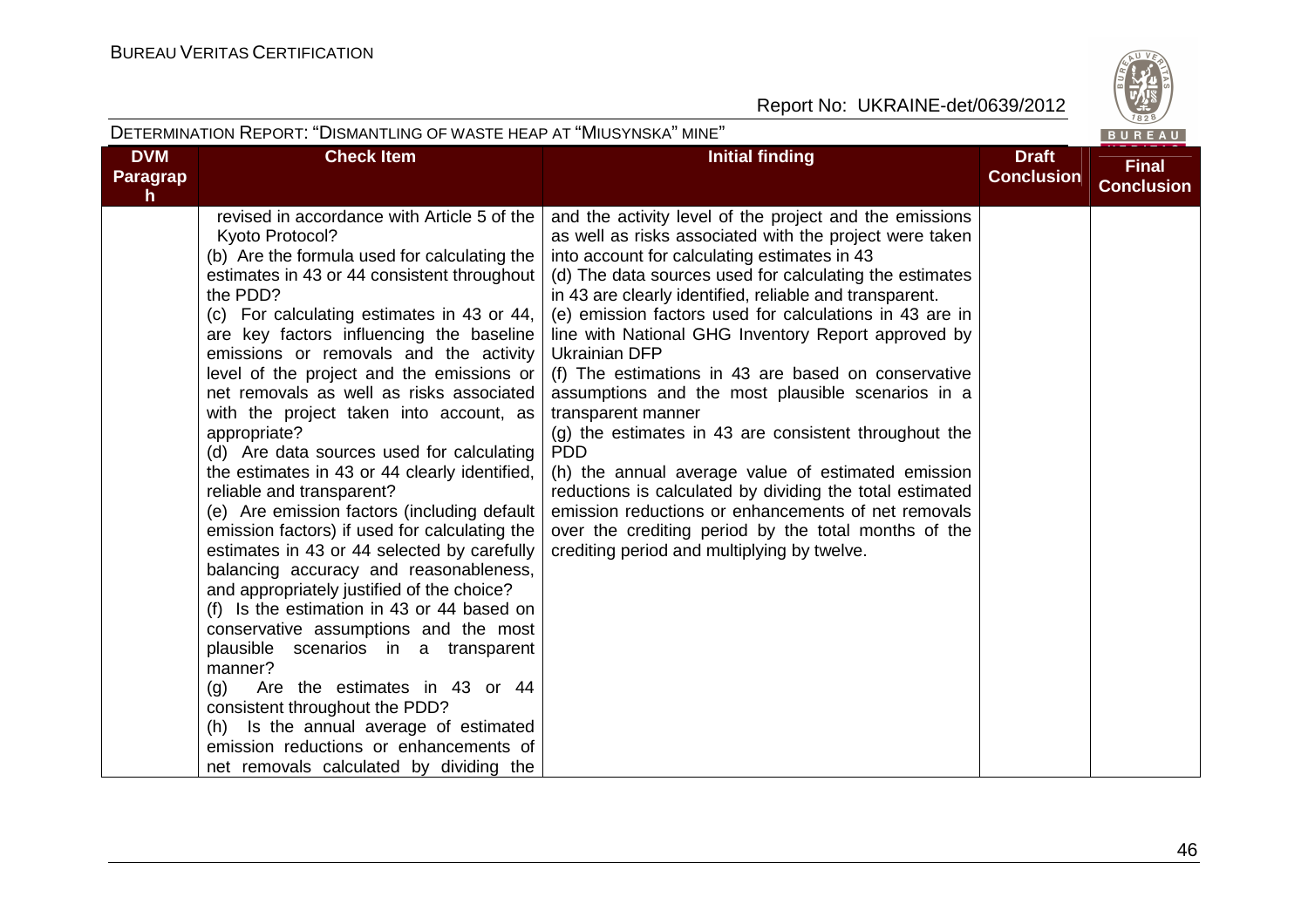DETERMINATION REPORT: "DISMANTLING OF WASTE HEAP AT "MIUSYNSKA" MINE"

| DVM Paragraph | Check Item | Initial finding | Draft Conclusion | Final Conclusion |
|---|---|---|---|---|
| | revised in accordance with Article 5 of the Kyoto Protocol?<br>(b) Are the formula used for calculating the estimates in 43 or 44 consistent throughout the PDD?<br>(c) For calculating estimates in 43 or 44, are key factors influencing the baseline emissions or removals and the activity level of the project and the emissions or net removals as well as risks associated with the project taken into account, as appropriate?<br>(d) Are data sources used for calculating the estimates in 43 or 44 clearly identified, reliable and transparent?<br>(e) Are emission factors (including default emission factors) if used for calculating the estimates in 43 or 44 selected by carefully balancing accuracy and reasonableness, and appropriately justified of the choice?<br>(f) Is the estimation in 43 or 44 based on conservative assumptions and the most plausible scenarios in a transparent manner?<br>(g) Are the estimates in 43 or 44 consistent throughout the PDD?<br>(h) Is the annual average of estimated emission reductions or enhancements of net removals calculated by dividing the | and the activity level of the project and the emissions as well as risks associated with the project were taken into account for calculating estimates in 43<br>(d) The data sources used for calculating the estimates in 43 are clearly identified, reliable and transparent.<br>(e) emission factors used for calculations in 43 are in line with National GHG Inventory Report approved by Ukrainian DFP<br>(f) The estimations in 43 are based on conservative assumptions and the most plausible scenarios in a transparent manner<br>(g) the estimates in 43 are consistent throughout the PDD<br>(h) the annual average value of estimated emission reductions is calculated by dividing the total estimated emission reductions or enhancements of net removals over the crediting period by the total months of the crediting period and multiplying by twelve. | | |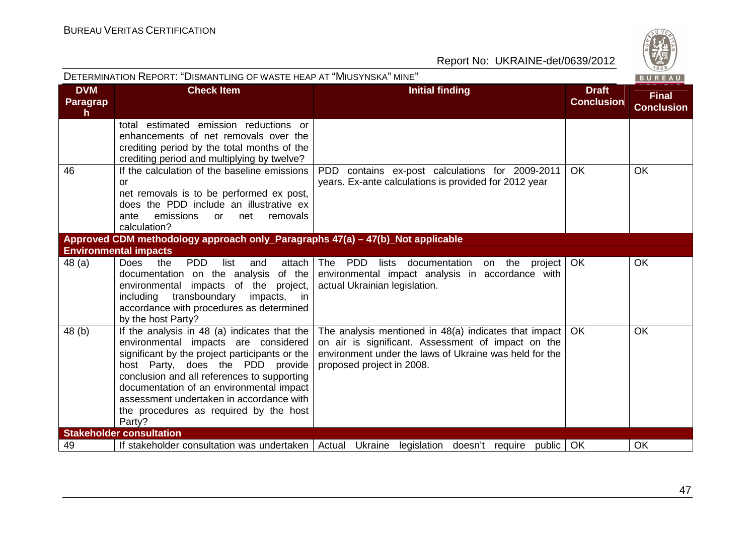| DVM Paragraph | Check Item | Initial finding | Draft Conclusion | Final Conclusion |
|---|---|---|---|---|
| | total estimated emission reductions or enhancements of net removals over the crediting period by the total months of the crediting period and multiplying by twelve? | | | |
| 46 | If the calculation of the baseline emissions or net removals is to be performed ex post, does the PDD include an illustrative ex ante emissions or net removals calculation? | PDD contains ex-post calculations for 2009-2011 years. Ex-ante calculations is provided for 2012 year | OK | OK |
| **Approved CDM methodology approach only_Paragraphs 47(a) – 47(b)_Not applicable** | | | | |
| **Environmental impacts** | | | | |
| 48 (a) | Does the PDD list and attach documentation on the analysis of the environmental impacts of the project, including transboundary impacts, in accordance with procedures as determined by the host Party? | The PDD lists documentation on the project environmental impact analysis in accordance with actual Ukrainian legislation. | OK | OK |
| 48 (b) | If the analysis in 48 (a) indicates that the environmental impacts are considered significant by the project participants or the host Party, does the PDD provide conclusion and all references to supporting documentation of an environmental impact assessment undertaken in accordance with the procedures as required by the host Party? | The analysis mentioned in 48(a) indicates that impact on air is significant. Assessment of impact on the environment under the laws of Ukraine was held for the proposed project in 2008. | OK | OK |
| **Stakeholder consultation** | | | | |
| 49 | If stakeholder consultation was undertaken | Actual Ukraine legislation doesn't require public | OK | OK |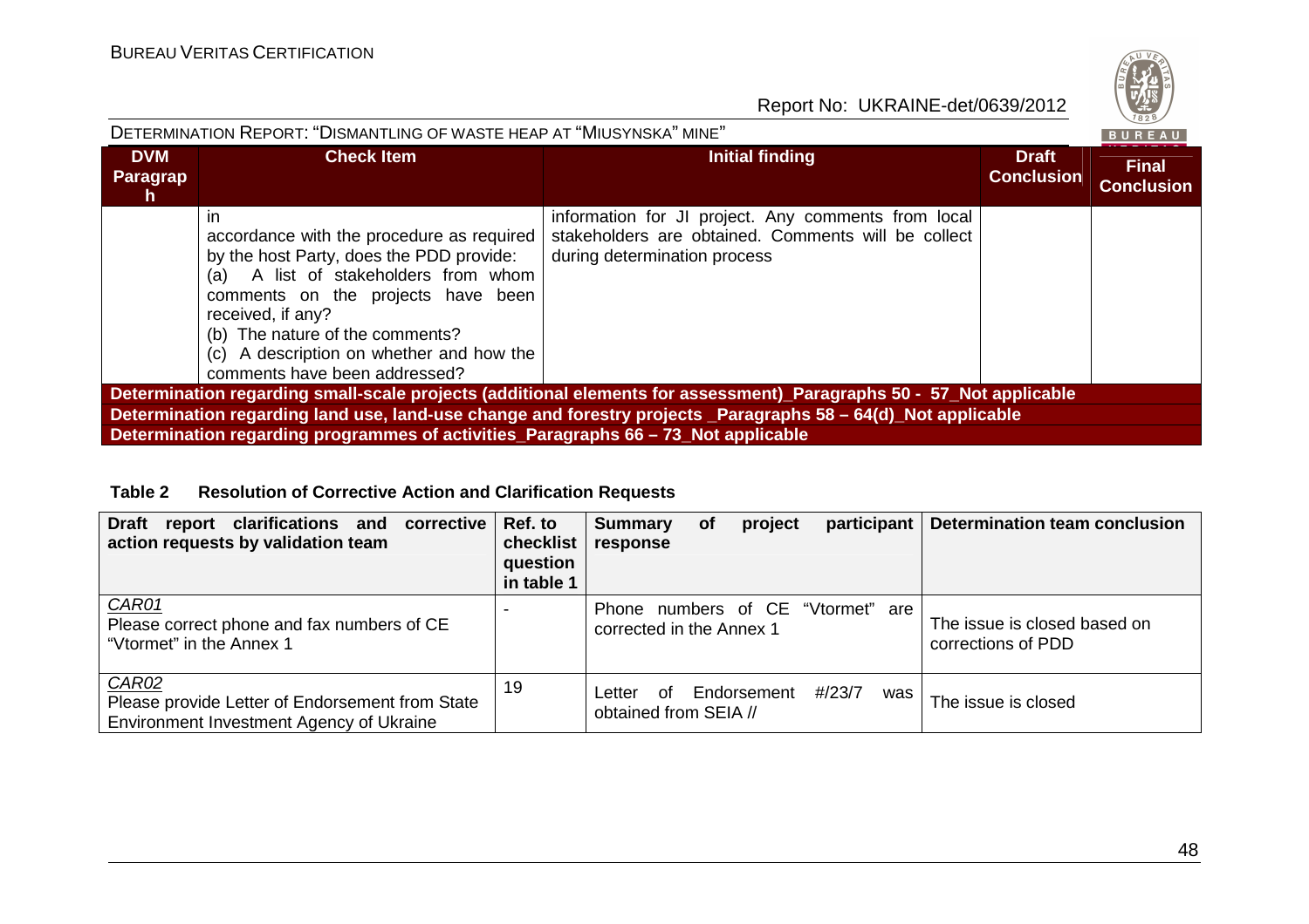| DVM Paragraph | Check Item | Initial finding | Draft Conclusion | Final Conclusion |
|---|---|---|---|---|
| | in accordance with the procedure as required by the host Party, does the PDD provide: (a) A list of stakeholders from whom comments on the projects have been received, if any? (b) The nature of the comments? (c) A description on whether and how the comments have been addressed? | information for JI project. Any comments from local stakeholders are obtained. Comments will be collect during determination process | | |
| **Determination regarding small-scale projects (additional elements for assessment)_Paragraphs 50 - 57_Not applicable** | | | | |
| **Determination regarding land use, land-use change and forestry projects _Paragraphs 58 – 64(d)_Not applicable** | | | | |
| **Determination regarding programmes of activities_Paragraphs 66 – 73_Not applicable** | | | | |

**Table 2 Resolution of Corrective Action and Clarification Requests**

| Draft report clarifications and corrective action requests by validation team | Ref. to checklist question in table 1 | Summary of project participant response | Determination team conclusion |
|---|---|---|---|
| *CAR01* Please correct phone and fax numbers of CE "Vtormet" in the Annex 1 | - | Phone numbers of CE "Vtormet" are corrected in the Annex 1 | The issue is closed based on corrections of PDD |
| *CAR02* Please provide Letter of Endorsement from State Environment Investment Agency of Ukraine | 19 | Letter of Endorsement #/23/7 was obtained from SEIA // | The issue is closed |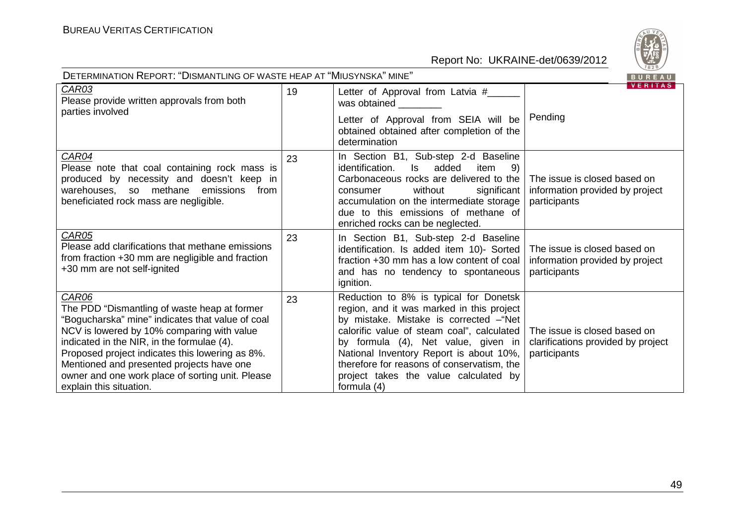| | | | |
|---|---|---|---|
| *CAR03*<br>Please provide written approvals from both parties involved | 19 | Letter of Approval from Latvia #______ was obtained ________<br>Letter of Approval from SEIA will be obtained obtained after completion of the determination | Pending |
| *CAR04*<br>Please note that coal containing rock mass is produced by necessity and doesn't keep in warehouses, so methane emissions from beneficiated rock mass are negligible. | 23 | In Section B1, Sub-step 2-d Baseline identification. Is added item 9) Carbonaceous rocks are delivered to the consumer without significant accumulation on the intermediate storage due to this emissions of methane of enriched rocks can be neglected. | The issue is closed based on information provided by project participants |
| *CAR05*<br>Please add clarifications that methane emissions from fraction +30 mm are negligible and fraction +30 mm are not self-ignited | 23 | In Section B1, Sub-step 2-d Baseline identification. Is added item 10)- Sorted fraction +30 mm has a low content of coal and has no tendency to spontaneous ignition. | The issue is closed based on information provided by project participants |
| *CAR06*<br>The PDD "Dismantling of waste heap at former "Bogucharska" mine" indicates that value of coal NCV is lowered by 10% comparing with value indicated in the NIR, in the formulae (4). Proposed project indicates this lowering as 8%. Mentioned and presented projects have one owner and one work place of sorting unit. Please explain this situation. | 23 | Reduction to 8% is typical for Donetsk region, and it was marked in this project by mistake. Mistake is corrected –"Net calorific value of steam coal", calculated by formula (4), Net value, given in National Inventory Report is about 10%, therefore for reasons of conservatism, the project takes the value calculated by formula (4) | The issue is closed based on clarifications provided by project participants |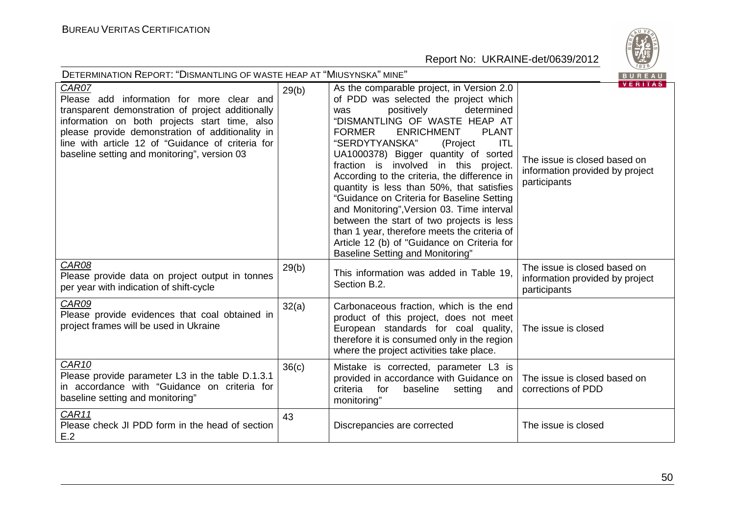| CAR07<br>Please add information for more clear and transparent demonstration of project additionally information on both projects start time, also please provide demonstration of additionality in line with article 12 of "Guidance of criteria for baseline setting and monitoring", version 03 | 29(b) | As the comparable project, in Version 2.0 of PDD was selected the project which was positively determined "DISMANTLING OF WASTE HEAP AT FORMER ENRICHMENT PLANT "SERDYTYANSKA" (Project ITL UA1000378) Bigger quantity of sorted fraction is involved in this project. According to the criteria, the difference in quantity is less than 50%, that satisfies "Guidance on Criteria for Baseline Setting and Monitoring",Version 03. Time interval between the start of two projects is less than 1 year, therefore meets the criteria of Article 12 (b) of "Guidance on Criteria for Baseline Setting and Monitoring" | The issue is closed based on information provided by project participants |
|---|---|---|---|
| CAR08<br>Please provide data on project output in tonnes per year with indication of shift-cycle | 29(b) | This information was added in Table 19, Section B.2. | The issue is closed based on information provided by project participants |
| CAR09<br>Please provide evidences that coal obtained in project frames will be used in Ukraine | 32(a) | Carbonaceous fraction, which is the end product of this project, does not meet European standards for coal quality, therefore it is consumed only in the region where the project activities take place. | The issue is closed |
| CAR10<br>Please provide parameter L3 in the table D.1.3.1 in accordance with "Guidance on criteria for baseline setting and monitoring" | 36(c) | Mistake is corrected, parameter L3 is provided in accordance with Guidance on criteria for baseline setting and monitoring" | The issue is closed based on corrections of PDD |
| CAR11<br>Please check JI PDD form in the head of section E.2 | 43 | Discrepancies are corrected | The issue is closed |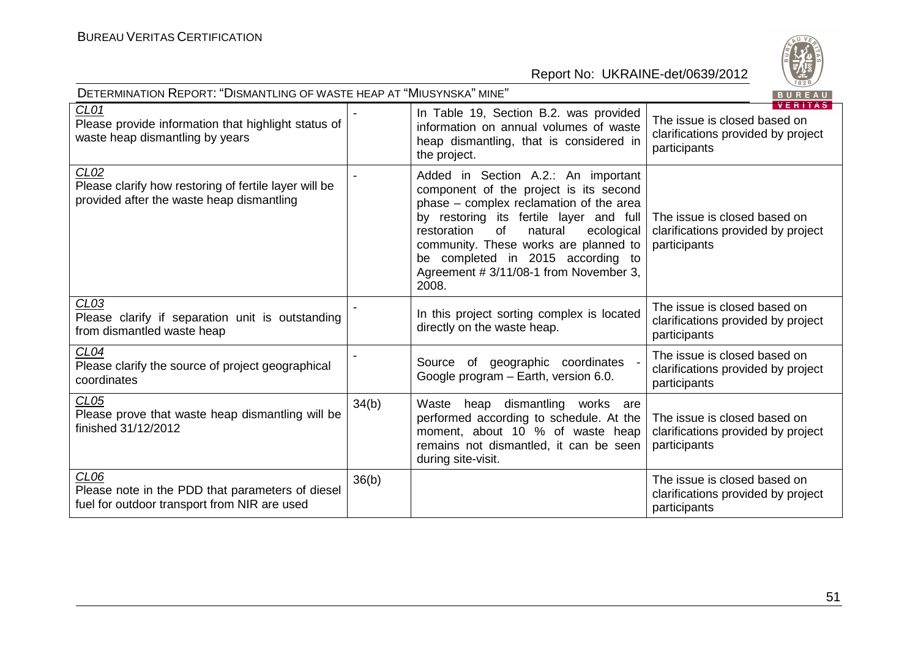| | | | |
|---|---|---|---|
| CL01<br>Please provide information that highlight status of waste heap dismantling by years | - | In Table 19, Section B.2. was provided information on annual volumes of waste heap dismantling, that is considered in the project. | The issue is closed based on clarifications provided by project participants |
| CL02<br>Please clarify how restoring of fertile layer will be provided after the waste heap dismantling | - | Added in Section A.2.: An important component of the project is its second phase – complex reclamation of the area by restoring its fertile layer and full restoration of natural ecological community. These works are planned to be completed in 2015 according to Agreement # 3/11/08-1 from November 3, 2008. | The issue is closed based on clarifications provided by project participants |
| CL03<br>Please clarify if separation unit is outstanding from dismantled waste heap | - | In this project sorting complex is located directly on the waste heap. | The issue is closed based on clarifications provided by project participants |
| CL04<br>Please clarify the source of project geographical coordinates | - | Source of geographic coordinates - Google program – Earth, version 6.0. | The issue is closed based on clarifications provided by project participants |
| CL05<br>Please prove that waste heap dismantling will be finished 31/12/2012 | 34(b) | Waste heap dismantling works are performed according to schedule. At the moment, about 10 % of waste heap remains not dismantled, it can be seen during site-visit. | The issue is closed based on clarifications provided by project participants |
| CL06<br>Please note in the PDD that parameters of diesel fuel for outdoor transport from NIR are used | 36(b) | | The issue is closed based on clarifications provided by project participants |